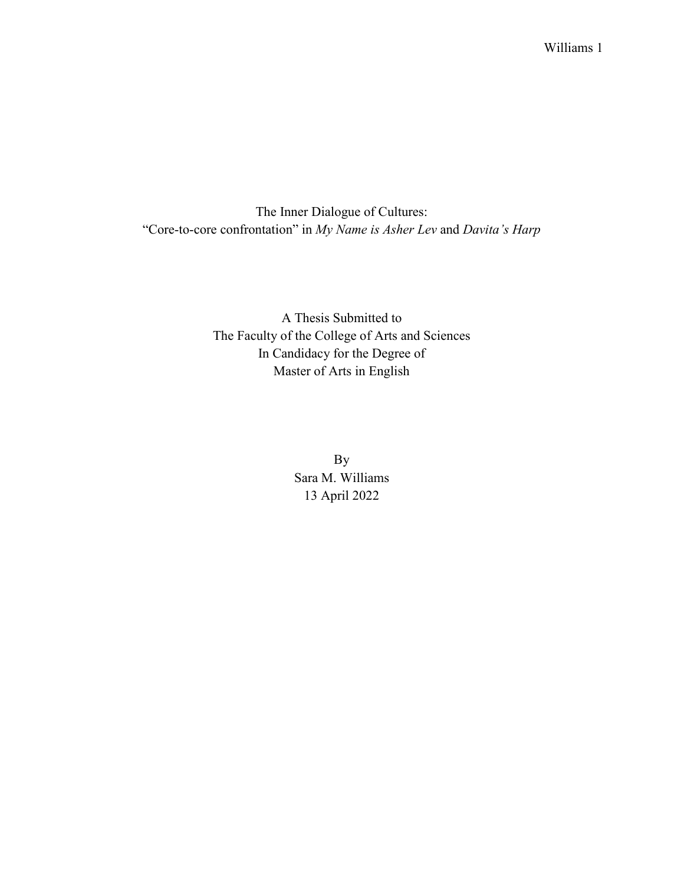# The Inner Dialogue of Cultures:
# "Core-to-core confrontation" in *My Name is Asher Lev* and *Davita's Harp*

A Thesis Submitted to
The Faculty of the College of Arts and Sciences
In Candidacy for the Degree of
Master of Arts in English

By
Sara M. Williams
13 April 2022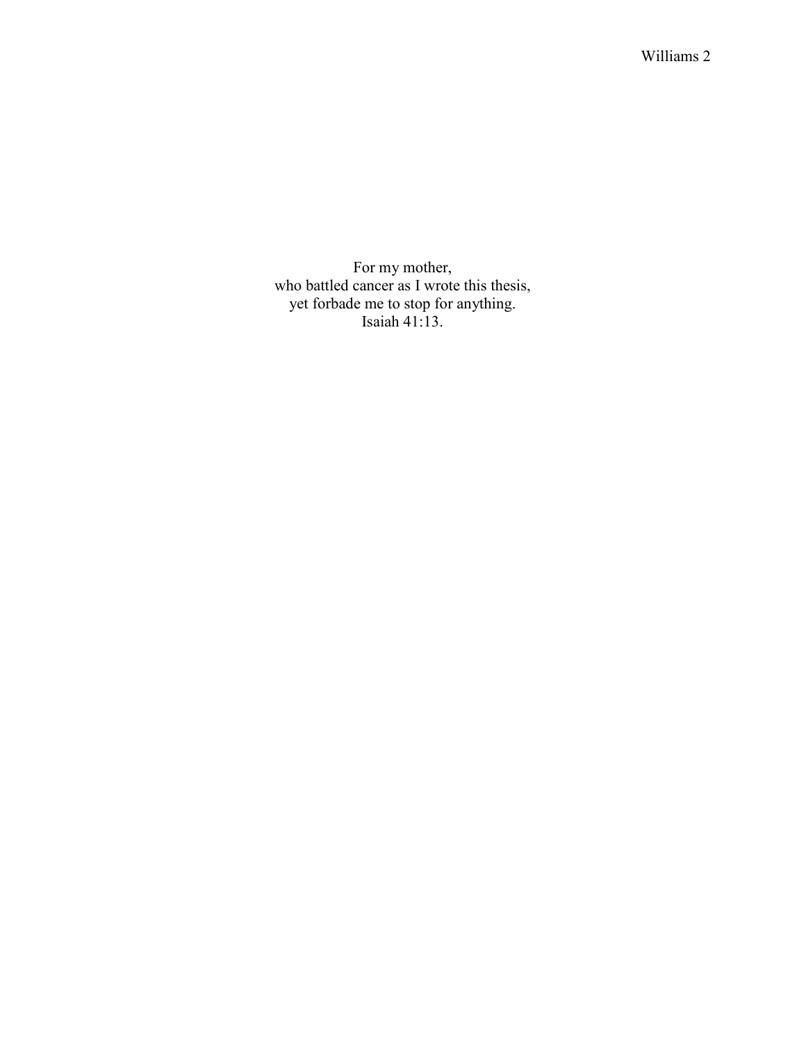For my mother,  
who battled cancer as I wrote this thesis,  
yet forbade me to stop for anything.  
Isaiah 41:13.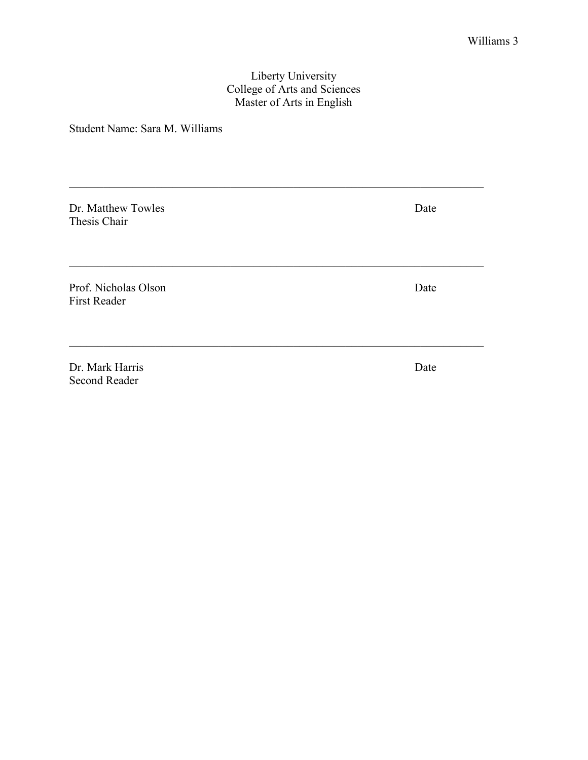Liberty University
College of Arts and Sciences
Master of Arts in English

Student Name: Sara M. Williams

______________________________________________________________________________

Dr. Matthew Towles                                                                                    Date
Thesis Chair

______________________________________________________________________________

Prof. Nicholas Olson                                                                                   Date
First Reader

______________________________________________________________________________

Dr. Mark Harris                                                                                           Date
Second Reader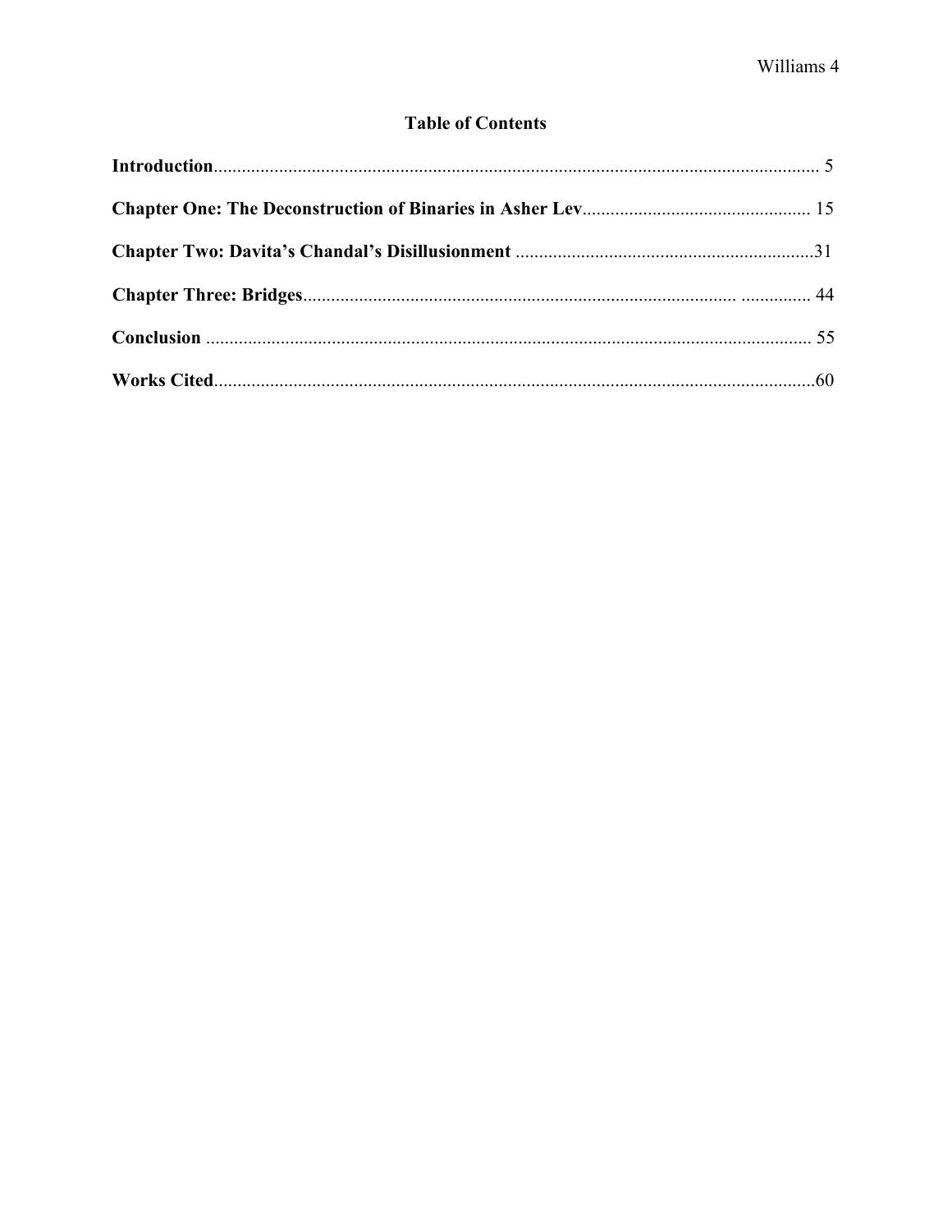# Table of Contents

**Introduction**.................................................................................................................................. 5

**Chapter One: The Deconstruction of Binaries in Asher Lev**................................................ 15

**Chapter Two: Davita's Chandal's Disillusionment** ................................................................31

**Chapter Three: Bridges**............................................................................................ ............... 44

**Conclusion** .................................................................................................................................. 55

**Works Cited**.................................................................................................................................60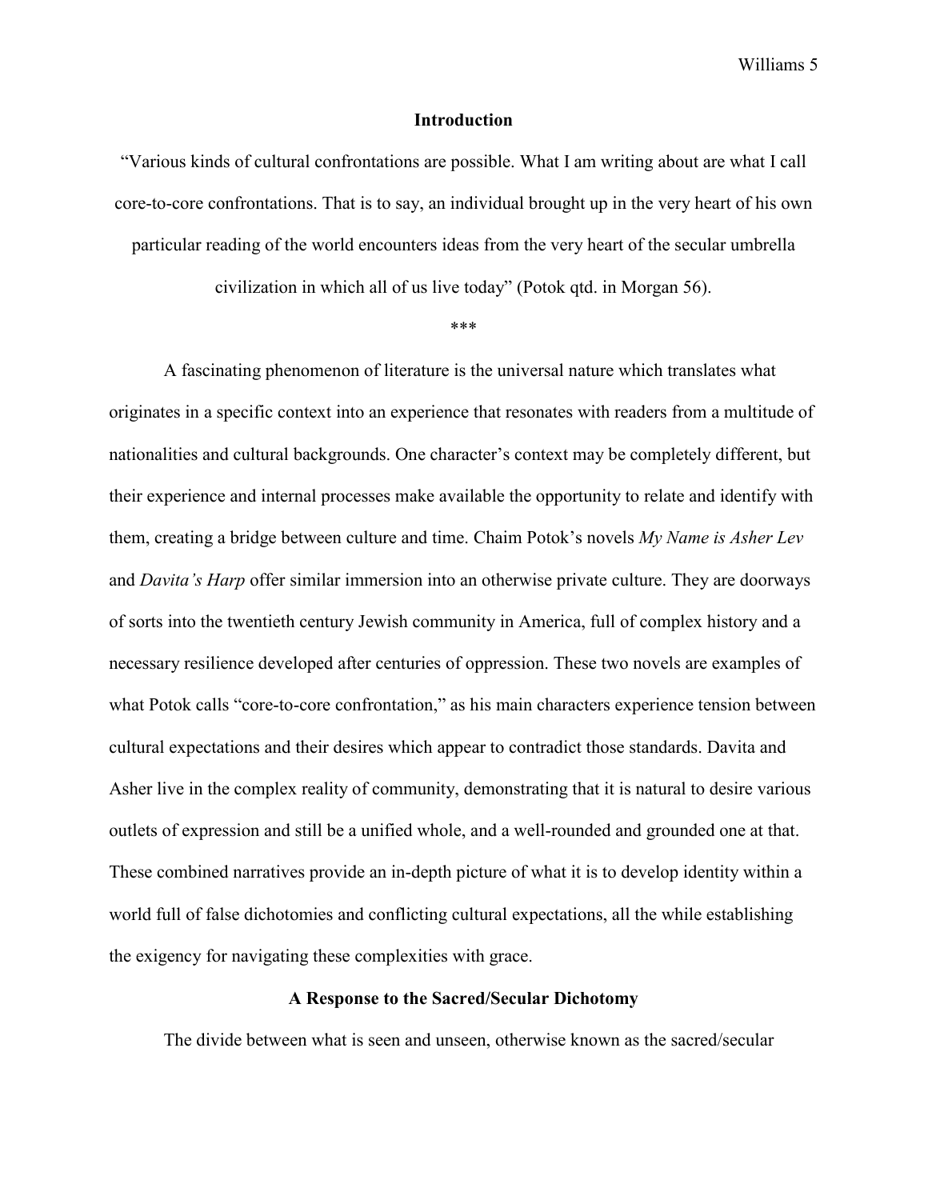## Introduction

"Various kinds of cultural confrontations are possible. What I am writing about are what I call core-to-core confrontations. That is to say, an individual brought up in the very heart of his own particular reading of the world encounters ideas from the very heart of the secular umbrella civilization in which all of us live today" (Potok qtd. in Morgan 56).

***

A fascinating phenomenon of literature is the universal nature which translates what originates in a specific context into an experience that resonates with readers from a multitude of nationalities and cultural backgrounds. One character's context may be completely different, but their experience and internal processes make available the opportunity to relate and identify with them, creating a bridge between culture and time. Chaim Potok's novels *My Name is Asher Lev* and *Davita's Harp* offer similar immersion into an otherwise private culture. They are doorways of sorts into the twentieth century Jewish community in America, full of complex history and a necessary resilience developed after centuries of oppression. These two novels are examples of what Potok calls "core-to-core confrontation," as his main characters experience tension between cultural expectations and their desires which appear to contradict those standards. Davita and Asher live in the complex reality of community, demonstrating that it is natural to desire various outlets of expression and still be a unified whole, and a well-rounded and grounded one at that. These combined narratives provide an in-depth picture of what it is to develop identity within a world full of false dichotomies and conflicting cultural expectations, all the while establishing the exigency for navigating these complexities with grace.

## A Response to the Sacred/Secular Dichotomy

The divide between what is seen and unseen, otherwise known as the sacred/secular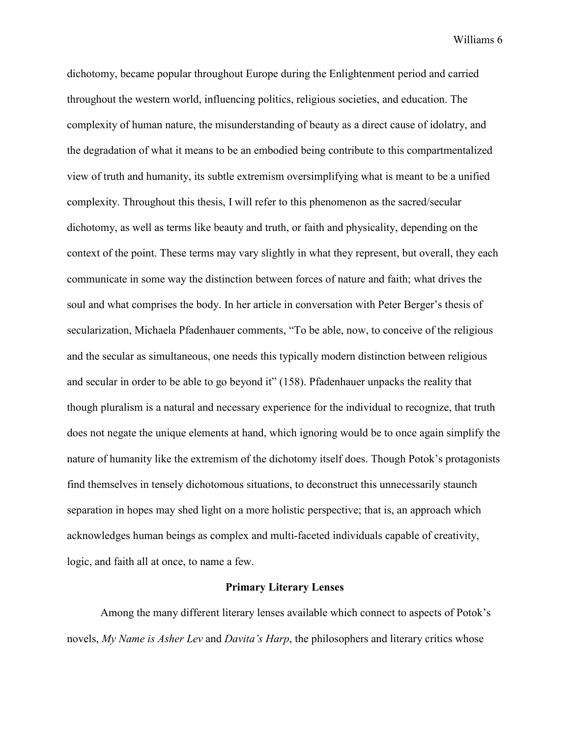dichotomy, became popular throughout Europe during the Enlightenment period and carried throughout the western world, influencing politics, religious societies, and education. The complexity of human nature, the misunderstanding of beauty as a direct cause of idolatry, and the degradation of what it means to be an embodied being contribute to this compartmentalized view of truth and humanity, its subtle extremism oversimplifying what is meant to be a unified complexity. Throughout this thesis, I will refer to this phenomenon as the sacred/secular dichotomy, as well as terms like beauty and truth, or faith and physicality, depending on the context of the point. These terms may vary slightly in what they represent, but overall, they each communicate in some way the distinction between forces of nature and faith; what drives the soul and what comprises the body. In her article in conversation with Peter Berger's thesis of secularization, Michaela Pfadenhauer comments, "To be able, now, to conceive of the religious and the secular as simultaneous, one needs this typically modern distinction between religious and secular in order to be able to go beyond it" (158). Pfadenhauer unpacks the reality that though pluralism is a natural and necessary experience for the individual to recognize, that truth does not negate the unique elements at hand, which ignoring would be to once again simplify the nature of humanity like the extremism of the dichotomy itself does. Though Potok's protagonists find themselves in tensely dichotomous situations, to deconstruct this unnecessarily staunch separation in hopes may shed light on a more holistic perspective; that is, an approach which acknowledges human beings as complex and multi-faceted individuals capable of creativity, logic, and faith all at once, to name a few.

## Primary Literary Lenses

Among the many different literary lenses available which connect to aspects of Potok's novels, *My Name is Asher Lev* and *Davita's Harp*, the philosophers and literary critics whose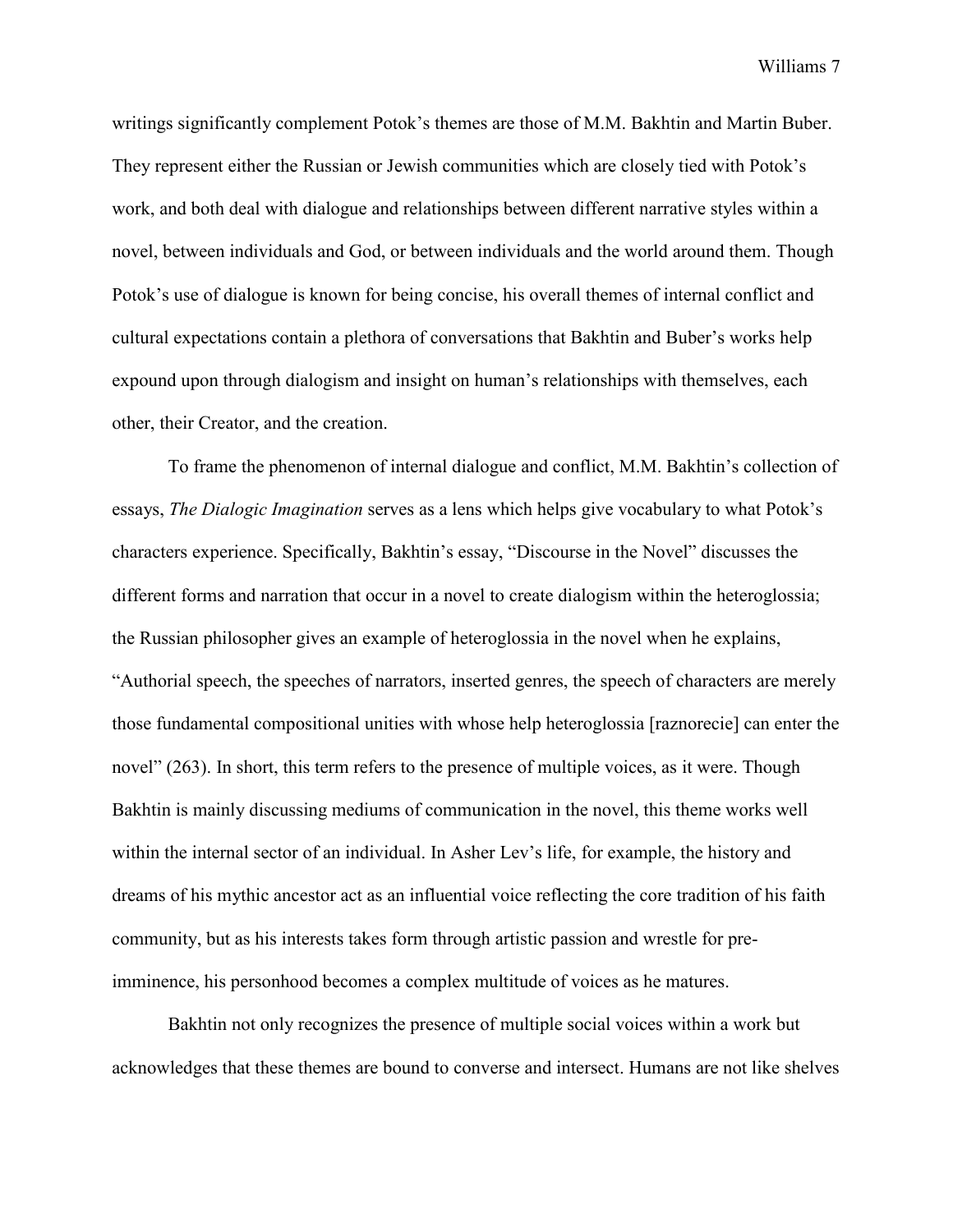writings significantly complement Potok's themes are those of M.M. Bakhtin and Martin Buber. They represent either the Russian or Jewish communities which are closely tied with Potok's work, and both deal with dialogue and relationships between different narrative styles within a novel, between individuals and God, or between individuals and the world around them. Though Potok's use of dialogue is known for being concise, his overall themes of internal conflict and cultural expectations contain a plethora of conversations that Bakhtin and Buber's works help expound upon through dialogism and insight on human's relationships with themselves, each other, their Creator, and the creation.

To frame the phenomenon of internal dialogue and conflict, M.M. Bakhtin's collection of essays, *The Dialogic Imagination* serves as a lens which helps give vocabulary to what Potok's characters experience. Specifically, Bakhtin's essay, "Discourse in the Novel" discusses the different forms and narration that occur in a novel to create dialogism within the heteroglossia; the Russian philosopher gives an example of heteroglossia in the novel when he explains, "Authorial speech, the speeches of narrators, inserted genres, the speech of characters are merely those fundamental compositional unities with whose help heteroglossia [raznorecie] can enter the novel" (263). In short, this term refers to the presence of multiple voices, as it were. Though Bakhtin is mainly discussing mediums of communication in the novel, this theme works well within the internal sector of an individual. In Asher Lev's life, for example, the history and dreams of his mythic ancestor act as an influential voice reflecting the core tradition of his faith community, but as his interests takes form through artistic passion and wrestle for pre-imminence, his personhood becomes a complex multitude of voices as he matures.

Bakhtin not only recognizes the presence of multiple social voices within a work but acknowledges that these themes are bound to converse and intersect. Humans are not like shelves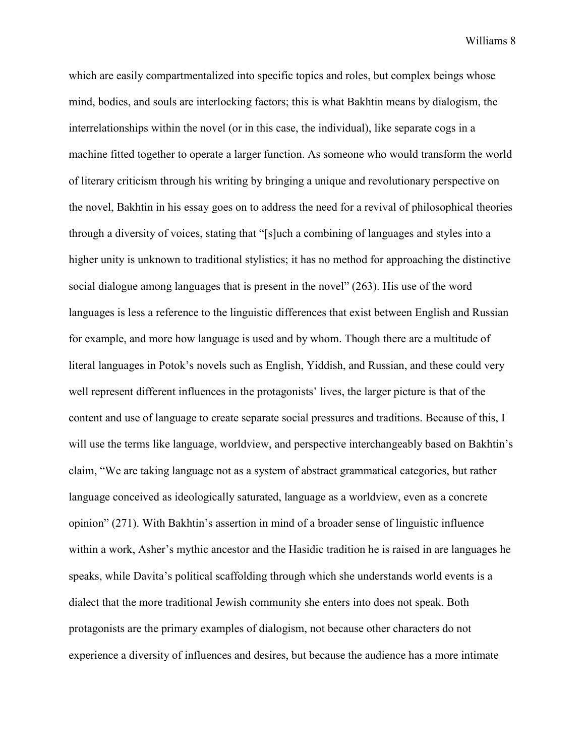which are easily compartmentalized into specific topics and roles, but complex beings whose mind, bodies, and souls are interlocking factors; this is what Bakhtin means by dialogism, the interrelationships within the novel (or in this case, the individual), like separate cogs in a machine fitted together to operate a larger function. As someone who would transform the world of literary criticism through his writing by bringing a unique and revolutionary perspective on the novel, Bakhtin in his essay goes on to address the need for a revival of philosophical theories through a diversity of voices, stating that "[s]uch a combining of languages and styles into a higher unity is unknown to traditional stylistics; it has no method for approaching the distinctive social dialogue among languages that is present in the novel" (263). His use of the word languages is less a reference to the linguistic differences that exist between English and Russian for example, and more how language is used and by whom. Though there are a multitude of literal languages in Potok's novels such as English, Yiddish, and Russian, and these could very well represent different influences in the protagonists' lives, the larger picture is that of the content and use of language to create separate social pressures and traditions. Because of this, I will use the terms like language, worldview, and perspective interchangeably based on Bakhtin's claim, "We are taking language not as a system of abstract grammatical categories, but rather language conceived as ideologically saturated, language as a worldview, even as a concrete opinion" (271). With Bakhtin's assertion in mind of a broader sense of linguistic influence within a work, Asher's mythic ancestor and the Hasidic tradition he is raised in are languages he speaks, while Davita's political scaffolding through which she understands world events is a dialect that the more traditional Jewish community she enters into does not speak. Both protagonists are the primary examples of dialogism, not because other characters do not experience a diversity of influences and desires, but because the audience has a more intimate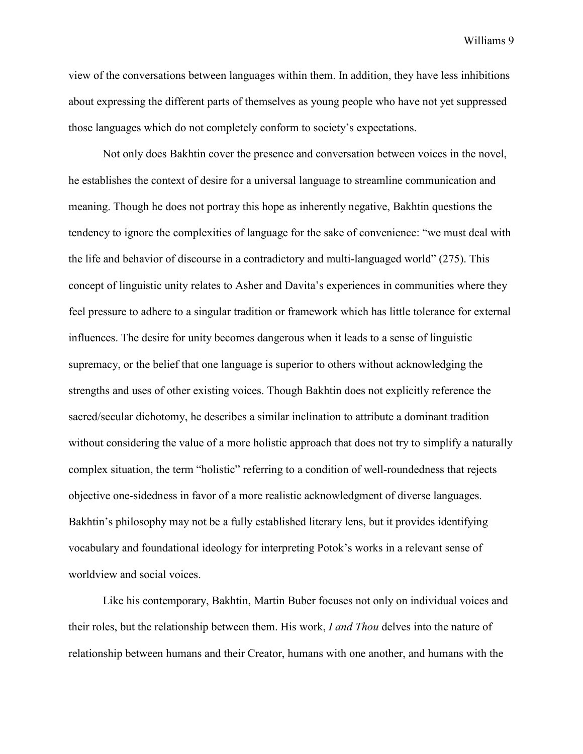view of the conversations between languages within them. In addition, they have less inhibitions about expressing the different parts of themselves as young people who have not yet suppressed those languages which do not completely conform to society's expectations.

Not only does Bakhtin cover the presence and conversation between voices in the novel, he establishes the context of desire for a universal language to streamline communication and meaning. Though he does not portray this hope as inherently negative, Bakhtin questions the tendency to ignore the complexities of language for the sake of convenience: "we must deal with the life and behavior of discourse in a contradictory and multi-languaged world" (275). This concept of linguistic unity relates to Asher and Davita's experiences in communities where they feel pressure to adhere to a singular tradition or framework which has little tolerance for external influences. The desire for unity becomes dangerous when it leads to a sense of linguistic supremacy, or the belief that one language is superior to others without acknowledging the strengths and uses of other existing voices. Though Bakhtin does not explicitly reference the sacred/secular dichotomy, he describes a similar inclination to attribute a dominant tradition without considering the value of a more holistic approach that does not try to simplify a naturally complex situation, the term "holistic" referring to a condition of well-roundedness that rejects objective one-sidedness in favor of a more realistic acknowledgment of diverse languages. Bakhtin's philosophy may not be a fully established literary lens, but it provides identifying vocabulary and foundational ideology for interpreting Potok's works in a relevant sense of worldview and social voices.

Like his contemporary, Bakhtin, Martin Buber focuses not only on individual voices and their roles, but the relationship between them. His work, *I and Thou* delves into the nature of relationship between humans and their Creator, humans with one another, and humans with the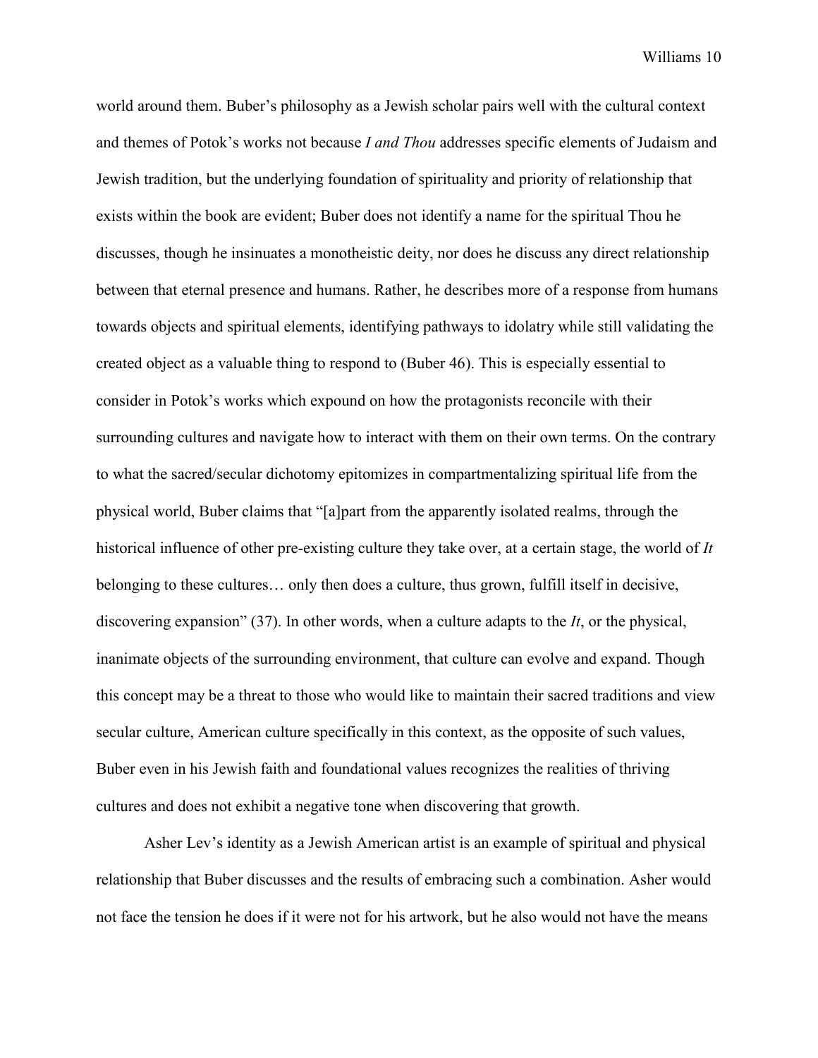world around them. Buber's philosophy as a Jewish scholar pairs well with the cultural context and themes of Potok's works not because *I and Thou* addresses specific elements of Judaism and Jewish tradition, but the underlying foundation of spirituality and priority of relationship that exists within the book are evident; Buber does not identify a name for the spiritual Thou he discusses, though he insinuates a monotheistic deity, nor does he discuss any direct relationship between that eternal presence and humans. Rather, he describes more of a response from humans towards objects and spiritual elements, identifying pathways to idolatry while still validating the created object as a valuable thing to respond to (Buber 46). This is especially essential to consider in Potok's works which expound on how the protagonists reconcile with their surrounding cultures and navigate how to interact with them on their own terms. On the contrary to what the sacred/secular dichotomy epitomizes in compartmentalizing spiritual life from the physical world, Buber claims that "[a]part from the apparently isolated realms, through the historical influence of other pre-existing culture they take over, at a certain stage, the world of *It* belonging to these cultures… only then does a culture, thus grown, fulfill itself in decisive, discovering expansion" (37). In other words, when a culture adapts to the *It*, or the physical, inanimate objects of the surrounding environment, that culture can evolve and expand. Though this concept may be a threat to those who would like to maintain their sacred traditions and view secular culture, American culture specifically in this context, as the opposite of such values, Buber even in his Jewish faith and foundational values recognizes the realities of thriving cultures and does not exhibit a negative tone when discovering that growth.

Asher Lev's identity as a Jewish American artist is an example of spiritual and physical relationship that Buber discusses and the results of embracing such a combination. Asher would not face the tension he does if it were not for his artwork, but he also would not have the means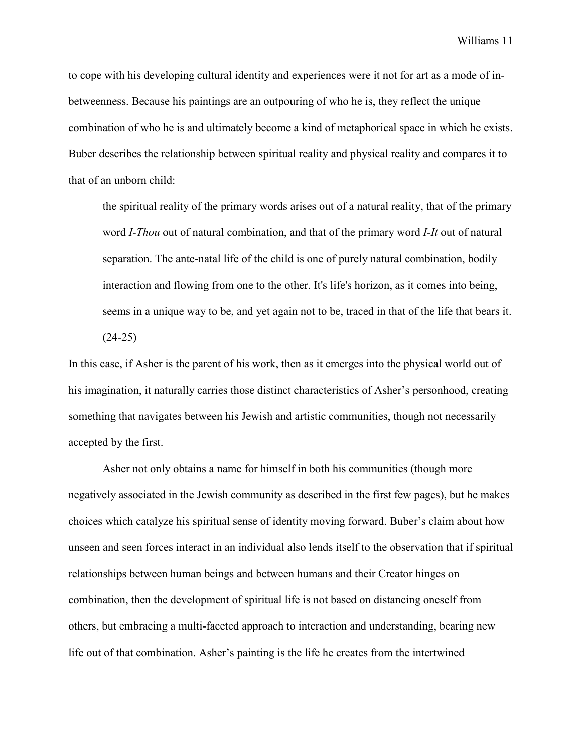to cope with his developing cultural identity and experiences were it not for art as a mode of in-betweenness. Because his paintings are an outpouring of who he is, they reflect the unique combination of who he is and ultimately become a kind of metaphorical space in which he exists. Buber describes the relationship between spiritual reality and physical reality and compares it to that of an unborn child:

> the spiritual reality of the primary words arises out of a natural reality, that of the primary word *I-Thou* out of natural combination, and that of the primary word *I-It* out of natural separation. The ante-natal life of the child is one of purely natural combination, bodily interaction and flowing from one to the other. It's life's horizon, as it comes into being, seems in a unique way to be, and yet again not to be, traced in that of the life that bears it. (24-25)

In this case, if Asher is the parent of his work, then as it emerges into the physical world out of his imagination, it naturally carries those distinct characteristics of Asher's personhood, creating something that navigates between his Jewish and artistic communities, though not necessarily accepted by the first.

Asher not only obtains a name for himself in both his communities (though more negatively associated in the Jewish community as described in the first few pages), but he makes choices which catalyze his spiritual sense of identity moving forward. Buber's claim about how unseen and seen forces interact in an individual also lends itself to the observation that if spiritual relationships between human beings and between humans and their Creator hinges on combination, then the development of spiritual life is not based on distancing oneself from others, but embracing a multi-faceted approach to interaction and understanding, bearing new life out of that combination. Asher's painting is the life he creates from the intertwined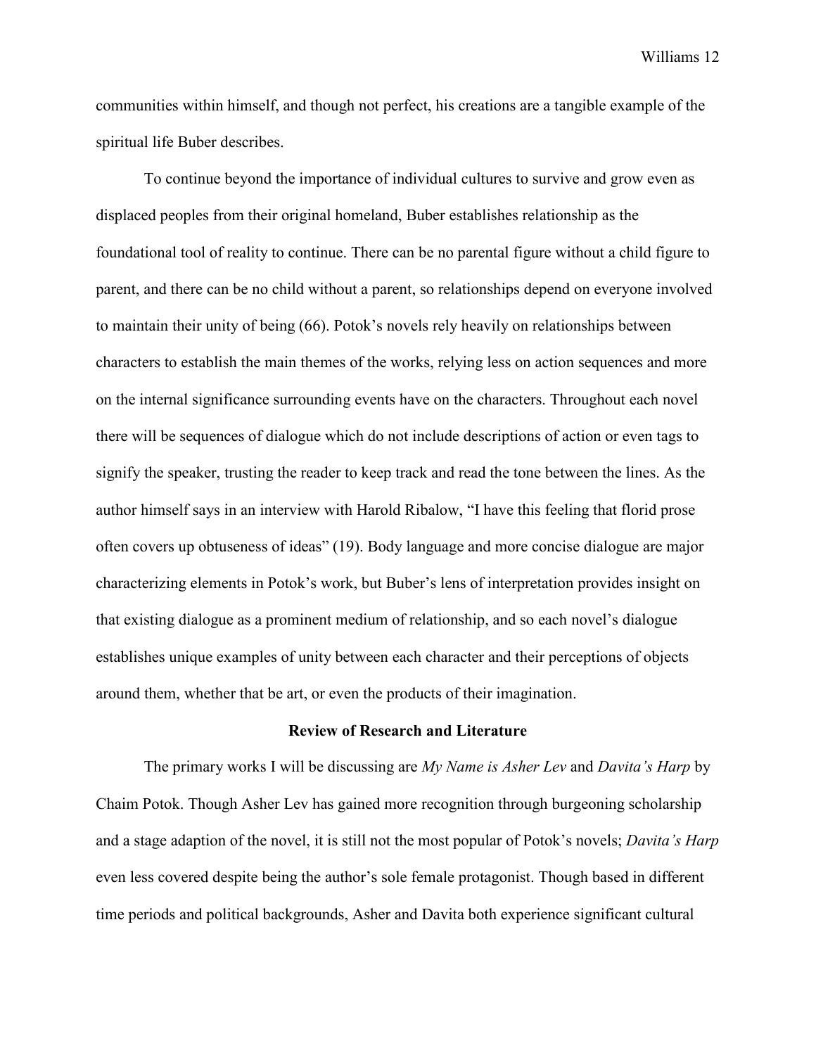communities within himself, and though not perfect, his creations are a tangible example of the spiritual life Buber describes.

To continue beyond the importance of individual cultures to survive and grow even as displaced peoples from their original homeland, Buber establishes relationship as the foundational tool of reality to continue. There can be no parental figure without a child figure to parent, and there can be no child without a parent, so relationships depend on everyone involved to maintain their unity of being (66). Potok's novels rely heavily on relationships between characters to establish the main themes of the works, relying less on action sequences and more on the internal significance surrounding events have on the characters. Throughout each novel there will be sequences of dialogue which do not include descriptions of action or even tags to signify the speaker, trusting the reader to keep track and read the tone between the lines. As the author himself says in an interview with Harold Ribalow, "I have this feeling that florid prose often covers up obtuseness of ideas" (19). Body language and more concise dialogue are major characterizing elements in Potok's work, but Buber's lens of interpretation provides insight on that existing dialogue as a prominent medium of relationship, and so each novel's dialogue establishes unique examples of unity between each character and their perceptions of objects around them, whether that be art, or even the products of their imagination.

## Review of Research and Literature

The primary works I will be discussing are *My Name is Asher Lev* and *Davita's Harp* by Chaim Potok. Though Asher Lev has gained more recognition through burgeoning scholarship and a stage adaption of the novel, it is still not the most popular of Potok's novels; *Davita's Harp* even less covered despite being the author's sole female protagonist. Though based in different time periods and political backgrounds, Asher and Davita both experience significant cultural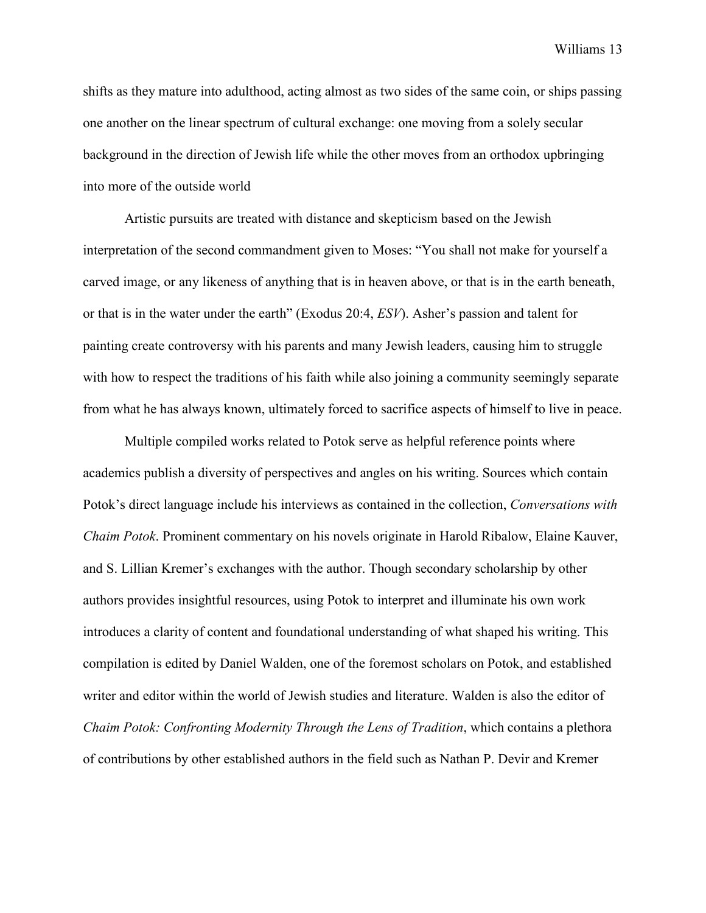shifts as they mature into adulthood, acting almost as two sides of the same coin, or ships passing one another on the linear spectrum of cultural exchange: one moving from a solely secular background in the direction of Jewish life while the other moves from an orthodox upbringing into more of the outside world

Artistic pursuits are treated with distance and skepticism based on the Jewish interpretation of the second commandment given to Moses: "You shall not make for yourself a carved image, or any likeness of anything that is in heaven above, or that is in the earth beneath, or that is in the water under the earth" (Exodus 20:4, *ESV*). Asher's passion and talent for painting create controversy with his parents and many Jewish leaders, causing him to struggle with how to respect the traditions of his faith while also joining a community seemingly separate from what he has always known, ultimately forced to sacrifice aspects of himself to live in peace.

Multiple compiled works related to Potok serve as helpful reference points where academics publish a diversity of perspectives and angles on his writing. Sources which contain Potok's direct language include his interviews as contained in the collection, *Conversations with Chaim Potok*. Prominent commentary on his novels originate in Harold Ribalow, Elaine Kauver, and S. Lillian Kremer's exchanges with the author. Though secondary scholarship by other authors provides insightful resources, using Potok to interpret and illuminate his own work introduces a clarity of content and foundational understanding of what shaped his writing. This compilation is edited by Daniel Walden, one of the foremost scholars on Potok, and established writer and editor within the world of Jewish studies and literature. Walden is also the editor of *Chaim Potok: Confronting Modernity Through the Lens of Tradition*, which contains a plethora of contributions by other established authors in the field such as Nathan P. Devir and Kremer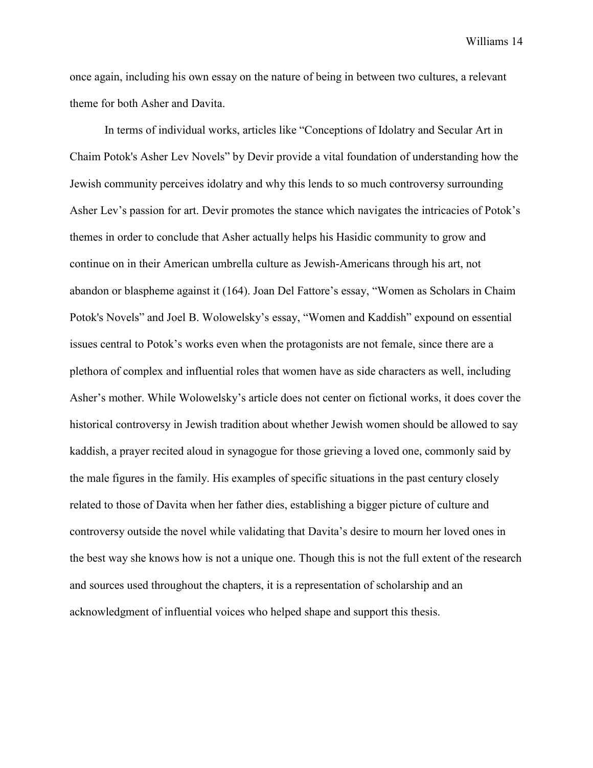once again, including his own essay on the nature of being in between two cultures, a relevant theme for both Asher and Davita.

In terms of individual works, articles like "Conceptions of Idolatry and Secular Art in Chaim Potok's Asher Lev Novels" by Devir provide a vital foundation of understanding how the Jewish community perceives idolatry and why this lends to so much controversy surrounding Asher Lev's passion for art. Devir promotes the stance which navigates the intricacies of Potok's themes in order to conclude that Asher actually helps his Hasidic community to grow and continue on in their American umbrella culture as Jewish-Americans through his art, not abandon or blaspheme against it (164). Joan Del Fattore's essay, "Women as Scholars in Chaim Potok's Novels" and Joel B. Wolowelsky's essay, "Women and Kaddish" expound on essential issues central to Potok's works even when the protagonists are not female, since there are a plethora of complex and influential roles that women have as side characters as well, including Asher's mother. While Wolowelsky's article does not center on fictional works, it does cover the historical controversy in Jewish tradition about whether Jewish women should be allowed to say kaddish, a prayer recited aloud in synagogue for those grieving a loved one, commonly said by the male figures in the family. His examples of specific situations in the past century closely related to those of Davita when her father dies, establishing a bigger picture of culture and controversy outside the novel while validating that Davita's desire to mourn her loved ones in the best way she knows how is not a unique one. Though this is not the full extent of the research and sources used throughout the chapters, it is a representation of scholarship and an acknowledgment of influential voices who helped shape and support this thesis.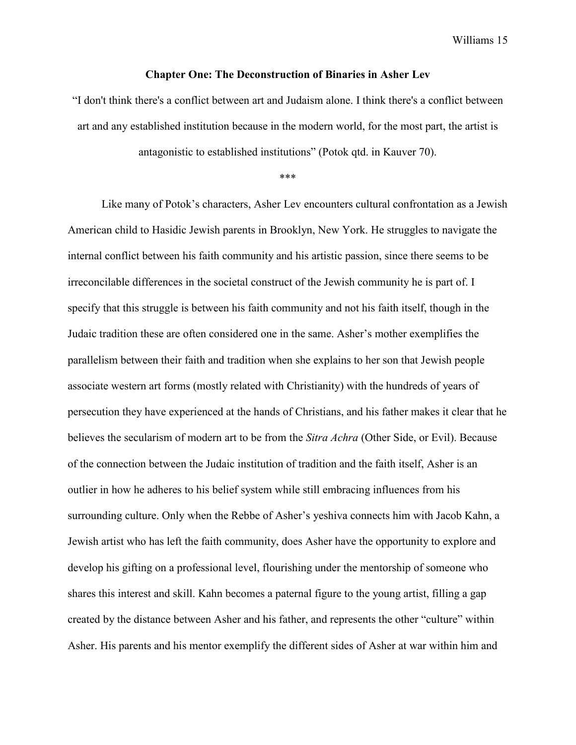## Chapter One: The Deconstruction of Binaries in Asher Lev

"I don't think there's a conflict between art and Judaism alone. I think there's a conflict between art and any established institution because in the modern world, for the most part, the artist is antagonistic to established institutions" (Potok qtd. in Kauver 70).

***

Like many of Potok's characters, Asher Lev encounters cultural confrontation as a Jewish American child to Hasidic Jewish parents in Brooklyn, New York. He struggles to navigate the internal conflict between his faith community and his artistic passion, since there seems to be irreconcilable differences in the societal construct of the Jewish community he is part of. I specify that this struggle is between his faith community and not his faith itself, though in the Judaic tradition these are often considered one in the same. Asher's mother exemplifies the parallelism between their faith and tradition when she explains to her son that Jewish people associate western art forms (mostly related with Christianity) with the hundreds of years of persecution they have experienced at the hands of Christians, and his father makes it clear that he believes the secularism of modern art to be from the *Sitra Achra* (Other Side, or Evil). Because of the connection between the Judaic institution of tradition and the faith itself, Asher is an outlier in how he adheres to his belief system while still embracing influences from his surrounding culture. Only when the Rebbe of Asher's yeshiva connects him with Jacob Kahn, a Jewish artist who has left the faith community, does Asher have the opportunity to explore and develop his gifting on a professional level, flourishing under the mentorship of someone who shares this interest and skill. Kahn becomes a paternal figure to the young artist, filling a gap created by the distance between Asher and his father, and represents the other "culture" within Asher. His parents and his mentor exemplify the different sides of Asher at war within him and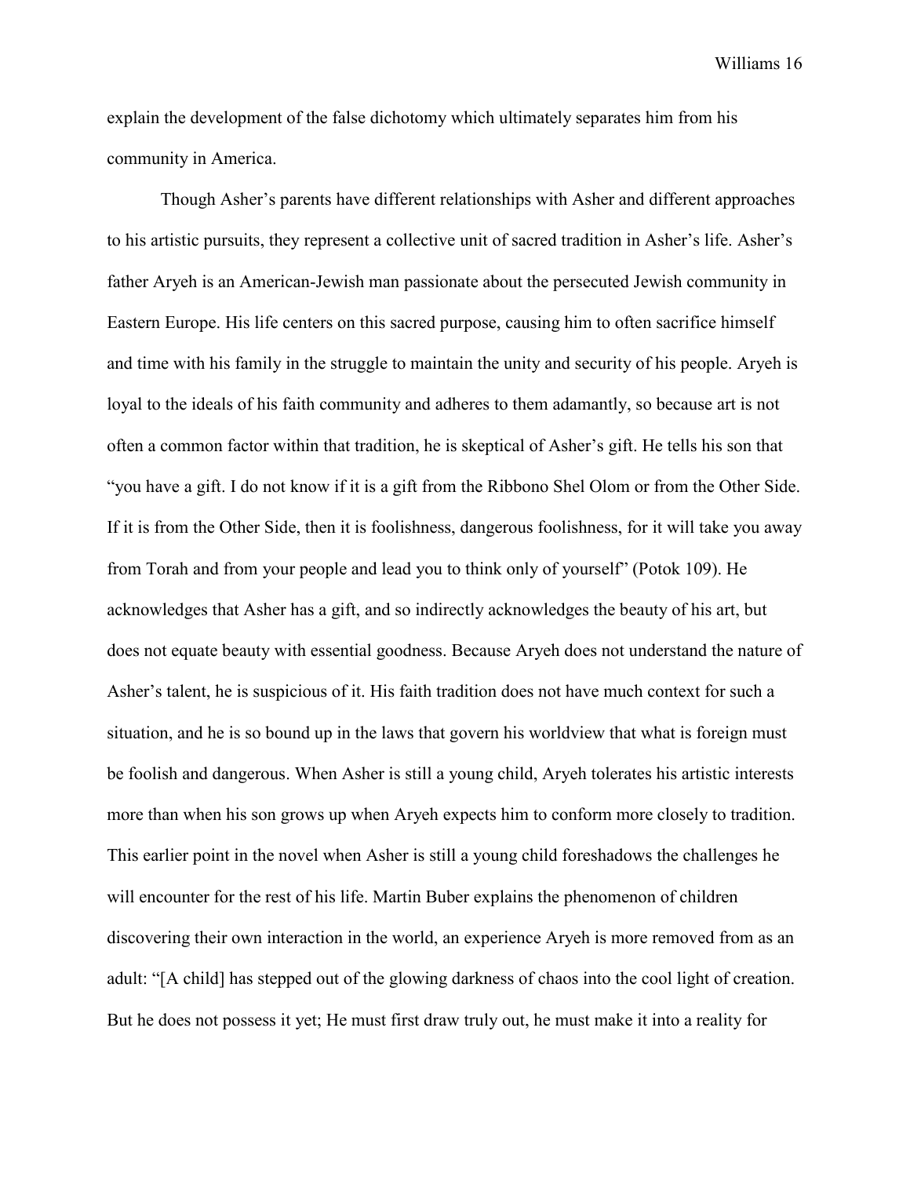explain the development of the false dichotomy which ultimately separates him from his community in America.

Though Asher's parents have different relationships with Asher and different approaches to his artistic pursuits, they represent a collective unit of sacred tradition in Asher's life. Asher's father Aryeh is an American-Jewish man passionate about the persecuted Jewish community in Eastern Europe. His life centers on this sacred purpose, causing him to often sacrifice himself and time with his family in the struggle to maintain the unity and security of his people. Aryeh is loyal to the ideals of his faith community and adheres to them adamantly, so because art is not often a common factor within that tradition, he is skeptical of Asher's gift. He tells his son that "you have a gift. I do not know if it is a gift from the Ribbono Shel Olom or from the Other Side. If it is from the Other Side, then it is foolishness, dangerous foolishness, for it will take you away from Torah and from your people and lead you to think only of yourself" (Potok 109). He acknowledges that Asher has a gift, and so indirectly acknowledges the beauty of his art, but does not equate beauty with essential goodness. Because Aryeh does not understand the nature of Asher's talent, he is suspicious of it. His faith tradition does not have much context for such a situation, and he is so bound up in the laws that govern his worldview that what is foreign must be foolish and dangerous. When Asher is still a young child, Aryeh tolerates his artistic interests more than when his son grows up when Aryeh expects him to conform more closely to tradition. This earlier point in the novel when Asher is still a young child foreshadows the challenges he will encounter for the rest of his life. Martin Buber explains the phenomenon of children discovering their own interaction in the world, an experience Aryeh is more removed from as an adult: "[A child] has stepped out of the glowing darkness of chaos into the cool light of creation. But he does not possess it yet; He must first draw truly out, he must make it into a reality for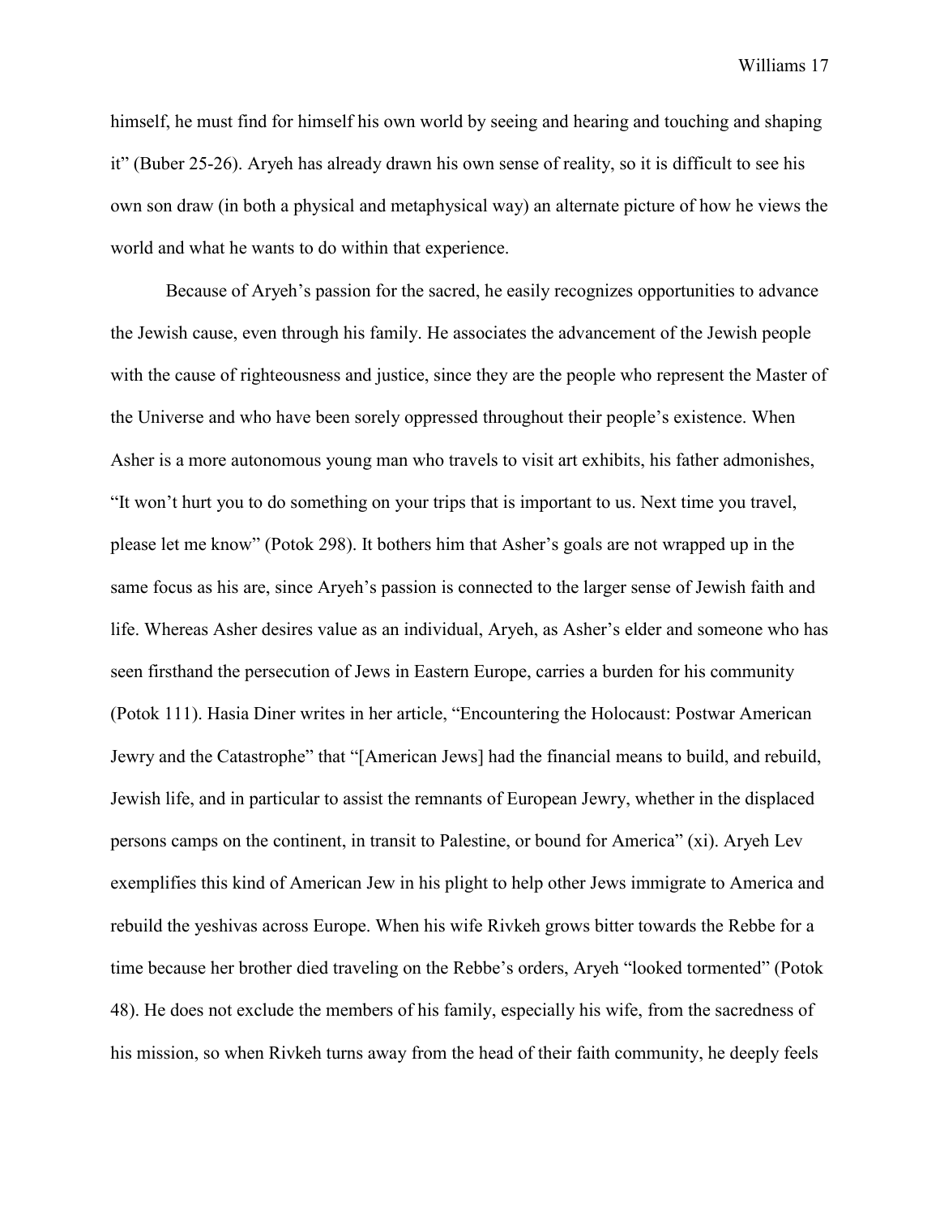himself, he must find for himself his own world by seeing and hearing and touching and shaping it" (Buber 25-26). Aryeh has already drawn his own sense of reality, so it is difficult to see his own son draw (in both a physical and metaphysical way) an alternate picture of how he views the world and what he wants to do within that experience.

Because of Aryeh's passion for the sacred, he easily recognizes opportunities to advance the Jewish cause, even through his family. He associates the advancement of the Jewish people with the cause of righteousness and justice, since they are the people who represent the Master of the Universe and who have been sorely oppressed throughout their people's existence. When Asher is a more autonomous young man who travels to visit art exhibits, his father admonishes, "It won't hurt you to do something on your trips that is important to us. Next time you travel, please let me know" (Potok 298). It bothers him that Asher's goals are not wrapped up in the same focus as his are, since Aryeh's passion is connected to the larger sense of Jewish faith and life. Whereas Asher desires value as an individual, Aryeh, as Asher's elder and someone who has seen firsthand the persecution of Jews in Eastern Europe, carries a burden for his community (Potok 111). Hasia Diner writes in her article, "Encountering the Holocaust: Postwar American Jewry and the Catastrophe" that "[American Jews] had the financial means to build, and rebuild, Jewish life, and in particular to assist the remnants of European Jewry, whether in the displaced persons camps on the continent, in transit to Palestine, or bound for America" (xi). Aryeh Lev exemplifies this kind of American Jew in his plight to help other Jews immigrate to America and rebuild the yeshivas across Europe. When his wife Rivkeh grows bitter towards the Rebbe for a time because her brother died traveling on the Rebbe's orders, Aryeh "looked tormented" (Potok 48). He does not exclude the members of his family, especially his wife, from the sacredness of his mission, so when Rivkeh turns away from the head of their faith community, he deeply feels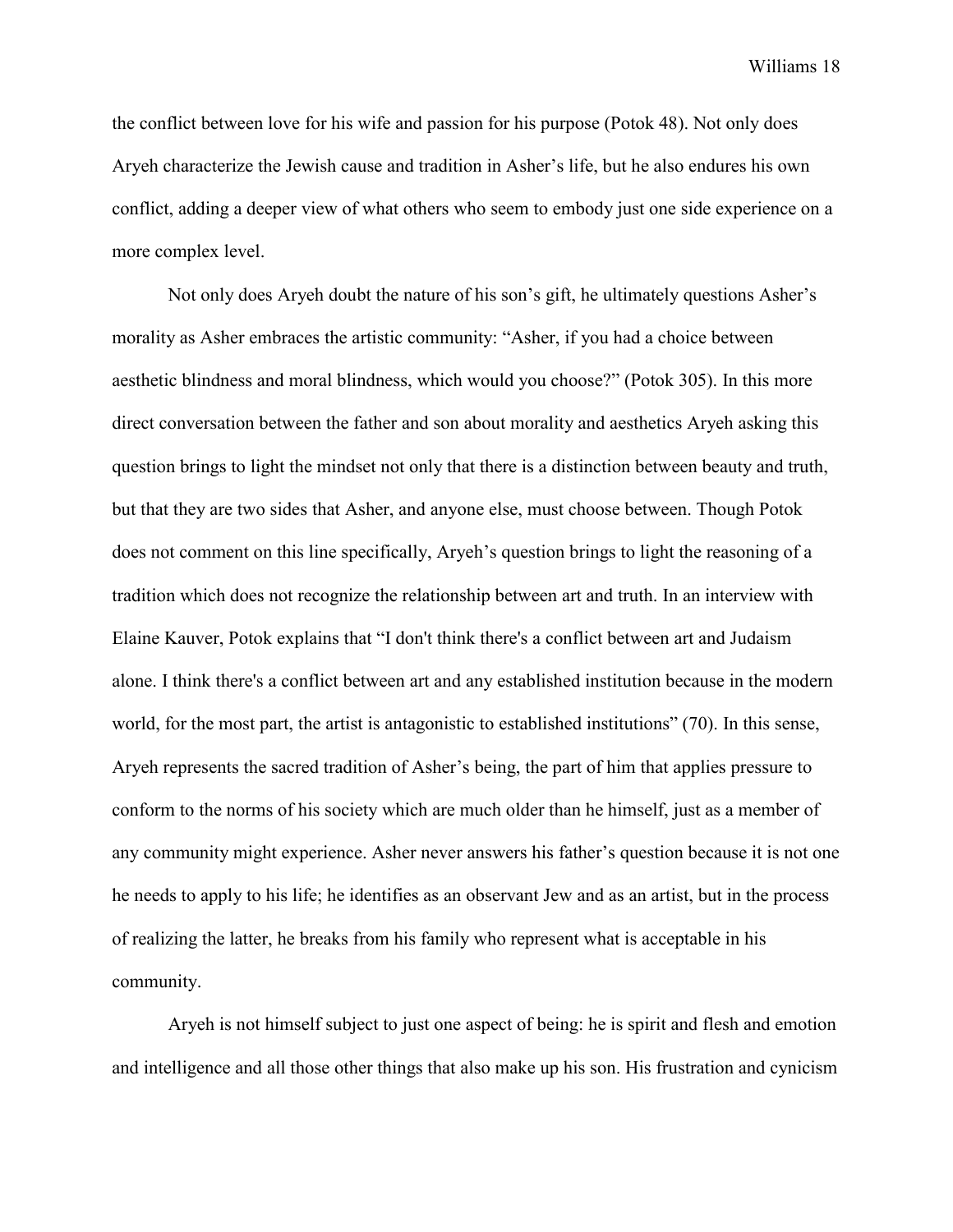the conflict between love for his wife and passion for his purpose (Potok 48). Not only does Aryeh characterize the Jewish cause and tradition in Asher's life, but he also endures his own conflict, adding a deeper view of what others who seem to embody just one side experience on a more complex level.

Not only does Aryeh doubt the nature of his son's gift, he ultimately questions Asher's morality as Asher embraces the artistic community: "Asher, if you had a choice between aesthetic blindness and moral blindness, which would you choose?" (Potok 305). In this more direct conversation between the father and son about morality and aesthetics Aryeh asking this question brings to light the mindset not only that there is a distinction between beauty and truth, but that they are two sides that Asher, and anyone else, must choose between. Though Potok does not comment on this line specifically, Aryeh's question brings to light the reasoning of a tradition which does not recognize the relationship between art and truth. In an interview with Elaine Kauver, Potok explains that "I don't think there's a conflict between art and Judaism alone. I think there's a conflict between art and any established institution because in the modern world, for the most part, the artist is antagonistic to established institutions" (70). In this sense, Aryeh represents the sacred tradition of Asher's being, the part of him that applies pressure to conform to the norms of his society which are much older than he himself, just as a member of any community might experience. Asher never answers his father's question because it is not one he needs to apply to his life; he identifies as an observant Jew and as an artist, but in the process of realizing the latter, he breaks from his family who represent what is acceptable in his community.

Aryeh is not himself subject to just one aspect of being: he is spirit and flesh and emotion and intelligence and all those other things that also make up his son. His frustration and cynicism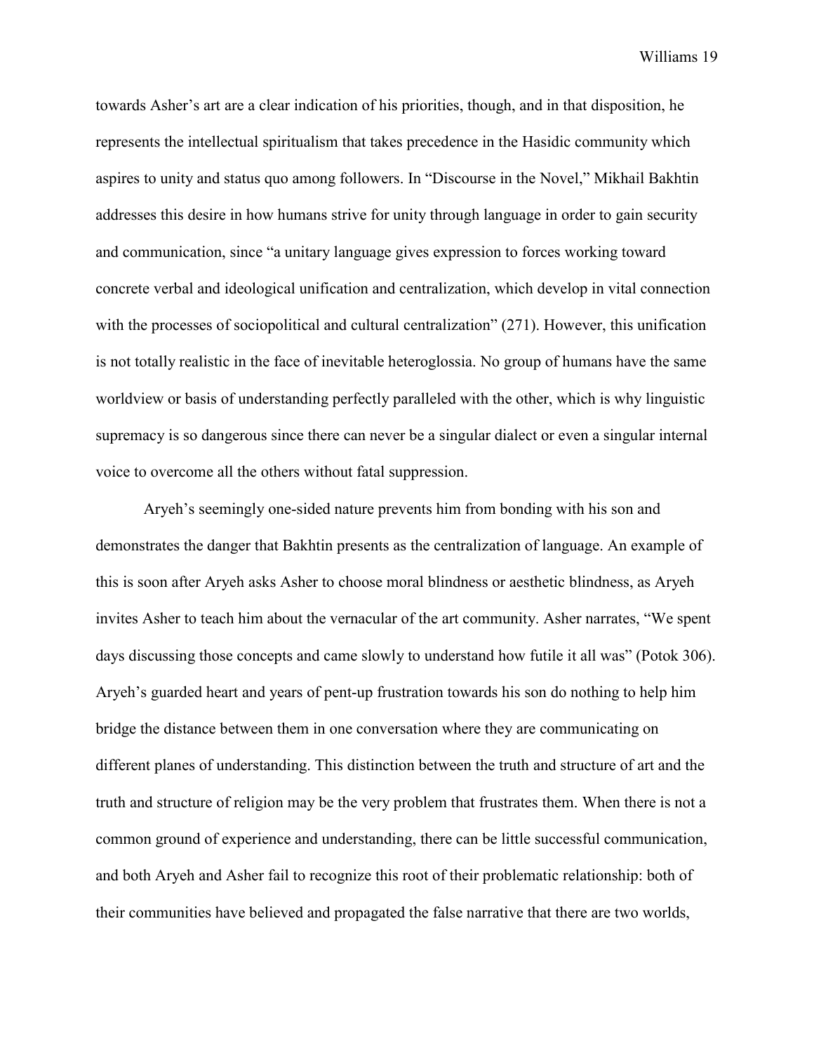towards Asher's art are a clear indication of his priorities, though, and in that disposition, he represents the intellectual spiritualism that takes precedence in the Hasidic community which aspires to unity and status quo among followers. In "Discourse in the Novel," Mikhail Bakhtin addresses this desire in how humans strive for unity through language in order to gain security and communication, since "a unitary language gives expression to forces working toward concrete verbal and ideological unification and centralization, which develop in vital connection with the processes of sociopolitical and cultural centralization" (271). However, this unification is not totally realistic in the face of inevitable heteroglossia. No group of humans have the same worldview or basis of understanding perfectly paralleled with the other, which is why linguistic supremacy is so dangerous since there can never be a singular dialect or even a singular internal voice to overcome all the others without fatal suppression.

Aryeh's seemingly one-sided nature prevents him from bonding with his son and demonstrates the danger that Bakhtin presents as the centralization of language. An example of this is soon after Aryeh asks Asher to choose moral blindness or aesthetic blindness, as Aryeh invites Asher to teach him about the vernacular of the art community. Asher narrates, "We spent days discussing those concepts and came slowly to understand how futile it all was" (Potok 306). Aryeh's guarded heart and years of pent-up frustration towards his son do nothing to help him bridge the distance between them in one conversation where they are communicating on different planes of understanding. This distinction between the truth and structure of art and the truth and structure of religion may be the very problem that frustrates them. When there is not a common ground of experience and understanding, there can be little successful communication, and both Aryeh and Asher fail to recognize this root of their problematic relationship: both of their communities have believed and propagated the false narrative that there are two worlds,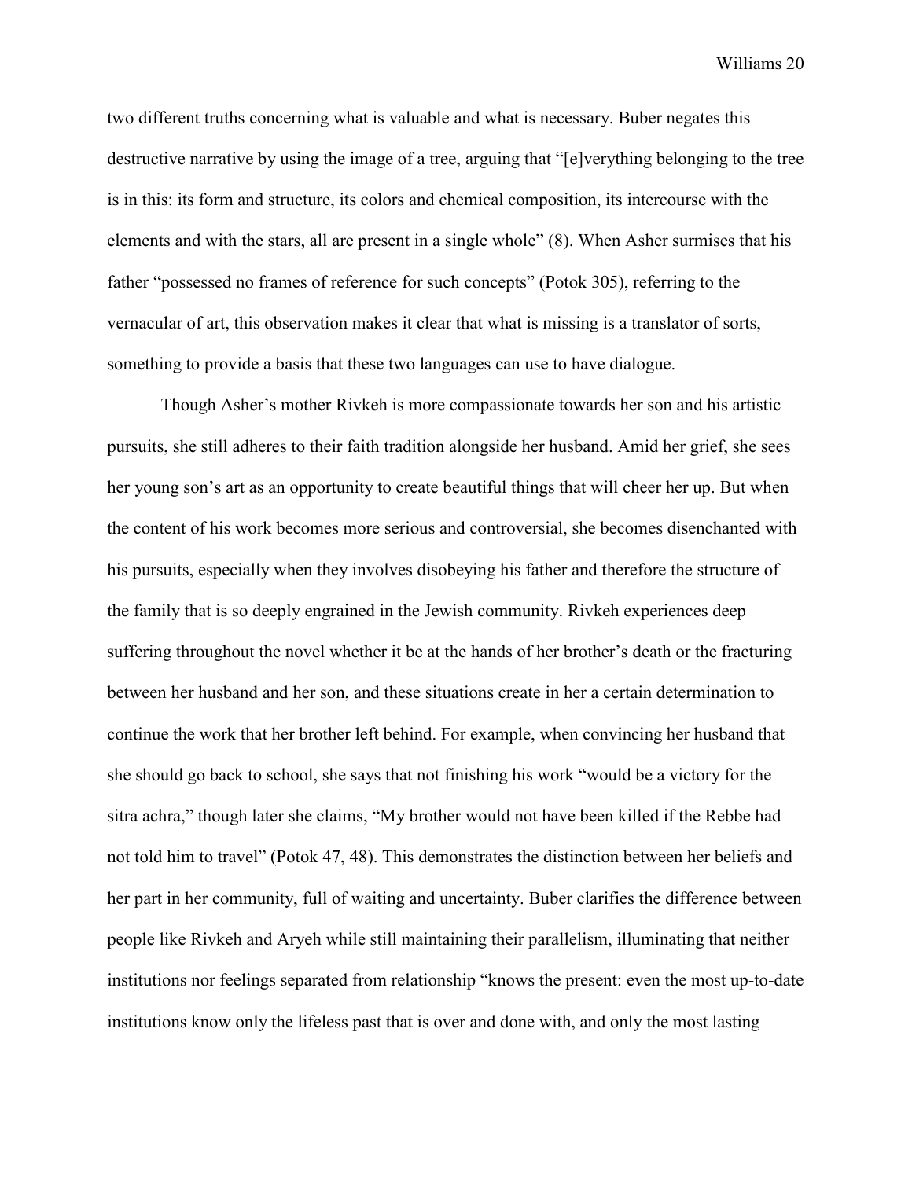two different truths concerning what is valuable and what is necessary. Buber negates this destructive narrative by using the image of a tree, arguing that "[e]verything belonging to the tree is in this: its form and structure, its colors and chemical composition, its intercourse with the elements and with the stars, all are present in a single whole" (8). When Asher surmises that his father "possessed no frames of reference for such concepts" (Potok 305), referring to the vernacular of art, this observation makes it clear that what is missing is a translator of sorts, something to provide a basis that these two languages can use to have dialogue.

Though Asher's mother Rivkeh is more compassionate towards her son and his artistic pursuits, she still adheres to their faith tradition alongside her husband. Amid her grief, she sees her young son's art as an opportunity to create beautiful things that will cheer her up. But when the content of his work becomes more serious and controversial, she becomes disenchanted with his pursuits, especially when they involves disobeying his father and therefore the structure of the family that is so deeply engrained in the Jewish community. Rivkeh experiences deep suffering throughout the novel whether it be at the hands of her brother's death or the fracturing between her husband and her son, and these situations create in her a certain determination to continue the work that her brother left behind. For example, when convincing her husband that she should go back to school, she says that not finishing his work "would be a victory for the sitra achra," though later she claims, "My brother would not have been killed if the Rebbe had not told him to travel" (Potok 47, 48). This demonstrates the distinction between her beliefs and her part in her community, full of waiting and uncertainty. Buber clarifies the difference between people like Rivkeh and Aryeh while still maintaining their parallelism, illuminating that neither institutions nor feelings separated from relationship "knows the present: even the most up-to-date institutions know only the lifeless past that is over and done with, and only the most lasting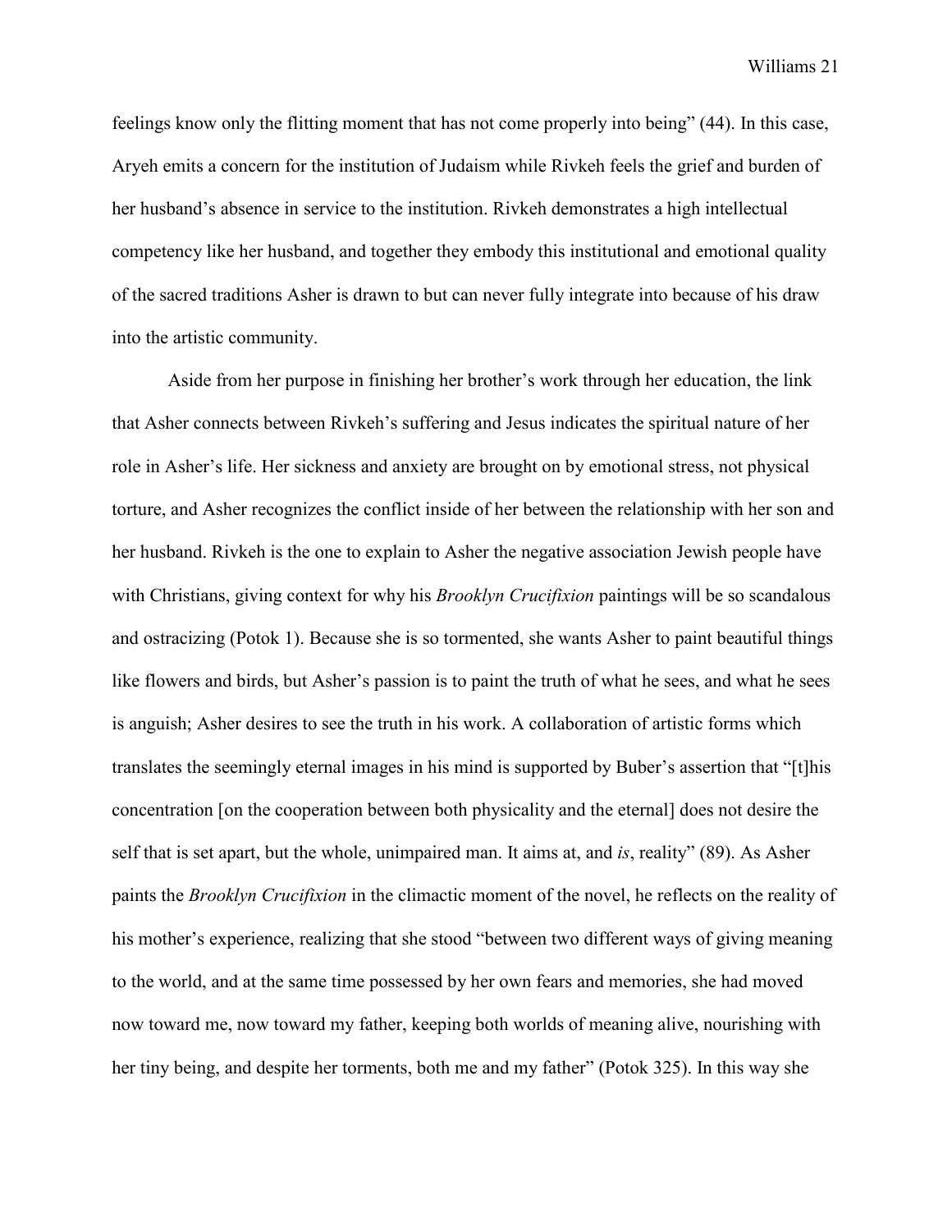feelings know only the flitting moment that has not come properly into being" (44). In this case, Aryeh emits a concern for the institution of Judaism while Rivkeh feels the grief and burden of her husband's absence in service to the institution. Rivkeh demonstrates a high intellectual competency like her husband, and together they embody this institutional and emotional quality of the sacred traditions Asher is drawn to but can never fully integrate into because of his draw into the artistic community.

Aside from her purpose in finishing her brother's work through her education, the link that Asher connects between Rivkeh's suffering and Jesus indicates the spiritual nature of her role in Asher's life. Her sickness and anxiety are brought on by emotional stress, not physical torture, and Asher recognizes the conflict inside of her between the relationship with her son and her husband. Rivkeh is the one to explain to Asher the negative association Jewish people have with Christians, giving context for why his *Brooklyn Crucifixion* paintings will be so scandalous and ostracizing (Potok 1). Because she is so tormented, she wants Asher to paint beautiful things like flowers and birds, but Asher's passion is to paint the truth of what he sees, and what he sees is anguish; Asher desires to see the truth in his work. A collaboration of artistic forms which translates the seemingly eternal images in his mind is supported by Buber's assertion that "[t]his concentration [on the cooperation between both physicality and the eternal] does not desire the self that is set apart, but the whole, unimpaired man. It aims at, and *is*, reality" (89). As Asher paints the *Brooklyn Crucifixion* in the climactic moment of the novel, he reflects on the reality of his mother's experience, realizing that she stood "between two different ways of giving meaning to the world, and at the same time possessed by her own fears and memories, she had moved now toward me, now toward my father, keeping both worlds of meaning alive, nourishing with her tiny being, and despite her torments, both me and my father" (Potok 325). In this way she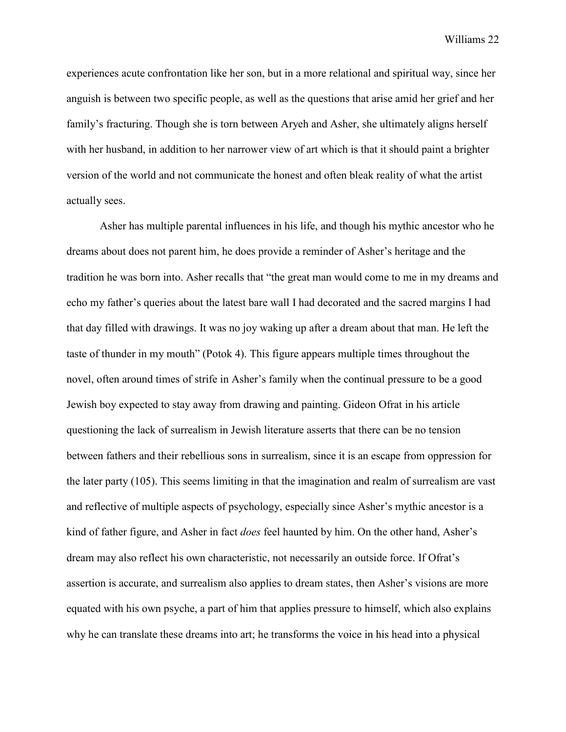experiences acute confrontation like her son, but in a more relational and spiritual way, since her anguish is between two specific people, as well as the questions that arise amid her grief and her family's fracturing. Though she is torn between Aryeh and Asher, she ultimately aligns herself with her husband, in addition to her narrower view of art which is that it should paint a brighter version of the world and not communicate the honest and often bleak reality of what the artist actually sees.

Asher has multiple parental influences in his life, and though his mythic ancestor who he dreams about does not parent him, he does provide a reminder of Asher's heritage and the tradition he was born into. Asher recalls that "the great man would come to me in my dreams and echo my father's queries about the latest bare wall I had decorated and the sacred margins I had that day filled with drawings. It was no joy waking up after a dream about that man. He left the taste of thunder in my mouth" (Potok 4). This figure appears multiple times throughout the novel, often around times of strife in Asher's family when the continual pressure to be a good Jewish boy expected to stay away from drawing and painting. Gideon Ofrat in his article questioning the lack of surrealism in Jewish literature asserts that there can be no tension between fathers and their rebellious sons in surrealism, since it is an escape from oppression for the later party (105). This seems limiting in that the imagination and realm of surrealism are vast and reflective of multiple aspects of psychology, especially since Asher's mythic ancestor is a kind of father figure, and Asher in fact *does* feel haunted by him. On the other hand, Asher's dream may also reflect his own characteristic, not necessarily an outside force. If Ofrat's assertion is accurate, and surrealism also applies to dream states, then Asher's visions are more equated with his own psyche, a part of him that applies pressure to himself, which also explains why he can translate these dreams into art; he transforms the voice in his head into a physical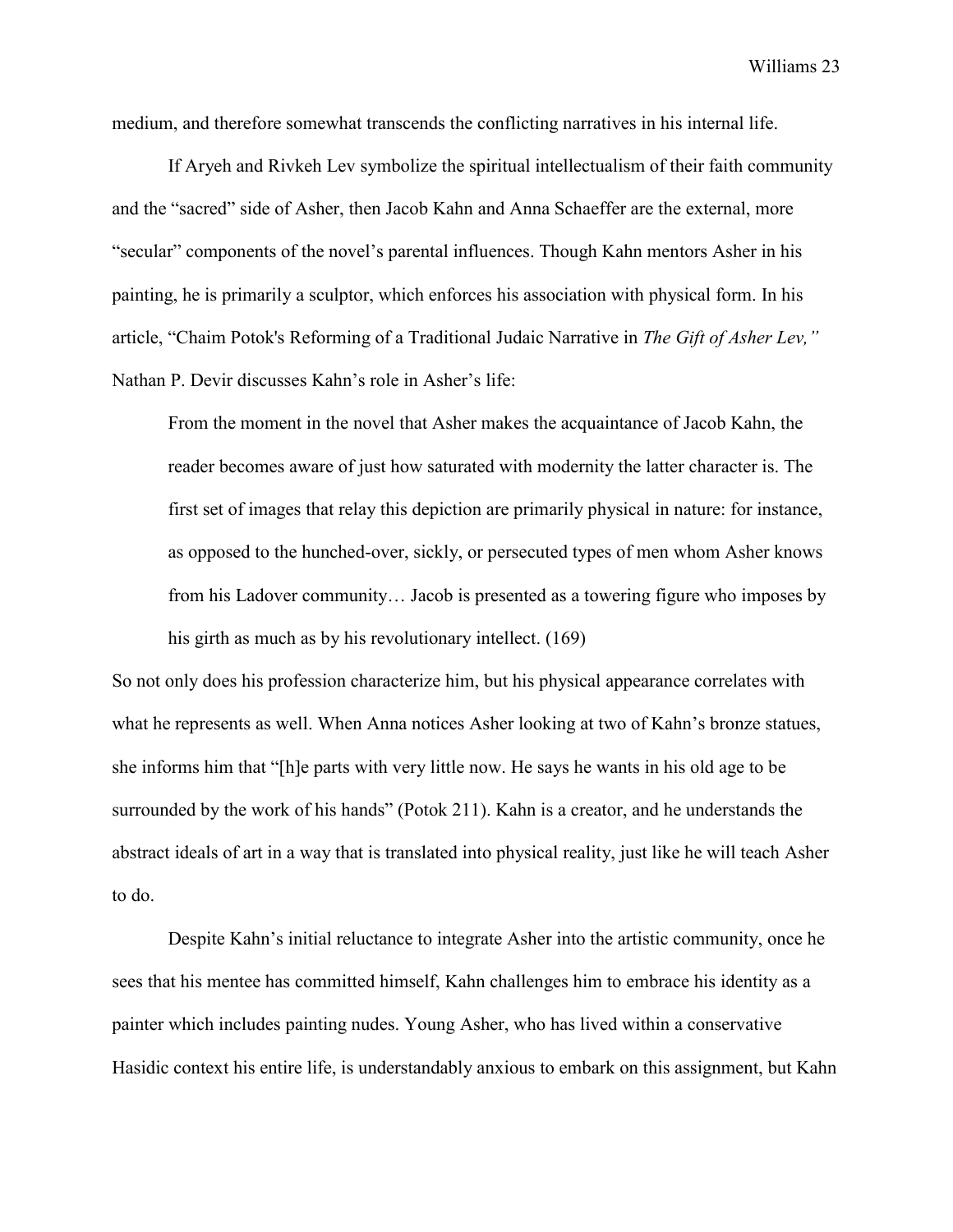medium, and therefore somewhat transcends the conflicting narratives in his internal life.

If Aryeh and Rivkeh Lev symbolize the spiritual intellectualism of their faith community and the "sacred" side of Asher, then Jacob Kahn and Anna Schaeffer are the external, more "secular" components of the novel's parental influences. Though Kahn mentors Asher in his painting, he is primarily a sculptor, which enforces his association with physical form. In his article, "Chaim Potok's Reforming of a Traditional Judaic Narrative in *The Gift of Asher Lev,"* Nathan P. Devir discusses Kahn's role in Asher's life:

> From the moment in the novel that Asher makes the acquaintance of Jacob Kahn, the reader becomes aware of just how saturated with modernity the latter character is. The first set of images that relay this depiction are primarily physical in nature: for instance, as opposed to the hunched-over, sickly, or persecuted types of men whom Asher knows from his Ladover community… Jacob is presented as a towering figure who imposes by his girth as much as by his revolutionary intellect. (169)

So not only does his profession characterize him, but his physical appearance correlates with what he represents as well. When Anna notices Asher looking at two of Kahn's bronze statues, she informs him that "[h]e parts with very little now. He says he wants in his old age to be surrounded by the work of his hands" (Potok 211). Kahn is a creator, and he understands the abstract ideals of art in a way that is translated into physical reality, just like he will teach Asher to do.

Despite Kahn's initial reluctance to integrate Asher into the artistic community, once he sees that his mentee has committed himself, Kahn challenges him to embrace his identity as a painter which includes painting nudes. Young Asher, who has lived within a conservative Hasidic context his entire life, is understandably anxious to embark on this assignment, but Kahn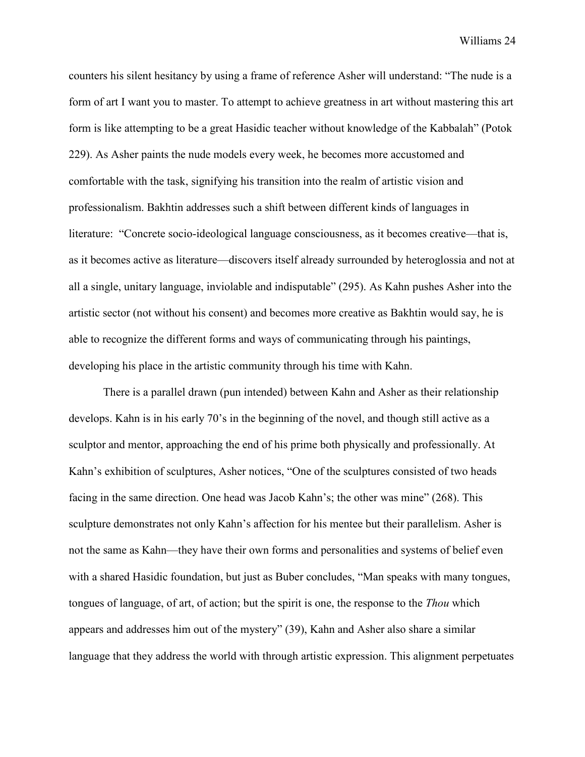counters his silent hesitancy by using a frame of reference Asher will understand: "The nude is a form of art I want you to master. To attempt to achieve greatness in art without mastering this art form is like attempting to be a great Hasidic teacher without knowledge of the Kabbalah" (Potok 229). As Asher paints the nude models every week, he becomes more accustomed and comfortable with the task, signifying his transition into the realm of artistic vision and professionalism. Bakhtin addresses such a shift between different kinds of languages in literature: "Concrete socio-ideological language consciousness, as it becomes creative—that is, as it becomes active as literature—discovers itself already surrounded by heteroglossia and not at all a single, unitary language, inviolable and indisputable" (295). As Kahn pushes Asher into the artistic sector (not without his consent) and becomes more creative as Bakhtin would say, he is able to recognize the different forms and ways of communicating through his paintings, developing his place in the artistic community through his time with Kahn.

There is a parallel drawn (pun intended) between Kahn and Asher as their relationship develops. Kahn is in his early 70's in the beginning of the novel, and though still active as a sculptor and mentor, approaching the end of his prime both physically and professionally. At Kahn's exhibition of sculptures, Asher notices, "One of the sculptures consisted of two heads facing in the same direction. One head was Jacob Kahn's; the other was mine" (268). This sculpture demonstrates not only Kahn's affection for his mentee but their parallelism. Asher is not the same as Kahn—they have their own forms and personalities and systems of belief even with a shared Hasidic foundation, but just as Buber concludes, "Man speaks with many tongues, tongues of language, of art, of action; but the spirit is one, the response to the *Thou* which appears and addresses him out of the mystery" (39), Kahn and Asher also share a similar language that they address the world with through artistic expression. This alignment perpetuates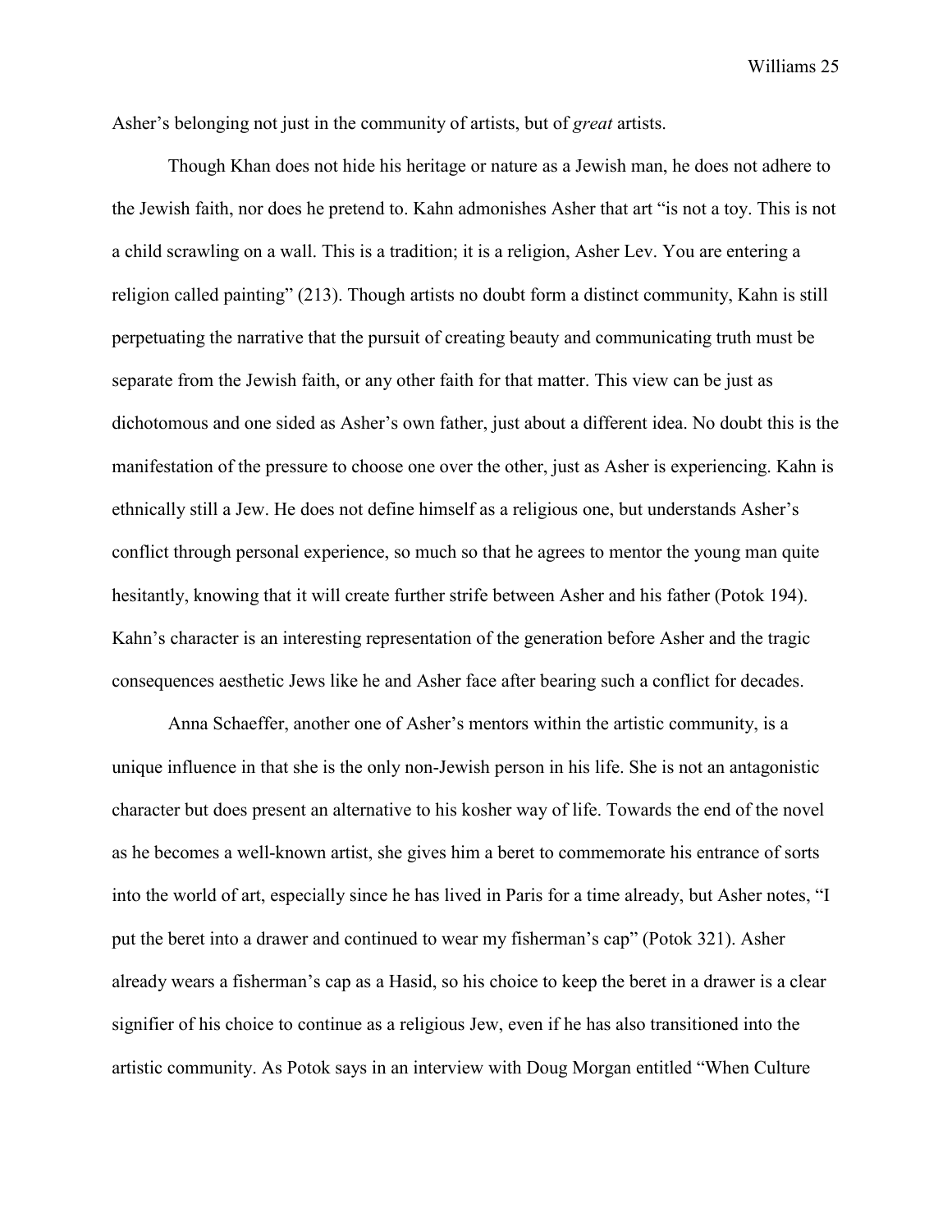Asher's belonging not just in the community of artists, but of *great* artists.

Though Khan does not hide his heritage or nature as a Jewish man, he does not adhere to the Jewish faith, nor does he pretend to. Kahn admonishes Asher that art "is not a toy. This is not a child scrawling on a wall. This is a tradition; it is a religion, Asher Lev. You are entering a religion called painting" (213). Though artists no doubt form a distinct community, Kahn is still perpetuating the narrative that the pursuit of creating beauty and communicating truth must be separate from the Jewish faith, or any other faith for that matter. This view can be just as dichotomous and one sided as Asher's own father, just about a different idea. No doubt this is the manifestation of the pressure to choose one over the other, just as Asher is experiencing. Kahn is ethnically still a Jew. He does not define himself as a religious one, but understands Asher's conflict through personal experience, so much so that he agrees to mentor the young man quite hesitantly, knowing that it will create further strife between Asher and his father (Potok 194). Kahn's character is an interesting representation of the generation before Asher and the tragic consequences aesthetic Jews like he and Asher face after bearing such a conflict for decades.

Anna Schaeffer, another one of Asher's mentors within the artistic community, is a unique influence in that she is the only non-Jewish person in his life. She is not an antagonistic character but does present an alternative to his kosher way of life. Towards the end of the novel as he becomes a well-known artist, she gives him a beret to commemorate his entrance of sorts into the world of art, especially since he has lived in Paris for a time already, but Asher notes, "I put the beret into a drawer and continued to wear my fisherman's cap" (Potok 321). Asher already wears a fisherman's cap as a Hasid, so his choice to keep the beret in a drawer is a clear signifier of his choice to continue as a religious Jew, even if he has also transitioned into the artistic community. As Potok says in an interview with Doug Morgan entitled "When Culture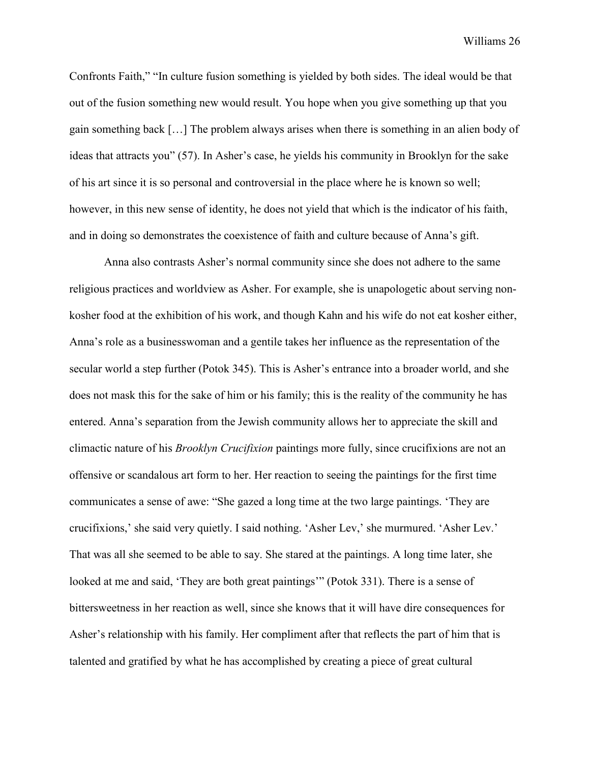Confronts Faith," "In culture fusion something is yielded by both sides. The ideal would be that out of the fusion something new would result. You hope when you give something up that you gain something back […] The problem always arises when there is something in an alien body of ideas that attracts you" (57). In Asher's case, he yields his community in Brooklyn for the sake of his art since it is so personal and controversial in the place where he is known so well; however, in this new sense of identity, he does not yield that which is the indicator of his faith, and in doing so demonstrates the coexistence of faith and culture because of Anna's gift.

Anna also contrasts Asher's normal community since she does not adhere to the same religious practices and worldview as Asher. For example, she is unapologetic about serving non-kosher food at the exhibition of his work, and though Kahn and his wife do not eat kosher either, Anna's role as a businesswoman and a gentile takes her influence as the representation of the secular world a step further (Potok 345). This is Asher's entrance into a broader world, and she does not mask this for the sake of him or his family; this is the reality of the community he has entered. Anna's separation from the Jewish community allows her to appreciate the skill and climactic nature of his *Brooklyn Crucifixion* paintings more fully, since crucifixions are not an offensive or scandalous art form to her. Her reaction to seeing the paintings for the first time communicates a sense of awe: "She gazed a long time at the two large paintings. 'They are crucifixions,' she said very quietly. I said nothing. 'Asher Lev,' she murmured. 'Asher Lev.' That was all she seemed to be able to say. She stared at the paintings. A long time later, she looked at me and said, 'They are both great paintings'" (Potok 331). There is a sense of bittersweetness in her reaction as well, since she knows that it will have dire consequences for Asher's relationship with his family. Her compliment after that reflects the part of him that is talented and gratified by what he has accomplished by creating a piece of great cultural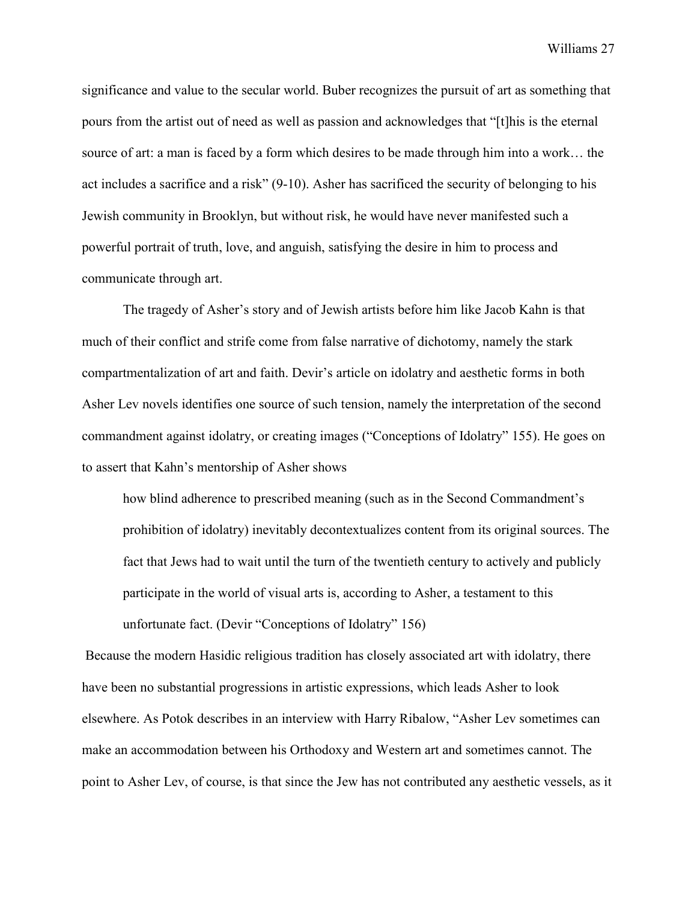significance and value to the secular world. Buber recognizes the pursuit of art as something that pours from the artist out of need as well as passion and acknowledges that "[t]his is the eternal source of art: a man is faced by a form which desires to be made through him into a work… the act includes a sacrifice and a risk" (9-10). Asher has sacrificed the security of belonging to his Jewish community in Brooklyn, but without risk, he would have never manifested such a powerful portrait of truth, love, and anguish, satisfying the desire in him to process and communicate through art.

The tragedy of Asher's story and of Jewish artists before him like Jacob Kahn is that much of their conflict and strife come from false narrative of dichotomy, namely the stark compartmentalization of art and faith. Devir's article on idolatry and aesthetic forms in both Asher Lev novels identifies one source of such tension, namely the interpretation of the second commandment against idolatry, or creating images ("Conceptions of Idolatry" 155). He goes on to assert that Kahn's mentorship of Asher shows

> how blind adherence to prescribed meaning (such as in the Second Commandment's prohibition of idolatry) inevitably decontextualizes content from its original sources. The fact that Jews had to wait until the turn of the twentieth century to actively and publicly participate in the world of visual arts is, according to Asher, a testament to this unfortunate fact. (Devir "Conceptions of Idolatry" 156)

Because the modern Hasidic religious tradition has closely associated art with idolatry, there have been no substantial progressions in artistic expressions, which leads Asher to look elsewhere. As Potok describes in an interview with Harry Ribalow, "Asher Lev sometimes can make an accommodation between his Orthodoxy and Western art and sometimes cannot. The point to Asher Lev, of course, is that since the Jew has not contributed any aesthetic vessels, as it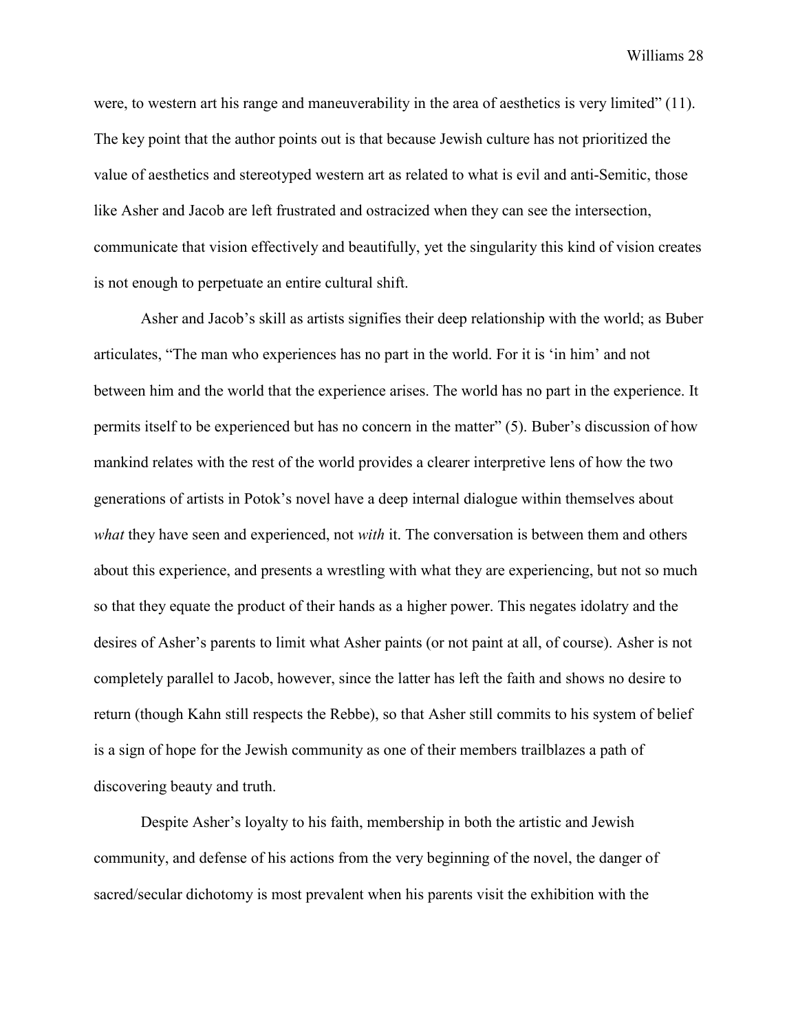were, to western art his range and maneuverability in the area of aesthetics is very limited" (11). The key point that the author points out is that because Jewish culture has not prioritized the value of aesthetics and stereotyped western art as related to what is evil and anti-Semitic, those like Asher and Jacob are left frustrated and ostracized when they can see the intersection, communicate that vision effectively and beautifully, yet the singularity this kind of vision creates is not enough to perpetuate an entire cultural shift.

Asher and Jacob's skill as artists signifies their deep relationship with the world; as Buber articulates, "The man who experiences has no part in the world. For it is 'in him' and not between him and the world that the experience arises. The world has no part in the experience. It permits itself to be experienced but has no concern in the matter" (5). Buber's discussion of how mankind relates with the rest of the world provides a clearer interpretive lens of how the two generations of artists in Potok's novel have a deep internal dialogue within themselves about *what* they have seen and experienced, not *with* it. The conversation is between them and others about this experience, and presents a wrestling with what they are experiencing, but not so much so that they equate the product of their hands as a higher power. This negates idolatry and the desires of Asher's parents to limit what Asher paints (or not paint at all, of course). Asher is not completely parallel to Jacob, however, since the latter has left the faith and shows no desire to return (though Kahn still respects the Rebbe), so that Asher still commits to his system of belief is a sign of hope for the Jewish community as one of their members trailblazes a path of discovering beauty and truth.

Despite Asher's loyalty to his faith, membership in both the artistic and Jewish community, and defense of his actions from the very beginning of the novel, the danger of sacred/secular dichotomy is most prevalent when his parents visit the exhibition with the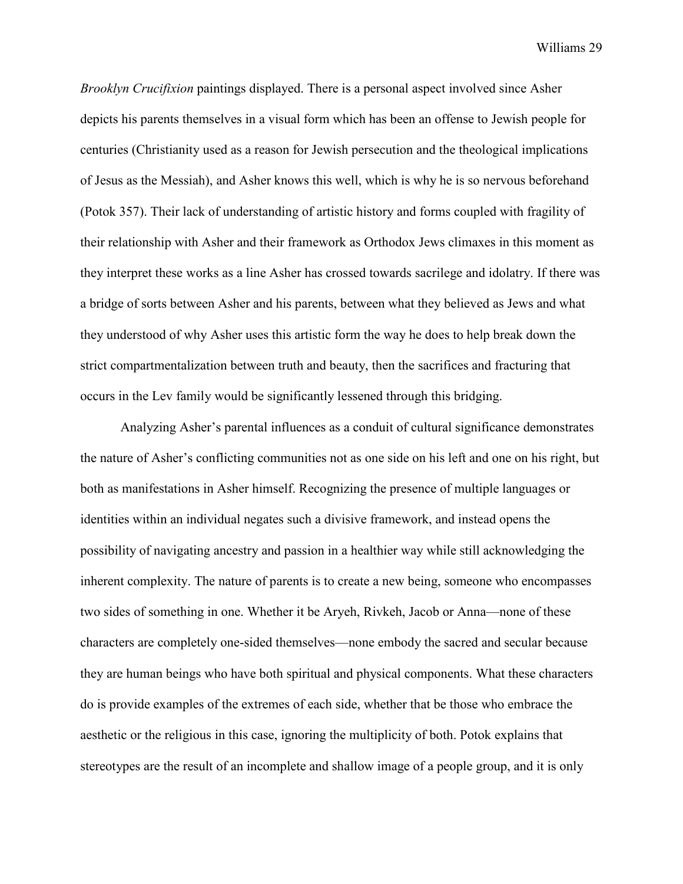*Brooklyn Crucifixion* paintings displayed. There is a personal aspect involved since Asher depicts his parents themselves in a visual form which has been an offense to Jewish people for centuries (Christianity used as a reason for Jewish persecution and the theological implications of Jesus as the Messiah), and Asher knows this well, which is why he is so nervous beforehand (Potok 357). Their lack of understanding of artistic history and forms coupled with fragility of their relationship with Asher and their framework as Orthodox Jews climaxes in this moment as they interpret these works as a line Asher has crossed towards sacrilege and idolatry. If there was a bridge of sorts between Asher and his parents, between what they believed as Jews and what they understood of why Asher uses this artistic form the way he does to help break down the strict compartmentalization between truth and beauty, then the sacrifices and fracturing that occurs in the Lev family would be significantly lessened through this bridging.

Analyzing Asher's parental influences as a conduit of cultural significance demonstrates the nature of Asher's conflicting communities not as one side on his left and one on his right, but both as manifestations in Asher himself. Recognizing the presence of multiple languages or identities within an individual negates such a divisive framework, and instead opens the possibility of navigating ancestry and passion in a healthier way while still acknowledging the inherent complexity. The nature of parents is to create a new being, someone who encompasses two sides of something in one. Whether it be Aryeh, Rivkeh, Jacob or Anna—none of these characters are completely one-sided themselves—none embody the sacred and secular because they are human beings who have both spiritual and physical components. What these characters do is provide examples of the extremes of each side, whether that be those who embrace the aesthetic or the religious in this case, ignoring the multiplicity of both. Potok explains that stereotypes are the result of an incomplete and shallow image of a people group, and it is only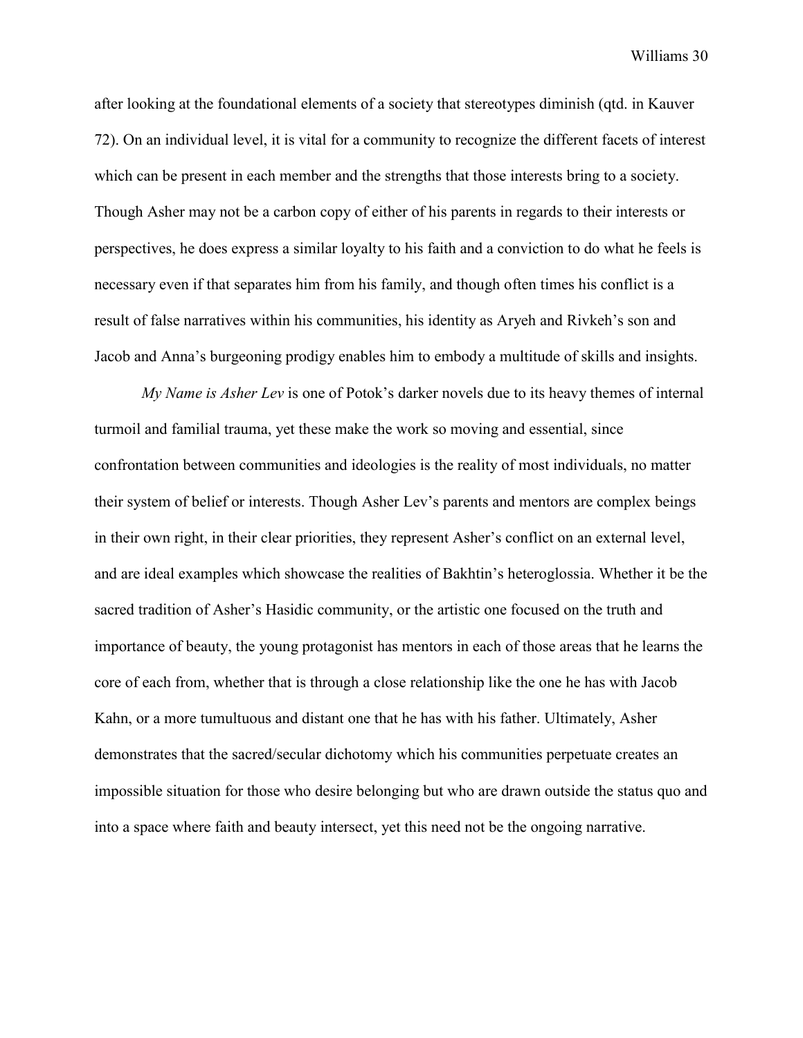after looking at the foundational elements of a society that stereotypes diminish (qtd. in Kauver 72). On an individual level, it is vital for a community to recognize the different facets of interest which can be present in each member and the strengths that those interests bring to a society. Though Asher may not be a carbon copy of either of his parents in regards to their interests or perspectives, he does express a similar loyalty to his faith and a conviction to do what he feels is necessary even if that separates him from his family, and though often times his conflict is a result of false narratives within his communities, his identity as Aryeh and Rivkeh's son and Jacob and Anna's burgeoning prodigy enables him to embody a multitude of skills and insights.

*My Name is Asher Lev* is one of Potok's darker novels due to its heavy themes of internal turmoil and familial trauma, yet these make the work so moving and essential, since confrontation between communities and ideologies is the reality of most individuals, no matter their system of belief or interests. Though Asher Lev's parents and mentors are complex beings in their own right, in their clear priorities, they represent Asher's conflict on an external level, and are ideal examples which showcase the realities of Bakhtin's heteroglossia. Whether it be the sacred tradition of Asher's Hasidic community, or the artistic one focused on the truth and importance of beauty, the young protagonist has mentors in each of those areas that he learns the core of each from, whether that is through a close relationship like the one he has with Jacob Kahn, or a more tumultuous and distant one that he has with his father. Ultimately, Asher demonstrates that the sacred/secular dichotomy which his communities perpetuate creates an impossible situation for those who desire belonging but who are drawn outside the status quo and into a space where faith and beauty intersect, yet this need not be the ongoing narrative.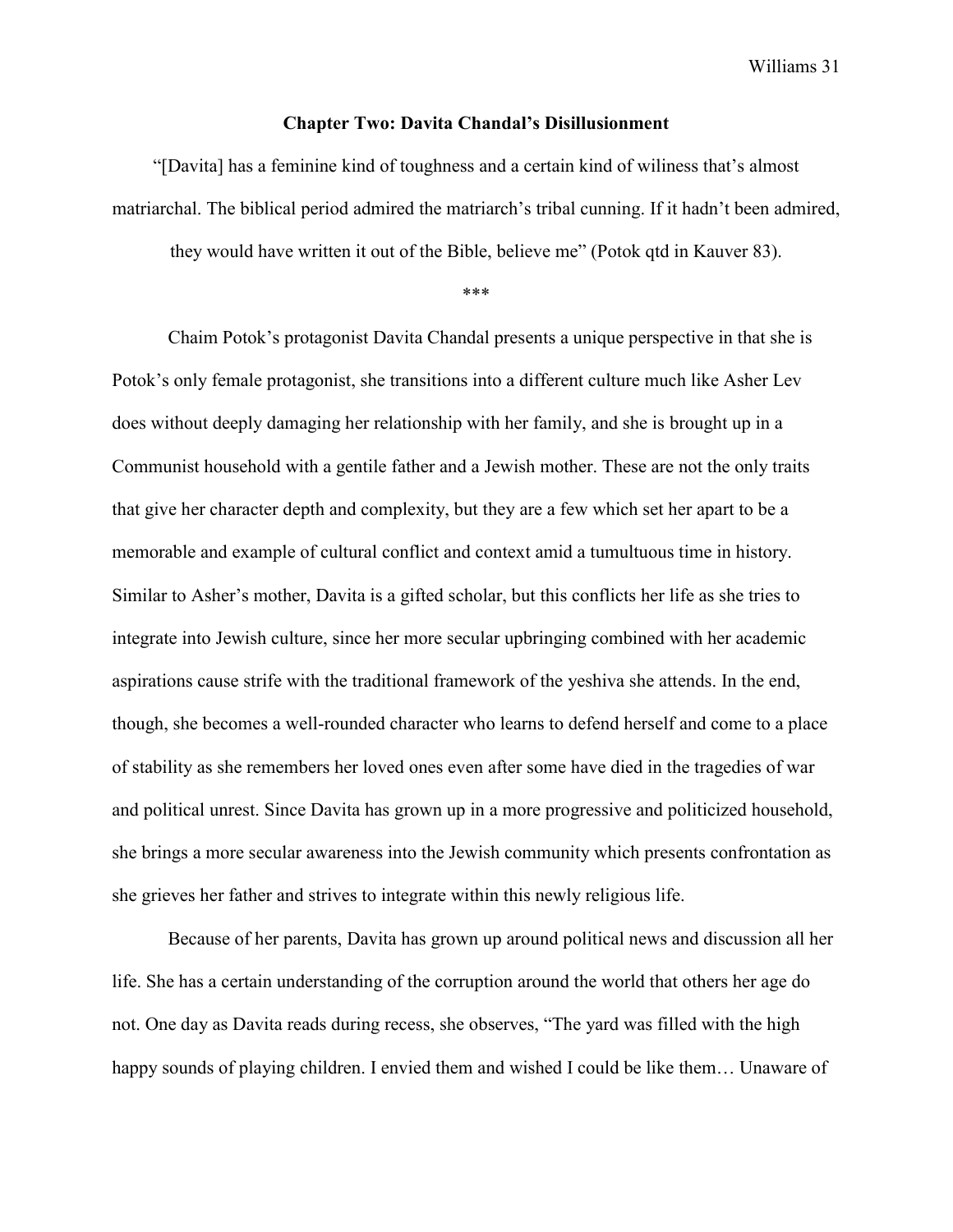## Chapter Two: Davita Chandal's Disillusionment

"[Davita] has a feminine kind of toughness and a certain kind of wiliness that's almost matriarchal. The biblical period admired the matriarch's tribal cunning. If it hadn't been admired, they would have written it out of the Bible, believe me" (Potok qtd in Kauver 83).

\*\*\*

Chaim Potok's protagonist Davita Chandal presents a unique perspective in that she is Potok's only female protagonist, she transitions into a different culture much like Asher Lev does without deeply damaging her relationship with her family, and she is brought up in a Communist household with a gentile father and a Jewish mother. These are not the only traits that give her character depth and complexity, but they are a few which set her apart to be a memorable and example of cultural conflict and context amid a tumultuous time in history. Similar to Asher's mother, Davita is a gifted scholar, but this conflicts her life as she tries to integrate into Jewish culture, since her more secular upbringing combined with her academic aspirations cause strife with the traditional framework of the yeshiva she attends. In the end, though, she becomes a well-rounded character who learns to defend herself and come to a place of stability as she remembers her loved ones even after some have died in the tragedies of war and political unrest. Since Davita has grown up in a more progressive and politicized household, she brings a more secular awareness into the Jewish community which presents confrontation as she grieves her father and strives to integrate within this newly religious life.

Because of her parents, Davita has grown up around political news and discussion all her life. She has a certain understanding of the corruption around the world that others her age do not. One day as Davita reads during recess, she observes, "The yard was filled with the high happy sounds of playing children. I envied them and wished I could be like them… Unaware of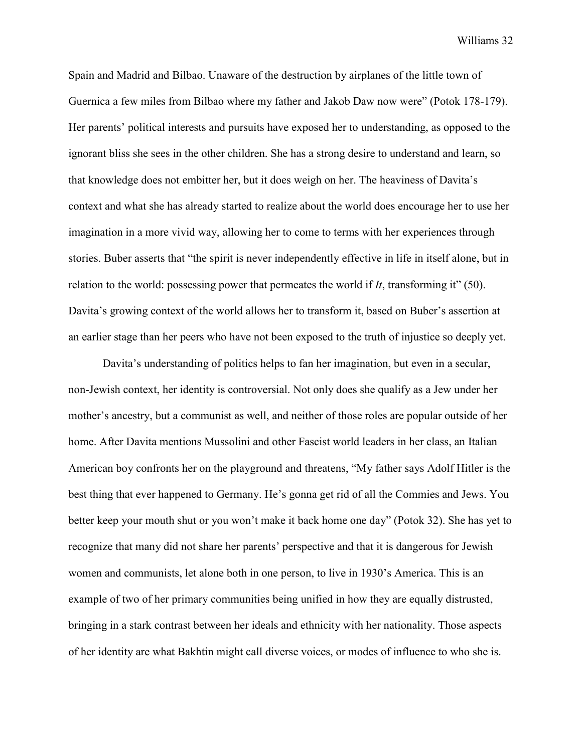Spain and Madrid and Bilbao. Unaware of the destruction by airplanes of the little town of Guernica a few miles from Bilbao where my father and Jakob Daw now were" (Potok 178-179). Her parents' political interests and pursuits have exposed her to understanding, as opposed to the ignorant bliss she sees in the other children. She has a strong desire to understand and learn, so that knowledge does not embitter her, but it does weigh on her. The heaviness of Davita's context and what she has already started to realize about the world does encourage her to use her imagination in a more vivid way, allowing her to come to terms with her experiences through stories. Buber asserts that "the spirit is never independently effective in life in itself alone, but in relation to the world: possessing power that permeates the world if *It*, transforming it" (50). Davita's growing context of the world allows her to transform it, based on Buber's assertion at an earlier stage than her peers who have not been exposed to the truth of injustice so deeply yet.

Davita's understanding of politics helps to fan her imagination, but even in a secular, non-Jewish context, her identity is controversial. Not only does she qualify as a Jew under her mother's ancestry, but a communist as well, and neither of those roles are popular outside of her home. After Davita mentions Mussolini and other Fascist world leaders in her class, an Italian American boy confronts her on the playground and threatens, "My father says Adolf Hitler is the best thing that ever happened to Germany. He's gonna get rid of all the Commies and Jews. You better keep your mouth shut or you won't make it back home one day" (Potok 32). She has yet to recognize that many did not share her parents' perspective and that it is dangerous for Jewish women and communists, let alone both in one person, to live in 1930's America. This is an example of two of her primary communities being unified in how they are equally distrusted, bringing in a stark contrast between her ideals and ethnicity with her nationality. Those aspects of her identity are what Bakhtin might call diverse voices, or modes of influence to who she is.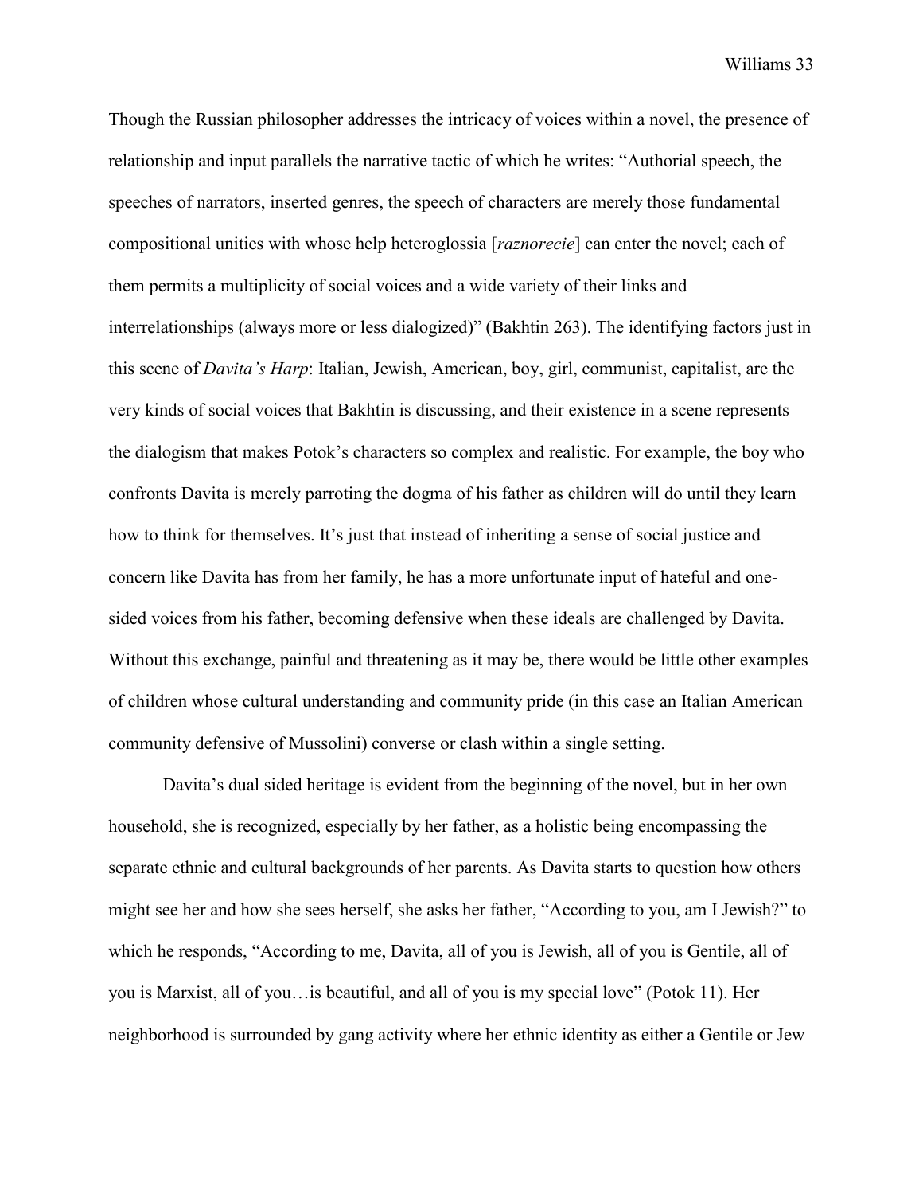Though the Russian philosopher addresses the intricacy of voices within a novel, the presence of relationship and input parallels the narrative tactic of which he writes: "Authorial speech, the speeches of narrators, inserted genres, the speech of characters are merely those fundamental compositional unities with whose help heteroglossia [*raznorecie*] can enter the novel; each of them permits a multiplicity of social voices and a wide variety of their links and interrelationships (always more or less dialogized)" (Bakhtin 263). The identifying factors just in this scene of *Davita's Harp*: Italian, Jewish, American, boy, girl, communist, capitalist, are the very kinds of social voices that Bakhtin is discussing, and their existence in a scene represents the dialogism that makes Potok's characters so complex and realistic. For example, the boy who confronts Davita is merely parroting the dogma of his father as children will do until they learn how to think for themselves. It's just that instead of inheriting a sense of social justice and concern like Davita has from her family, he has a more unfortunate input of hateful and one-sided voices from his father, becoming defensive when these ideals are challenged by Davita. Without this exchange, painful and threatening as it may be, there would be little other examples of children whose cultural understanding and community pride (in this case an Italian American community defensive of Mussolini) converse or clash within a single setting.

Davita's dual sided heritage is evident from the beginning of the novel, but in her own household, she is recognized, especially by her father, as a holistic being encompassing the separate ethnic and cultural backgrounds of her parents. As Davita starts to question how others might see her and how she sees herself, she asks her father, "According to you, am I Jewish?" to which he responds, "According to me, Davita, all of you is Jewish, all of you is Gentile, all of you is Marxist, all of you…is beautiful, and all of you is my special love" (Potok 11). Her neighborhood is surrounded by gang activity where her ethnic identity as either a Gentile or Jew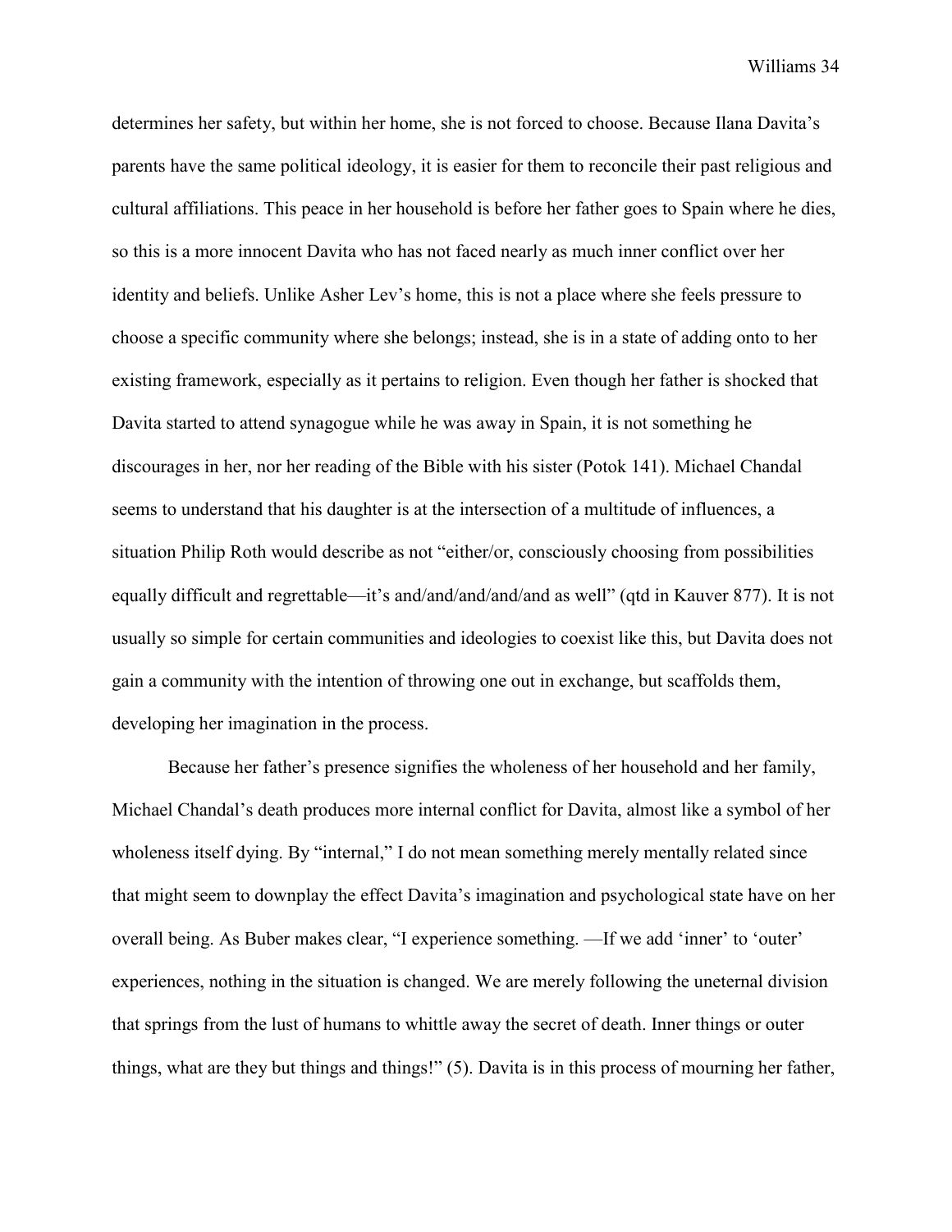determines her safety, but within her home, she is not forced to choose. Because Ilana Davita's parents have the same political ideology, it is easier for them to reconcile their past religious and cultural affiliations. This peace in her household is before her father goes to Spain where he dies, so this is a more innocent Davita who has not faced nearly as much inner conflict over her identity and beliefs. Unlike Asher Lev's home, this is not a place where she feels pressure to choose a specific community where she belongs; instead, she is in a state of adding onto to her existing framework, especially as it pertains to religion. Even though her father is shocked that Davita started to attend synagogue while he was away in Spain, it is not something he discourages in her, nor her reading of the Bible with his sister (Potok 141). Michael Chandal seems to understand that his daughter is at the intersection of a multitude of influences, a situation Philip Roth would describe as not "either/or, consciously choosing from possibilities equally difficult and regrettable—it's and/and/and/and/and as well" (qtd in Kauver 877). It is not usually so simple for certain communities and ideologies to coexist like this, but Davita does not gain a community with the intention of throwing one out in exchange, but scaffolds them, developing her imagination in the process.

Because her father's presence signifies the wholeness of her household and her family, Michael Chandal's death produces more internal conflict for Davita, almost like a symbol of her wholeness itself dying. By "internal," I do not mean something merely mentally related since that might seem to downplay the effect Davita's imagination and psychological state have on her overall being. As Buber makes clear, "I experience something. —If we add 'inner' to 'outer' experiences, nothing in the situation is changed. We are merely following the uneternal division that springs from the lust of humans to whittle away the secret of death. Inner things or outer things, what are they but things and things!" (5). Davita is in this process of mourning her father,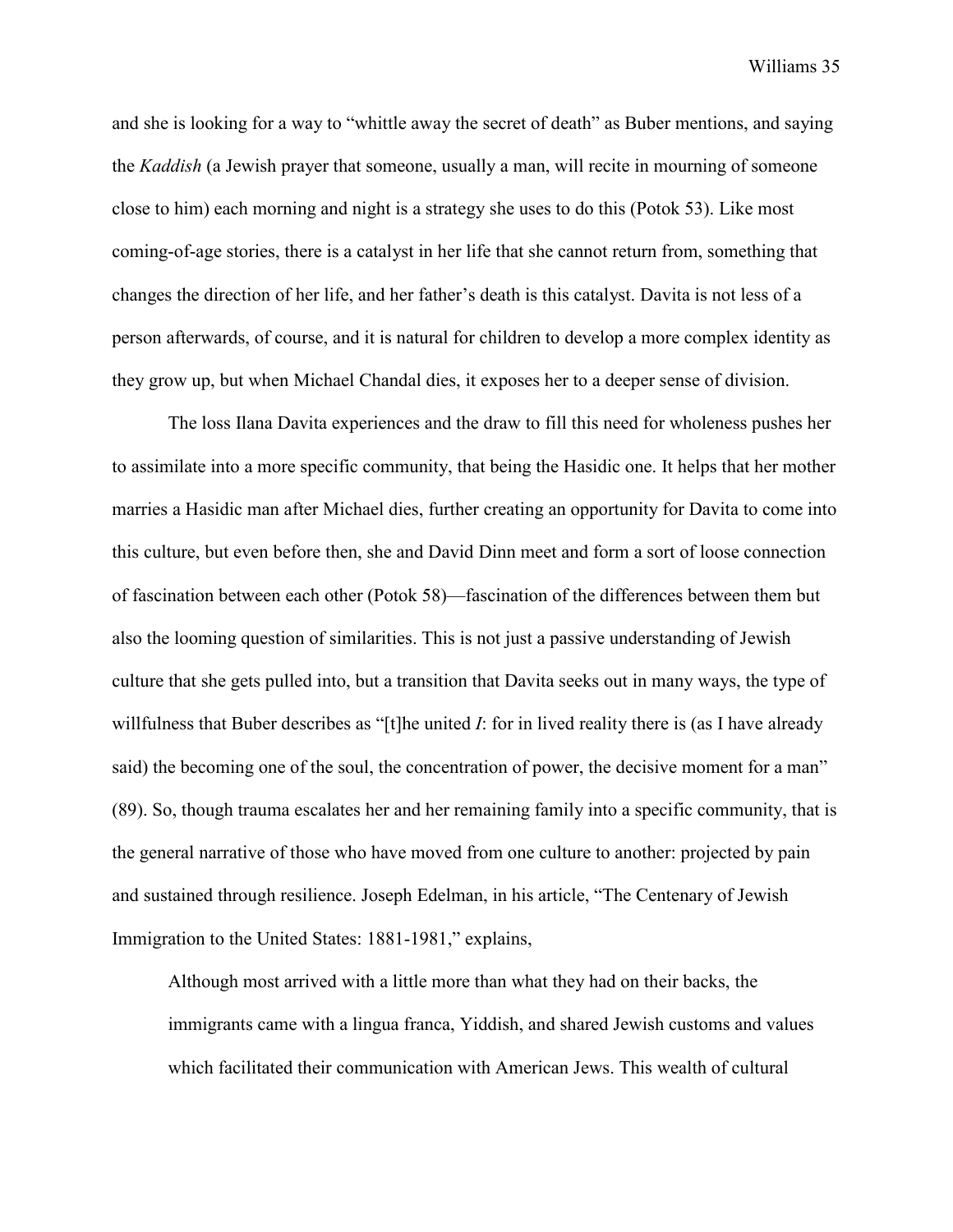and she is looking for a way to "whittle away the secret of death" as Buber mentions, and saying the *Kaddish* (a Jewish prayer that someone, usually a man, will recite in mourning of someone close to him) each morning and night is a strategy she uses to do this (Potok 53). Like most coming-of-age stories, there is a catalyst in her life that she cannot return from, something that changes the direction of her life, and her father's death is this catalyst. Davita is not less of a person afterwards, of course, and it is natural for children to develop a more complex identity as they grow up, but when Michael Chandal dies, it exposes her to a deeper sense of division.

The loss Ilana Davita experiences and the draw to fill this need for wholeness pushes her to assimilate into a more specific community, that being the Hasidic one. It helps that her mother marries a Hasidic man after Michael dies, further creating an opportunity for Davita to come into this culture, but even before then, she and David Dinn meet and form a sort of loose connection of fascination between each other (Potok 58)—fascination of the differences between them but also the looming question of similarities. This is not just a passive understanding of Jewish culture that she gets pulled into, but a transition that Davita seeks out in many ways, the type of willfulness that Buber describes as "[t]he united *I*: for in lived reality there is (as I have already said) the becoming one of the soul, the concentration of power, the decisive moment for a man" (89). So, though trauma escalates her and her remaining family into a specific community, that is the general narrative of those who have moved from one culture to another: projected by pain and sustained through resilience. Joseph Edelman, in his article, "The Centenary of Jewish Immigration to the United States: 1881-1981," explains,

> Although most arrived with a little more than what they had on their backs, the immigrants came with a lingua franca, Yiddish, and shared Jewish customs and values which facilitated their communication with American Jews. This wealth of cultural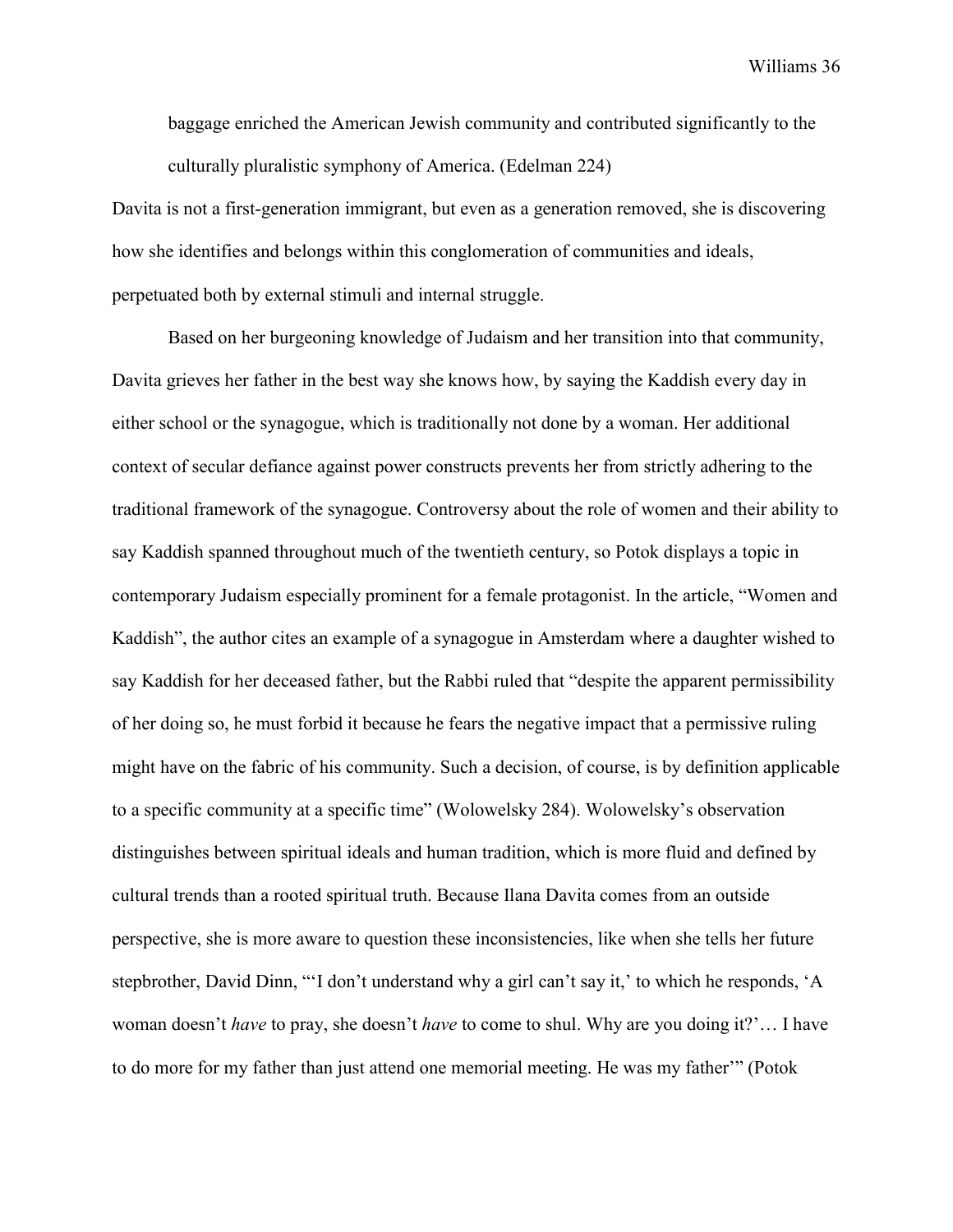> baggage enriched the American Jewish community and contributed significantly to the culturally pluralistic symphony of America. (Edelman 224)

Davita is not a first-generation immigrant, but even as a generation removed, she is discovering how she identifies and belongs within this conglomeration of communities and ideals, perpetuated both by external stimuli and internal struggle.

Based on her burgeoning knowledge of Judaism and her transition into that community, Davita grieves her father in the best way she knows how, by saying the Kaddish every day in either school or the synagogue, which is traditionally not done by a woman. Her additional context of secular defiance against power constructs prevents her from strictly adhering to the traditional framework of the synagogue. Controversy about the role of women and their ability to say Kaddish spanned throughout much of the twentieth century, so Potok displays a topic in contemporary Judaism especially prominent for a female protagonist. In the article, "Women and Kaddish", the author cites an example of a synagogue in Amsterdam where a daughter wished to say Kaddish for her deceased father, but the Rabbi ruled that "despite the apparent permissibility of her doing so, he must forbid it because he fears the negative impact that a permissive ruling might have on the fabric of his community. Such a decision, of course, is by definition applicable to a specific community at a specific time" (Wolowelsky 284). Wolowelsky's observation distinguishes between spiritual ideals and human tradition, which is more fluid and defined by cultural trends than a rooted spiritual truth. Because Ilana Davita comes from an outside perspective, she is more aware to question these inconsistencies, like when she tells her future stepbrother, David Dinn, "'I don't understand why a girl can't say it,' to which he responds, 'A woman doesn't *have* to pray, she doesn't *have* to come to shul. Why are you doing it?'… I have to do more for my father than just attend one memorial meeting. He was my father'" (Potok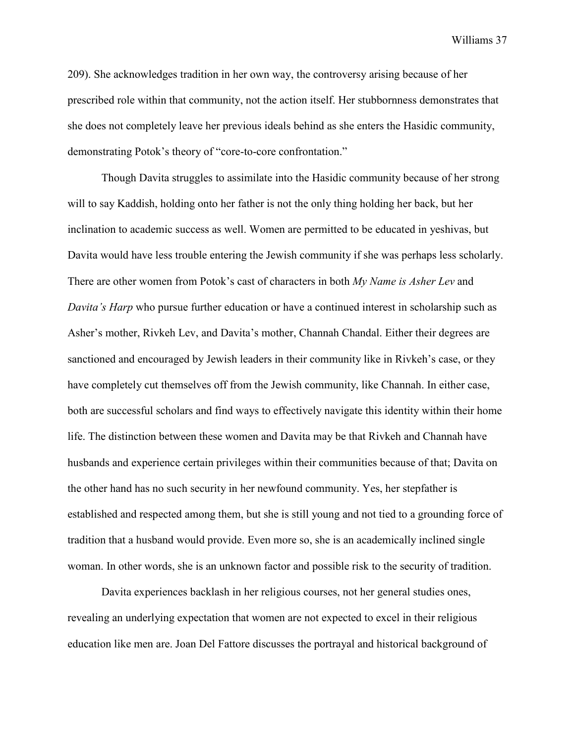209). She acknowledges tradition in her own way, the controversy arising because of her prescribed role within that community, not the action itself. Her stubbornness demonstrates that she does not completely leave her previous ideals behind as she enters the Hasidic community, demonstrating Potok's theory of "core-to-core confrontation."

Though Davita struggles to assimilate into the Hasidic community because of her strong will to say Kaddish, holding onto her father is not the only thing holding her back, but her inclination to academic success as well. Women are permitted to be educated in yeshivas, but Davita would have less trouble entering the Jewish community if she was perhaps less scholarly. There are other women from Potok's cast of characters in both *My Name is Asher Lev* and *Davita's Harp* who pursue further education or have a continued interest in scholarship such as Asher's mother, Rivkeh Lev, and Davita's mother, Channah Chandal. Either their degrees are sanctioned and encouraged by Jewish leaders in their community like in Rivkeh's case, or they have completely cut themselves off from the Jewish community, like Channah. In either case, both are successful scholars and find ways to effectively navigate this identity within their home life. The distinction between these women and Davita may be that Rivkeh and Channah have husbands and experience certain privileges within their communities because of that; Davita on the other hand has no such security in her newfound community. Yes, her stepfather is established and respected among them, but she is still young and not tied to a grounding force of tradition that a husband would provide. Even more so, she is an academically inclined single woman. In other words, she is an unknown factor and possible risk to the security of tradition.

Davita experiences backlash in her religious courses, not her general studies ones, revealing an underlying expectation that women are not expected to excel in their religious education like men are. Joan Del Fattore discusses the portrayal and historical background of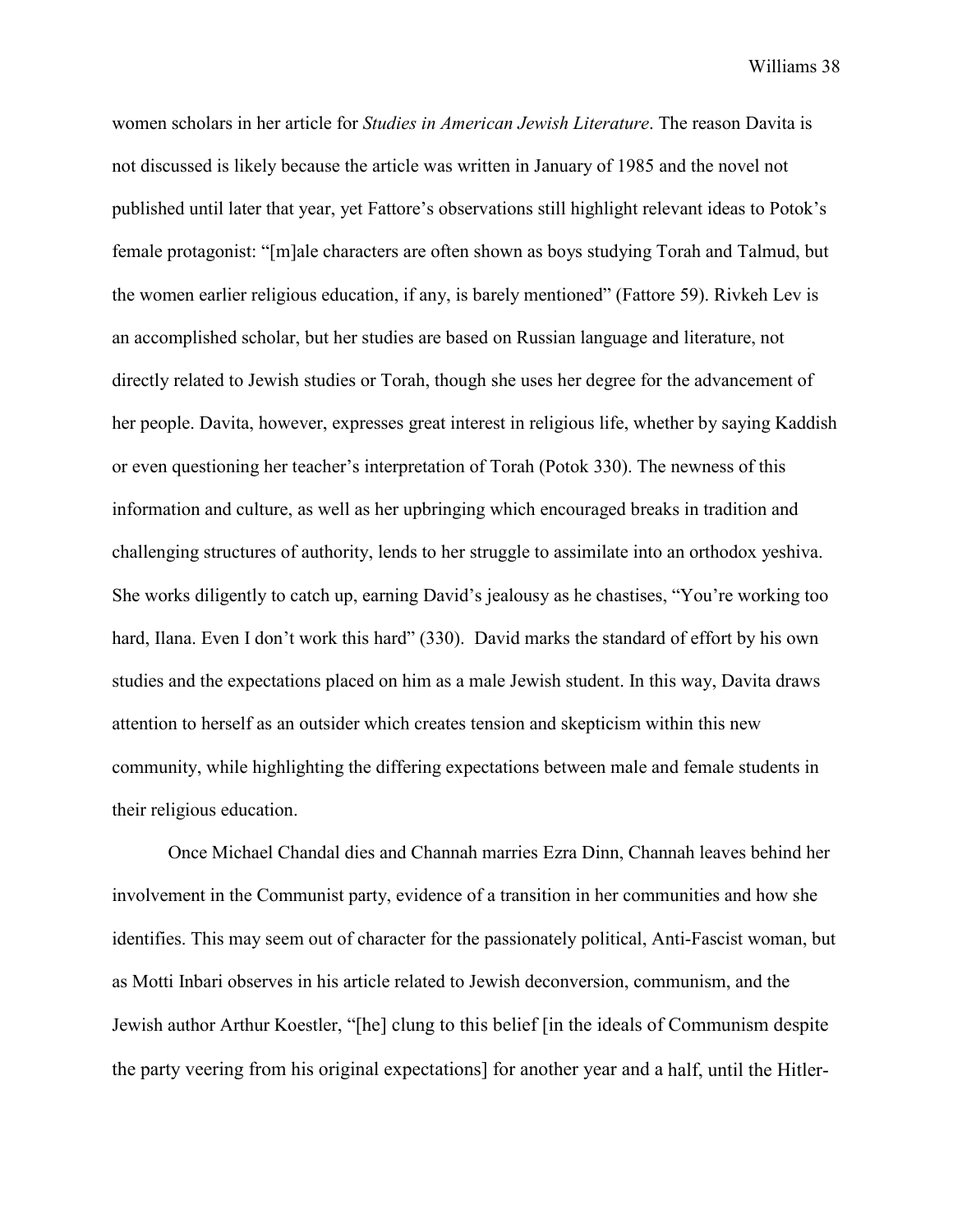women scholars in her article for *Studies in American Jewish Literature*. The reason Davita is not discussed is likely because the article was written in January of 1985 and the novel not published until later that year, yet Fattore's observations still highlight relevant ideas to Potok's female protagonist: "[m]ale characters are often shown as boys studying Torah and Talmud, but the women earlier religious education, if any, is barely mentioned" (Fattore 59). Rivkeh Lev is an accomplished scholar, but her studies are based on Russian language and literature, not directly related to Jewish studies or Torah, though she uses her degree for the advancement of her people. Davita, however, expresses great interest in religious life, whether by saying Kaddish or even questioning her teacher's interpretation of Torah (Potok 330). The newness of this information and culture, as well as her upbringing which encouraged breaks in tradition and challenging structures of authority, lends to her struggle to assimilate into an orthodox yeshiva. She works diligently to catch up, earning David's jealousy as he chastises, "You're working too hard, Ilana. Even I don't work this hard" (330). David marks the standard of effort by his own studies and the expectations placed on him as a male Jewish student. In this way, Davita draws attention to herself as an outsider which creates tension and skepticism within this new community, while highlighting the differing expectations between male and female students in their religious education.

Once Michael Chandal dies and Channah marries Ezra Dinn, Channah leaves behind her involvement in the Communist party, evidence of a transition in her communities and how she identifies. This may seem out of character for the passionately political, Anti-Fascist woman, but as Motti Inbari observes in his article related to Jewish deconversion, communism, and the Jewish author Arthur Koestler, "[he] clung to this belief [in the ideals of Communism despite the party veering from his original expectations] for another year and a half, until the Hitler-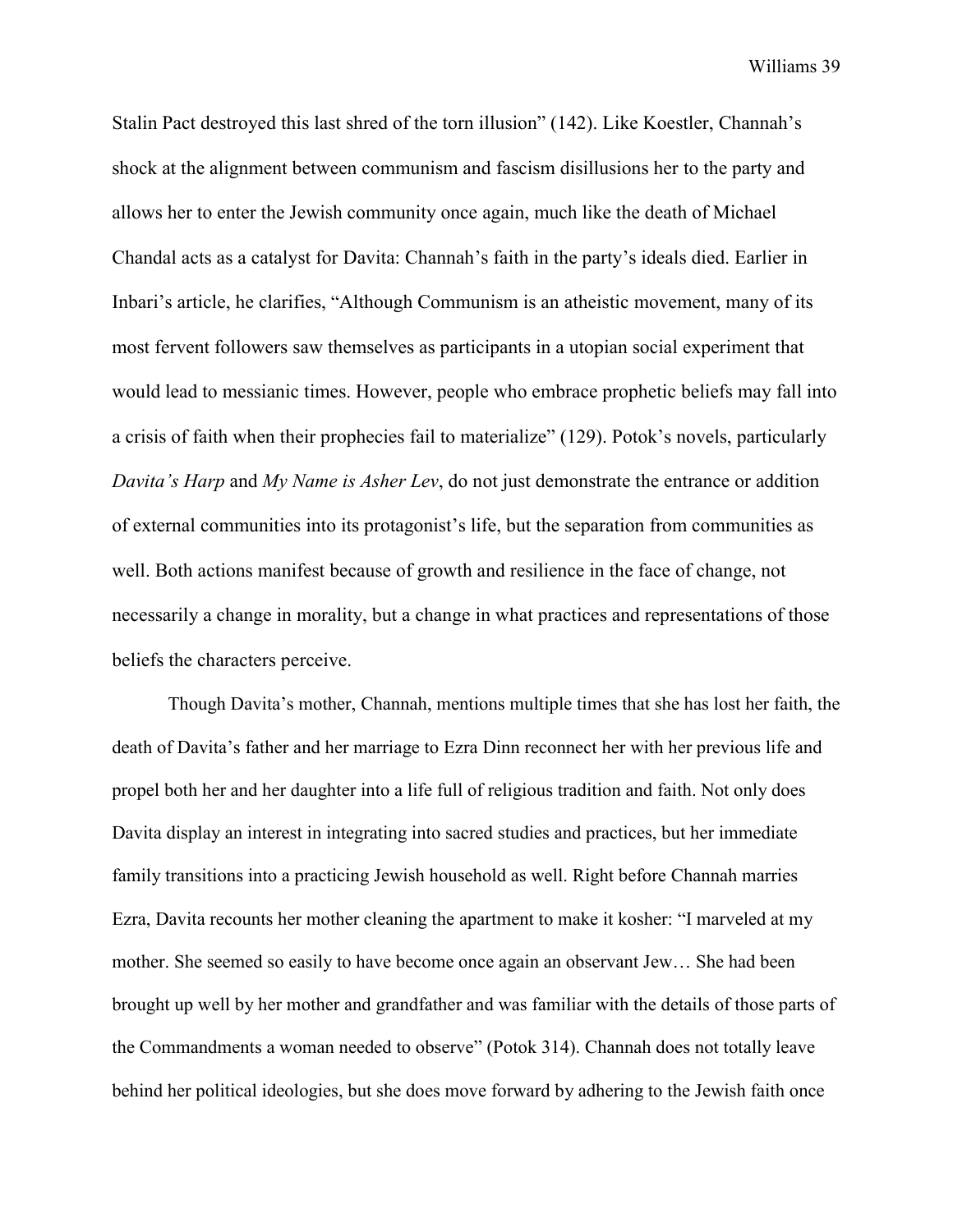Stalin Pact destroyed this last shred of the torn illusion" (142). Like Koestler, Channah's shock at the alignment between communism and fascism disillusions her to the party and allows her to enter the Jewish community once again, much like the death of Michael Chandal acts as a catalyst for Davita: Channah's faith in the party's ideals died. Earlier in Inbari's article, he clarifies, "Although Communism is an atheistic movement, many of its most fervent followers saw themselves as participants in a utopian social experiment that would lead to messianic times. However, people who embrace prophetic beliefs may fall into a crisis of faith when their prophecies fail to materialize" (129). Potok's novels, particularly *Davita's Harp* and *My Name is Asher Lev*, do not just demonstrate the entrance or addition of external communities into its protagonist's life, but the separation from communities as well. Both actions manifest because of growth and resilience in the face of change, not necessarily a change in morality, but a change in what practices and representations of those beliefs the characters perceive.

Though Davita's mother, Channah, mentions multiple times that she has lost her faith, the death of Davita's father and her marriage to Ezra Dinn reconnect her with her previous life and propel both her and her daughter into a life full of religious tradition and faith. Not only does Davita display an interest in integrating into sacred studies and practices, but her immediate family transitions into a practicing Jewish household as well. Right before Channah marries Ezra, Davita recounts her mother cleaning the apartment to make it kosher: "I marveled at my mother. She seemed so easily to have become once again an observant Jew… She had been brought up well by her mother and grandfather and was familiar with the details of those parts of the Commandments a woman needed to observe" (Potok 314). Channah does not totally leave behind her political ideologies, but she does move forward by adhering to the Jewish faith once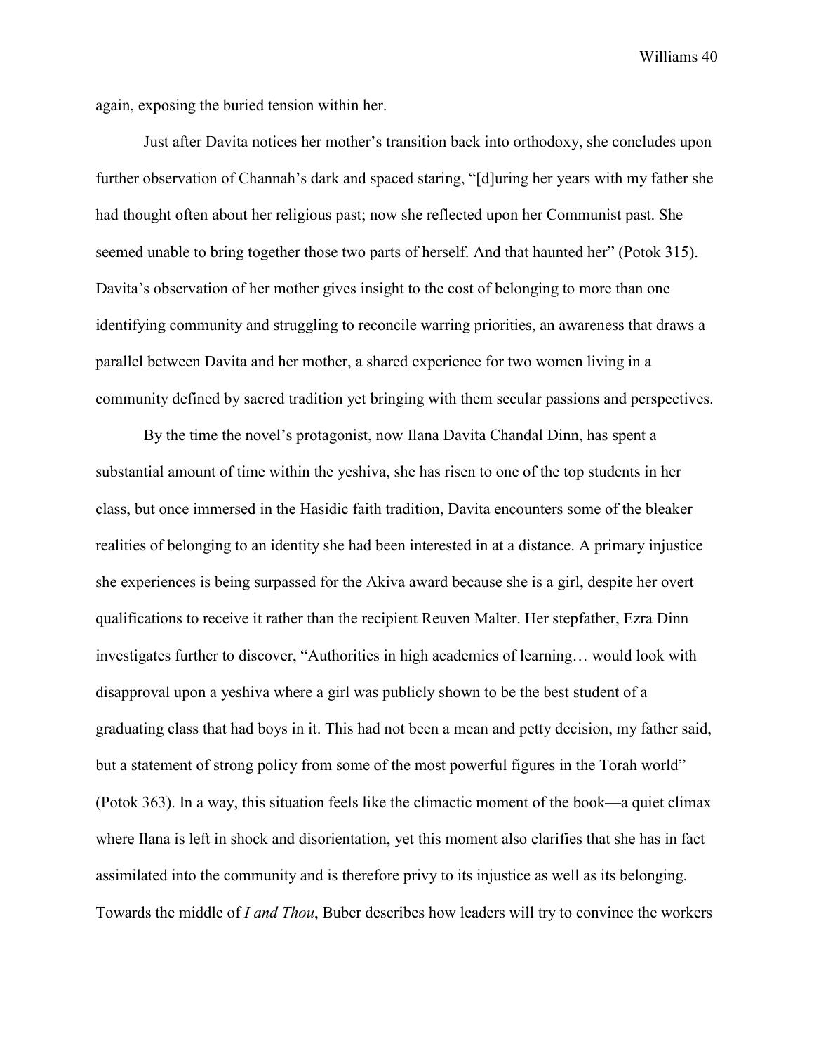again, exposing the buried tension within her.

Just after Davita notices her mother's transition back into orthodoxy, she concludes upon further observation of Channah's dark and spaced staring, "[d]uring her years with my father she had thought often about her religious past; now she reflected upon her Communist past. She seemed unable to bring together those two parts of herself. And that haunted her" (Potok 315). Davita's observation of her mother gives insight to the cost of belonging to more than one identifying community and struggling to reconcile warring priorities, an awareness that draws a parallel between Davita and her mother, a shared experience for two women living in a community defined by sacred tradition yet bringing with them secular passions and perspectives.

By the time the novel's protagonist, now Ilana Davita Chandal Dinn, has spent a substantial amount of time within the yeshiva, she has risen to one of the top students in her class, but once immersed in the Hasidic faith tradition, Davita encounters some of the bleaker realities of belonging to an identity she had been interested in at a distance. A primary injustice she experiences is being surpassed for the Akiva award because she is a girl, despite her overt qualifications to receive it rather than the recipient Reuven Malter. Her stepfather, Ezra Dinn investigates further to discover, "Authorities in high academics of learning… would look with disapproval upon a yeshiva where a girl was publicly shown to be the best student of a graduating class that had boys in it. This had not been a mean and petty decision, my father said, but a statement of strong policy from some of the most powerful figures in the Torah world" (Potok 363). In a way, this situation feels like the climactic moment of the book—a quiet climax where Ilana is left in shock and disorientation, yet this moment also clarifies that she has in fact assimilated into the community and is therefore privy to its injustice as well as its belonging. Towards the middle of *I and Thou*, Buber describes how leaders will try to convince the workers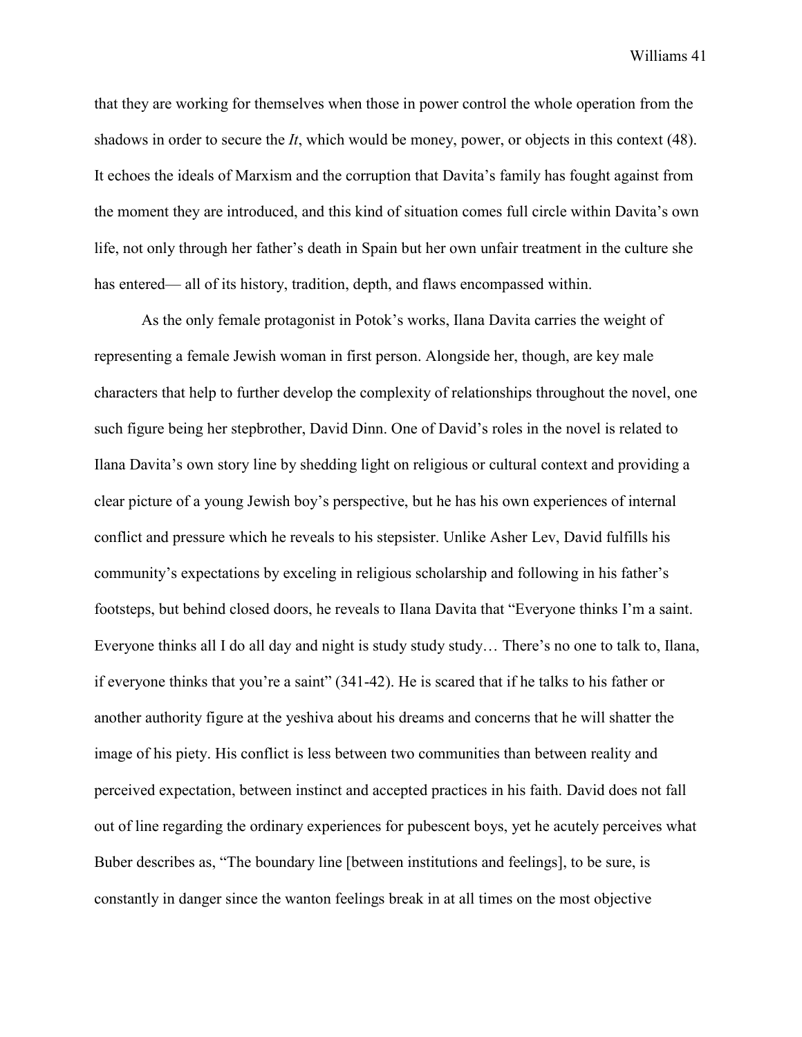that they are working for themselves when those in power control the whole operation from the shadows in order to secure the *It*, which would be money, power, or objects in this context (48). It echoes the ideals of Marxism and the corruption that Davita's family has fought against from the moment they are introduced, and this kind of situation comes full circle within Davita's own life, not only through her father's death in Spain but her own unfair treatment in the culture she has entered— all of its history, tradition, depth, and flaws encompassed within.

As the only female protagonist in Potok's works, Ilana Davita carries the weight of representing a female Jewish woman in first person. Alongside her, though, are key male characters that help to further develop the complexity of relationships throughout the novel, one such figure being her stepbrother, David Dinn. One of David's roles in the novel is related to Ilana Davita's own story line by shedding light on religious or cultural context and providing a clear picture of a young Jewish boy's perspective, but he has his own experiences of internal conflict and pressure which he reveals to his stepsister. Unlike Asher Lev, David fulfills his community's expectations by exceling in religious scholarship and following in his father's footsteps, but behind closed doors, he reveals to Ilana Davita that "Everyone thinks I'm a saint. Everyone thinks all I do all day and night is study study study… There's no one to talk to, Ilana, if everyone thinks that you're a saint" (341-42). He is scared that if he talks to his father or another authority figure at the yeshiva about his dreams and concerns that he will shatter the image of his piety. His conflict is less between two communities than between reality and perceived expectation, between instinct and accepted practices in his faith. David does not fall out of line regarding the ordinary experiences for pubescent boys, yet he acutely perceives what Buber describes as, "The boundary line [between institutions and feelings], to be sure, is constantly in danger since the wanton feelings break in at all times on the most objective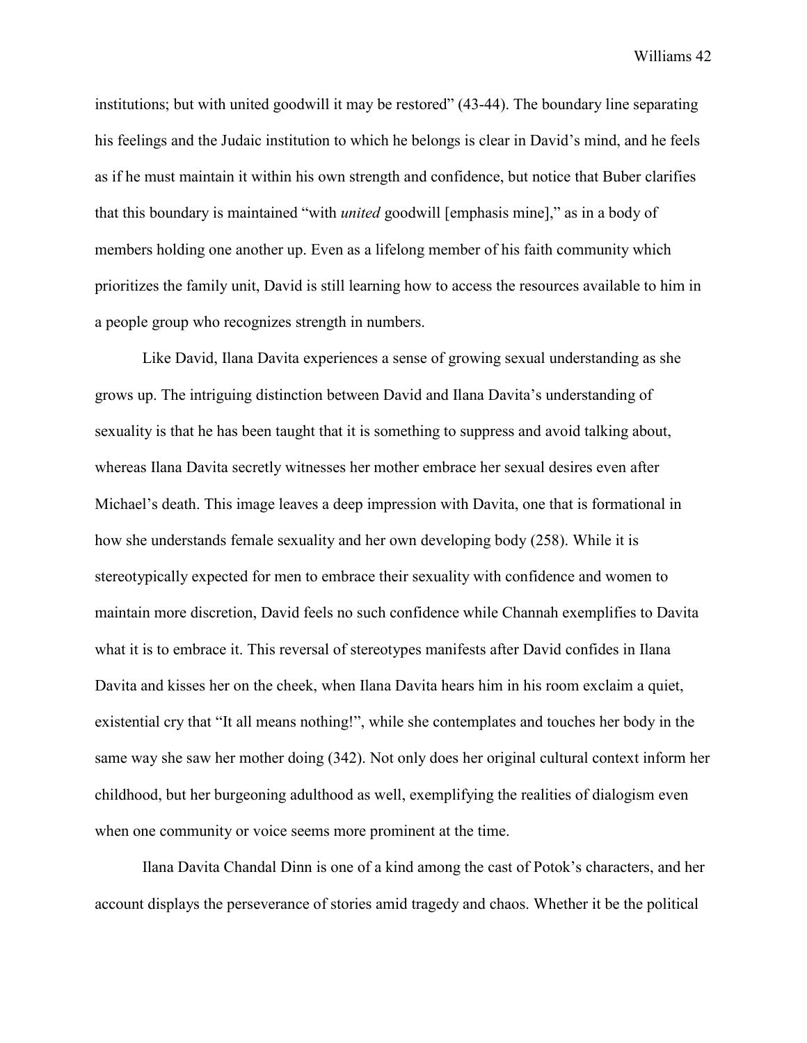institutions; but with united goodwill it may be restored" (43-44). The boundary line separating his feelings and the Judaic institution to which he belongs is clear in David's mind, and he feels as if he must maintain it within his own strength and confidence, but notice that Buber clarifies that this boundary is maintained "with *united* goodwill [emphasis mine]," as in a body of members holding one another up. Even as a lifelong member of his faith community which prioritizes the family unit, David is still learning how to access the resources available to him in a people group who recognizes strength in numbers.

Like David, Ilana Davita experiences a sense of growing sexual understanding as she grows up. The intriguing distinction between David and Ilana Davita's understanding of sexuality is that he has been taught that it is something to suppress and avoid talking about, whereas Ilana Davita secretly witnesses her mother embrace her sexual desires even after Michael's death. This image leaves a deep impression with Davita, one that is formational in how she understands female sexuality and her own developing body (258). While it is stereotypically expected for men to embrace their sexuality with confidence and women to maintain more discretion, David feels no such confidence while Channah exemplifies to Davita what it is to embrace it. This reversal of stereotypes manifests after David confides in Ilana Davita and kisses her on the cheek, when Ilana Davita hears him in his room exclaim a quiet, existential cry that "It all means nothing!", while she contemplates and touches her body in the same way she saw her mother doing (342). Not only does her original cultural context inform her childhood, but her burgeoning adulthood as well, exemplifying the realities of dialogism even when one community or voice seems more prominent at the time.

Ilana Davita Chandal Dinn is one of a kind among the cast of Potok's characters, and her account displays the perseverance of stories amid tragedy and chaos. Whether it be the political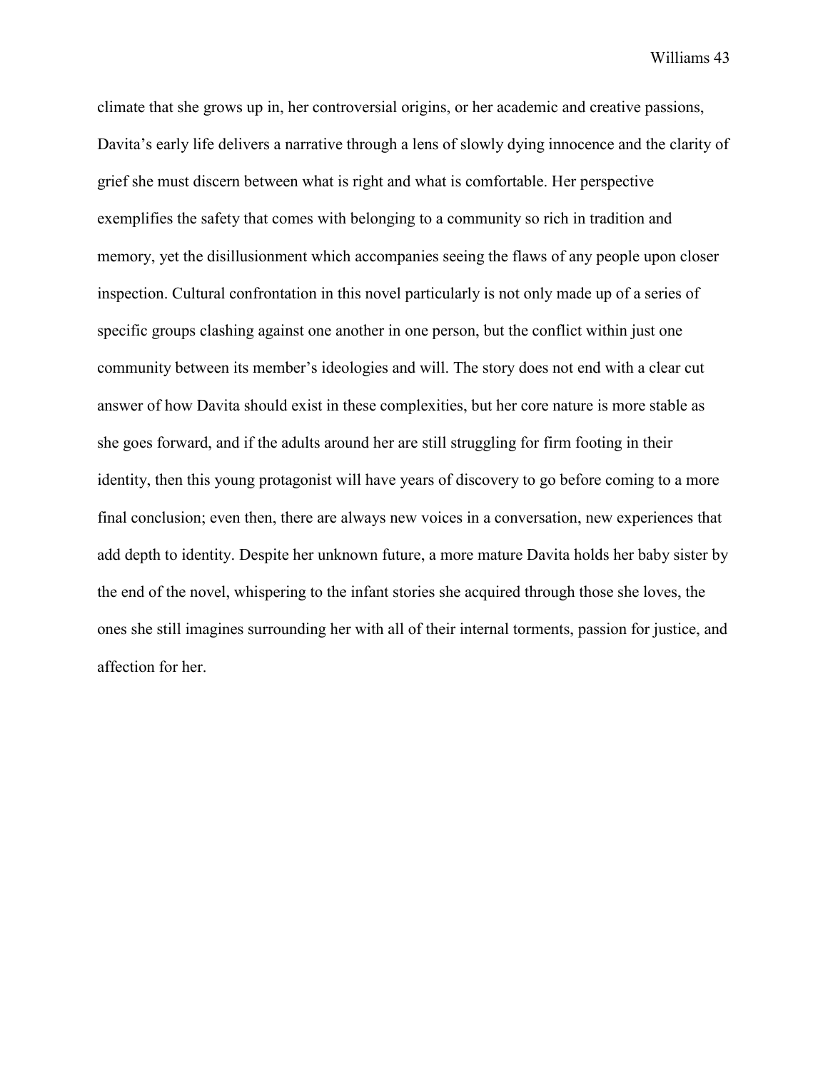climate that she grows up in, her controversial origins, or her academic and creative passions, Davita's early life delivers a narrative through a lens of slowly dying innocence and the clarity of grief she must discern between what is right and what is comfortable. Her perspective exemplifies the safety that comes with belonging to a community so rich in tradition and memory, yet the disillusionment which accompanies seeing the flaws of any people upon closer inspection. Cultural confrontation in this novel particularly is not only made up of a series of specific groups clashing against one another in one person, but the conflict within just one community between its member's ideologies and will. The story does not end with a clear cut answer of how Davita should exist in these complexities, but her core nature is more stable as she goes forward, and if the adults around her are still struggling for firm footing in their identity, then this young protagonist will have years of discovery to go before coming to a more final conclusion; even then, there are always new voices in a conversation, new experiences that add depth to identity. Despite her unknown future, a more mature Davita holds her baby sister by the end of the novel, whispering to the infant stories she acquired through those she loves, the ones she still imagines surrounding her with all of their internal torments, passion for justice, and affection for her.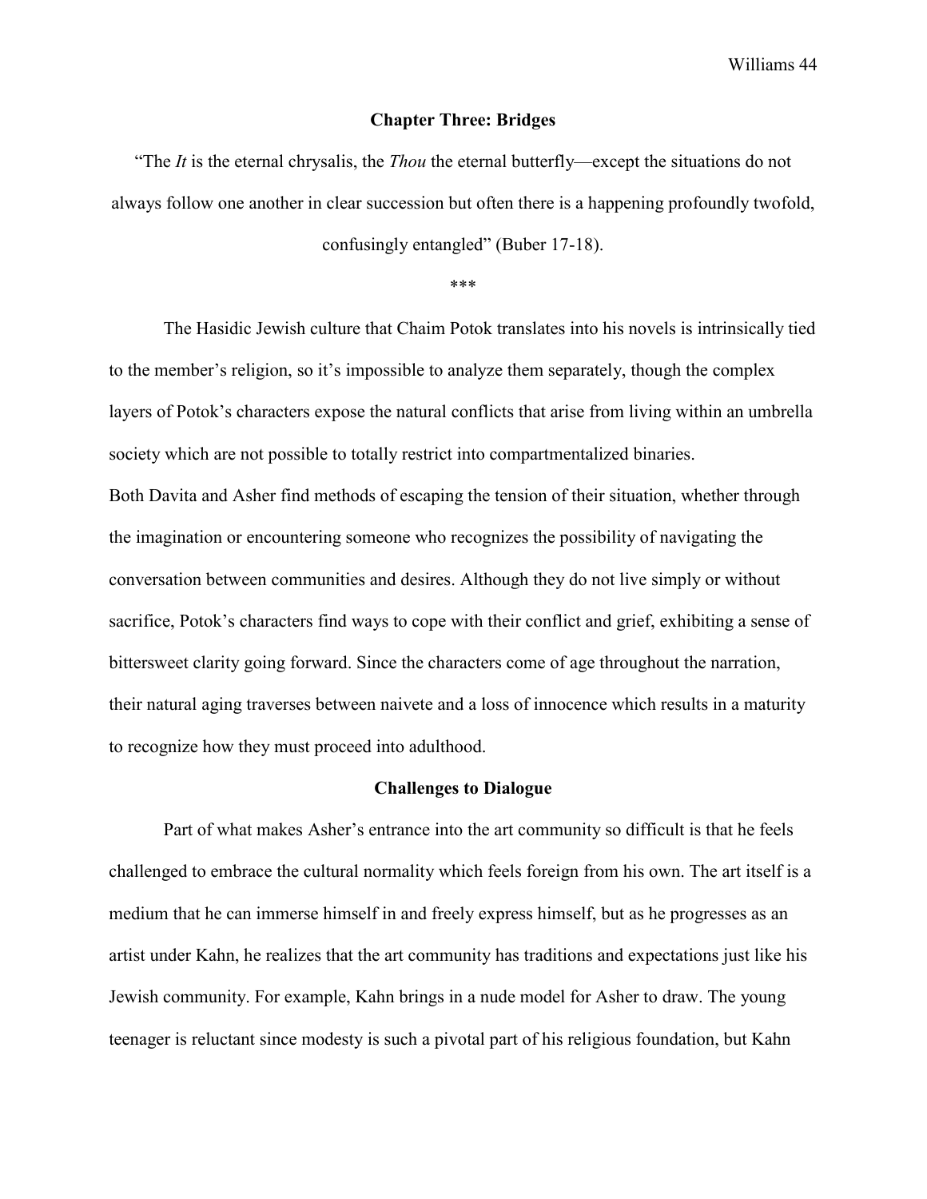## Chapter Three: Bridges

"The *It* is the eternal chrysalis, the *Thou* the eternal butterfly—except the situations do not always follow one another in clear succession but often there is a happening profoundly twofold, confusingly entangled" (Buber 17-18).

***

The Hasidic Jewish culture that Chaim Potok translates into his novels is intrinsically tied to the member's religion, so it's impossible to analyze them separately, though the complex layers of Potok's characters expose the natural conflicts that arise from living within an umbrella society which are not possible to totally restrict into compartmentalized binaries.

Both Davita and Asher find methods of escaping the tension of their situation, whether through the imagination or encountering someone who recognizes the possibility of navigating the conversation between communities and desires. Although they do not live simply or without sacrifice, Potok's characters find ways to cope with their conflict and grief, exhibiting a sense of bittersweet clarity going forward. Since the characters come of age throughout the narration, their natural aging traverses between naivete and a loss of innocence which results in a maturity to recognize how they must proceed into adulthood.

### Challenges to Dialogue

Part of what makes Asher's entrance into the art community so difficult is that he feels challenged to embrace the cultural normality which feels foreign from his own. The art itself is a medium that he can immerse himself in and freely express himself, but as he progresses as an artist under Kahn, he realizes that the art community has traditions and expectations just like his Jewish community. For example, Kahn brings in a nude model for Asher to draw. The young teenager is reluctant since modesty is such a pivotal part of his religious foundation, but Kahn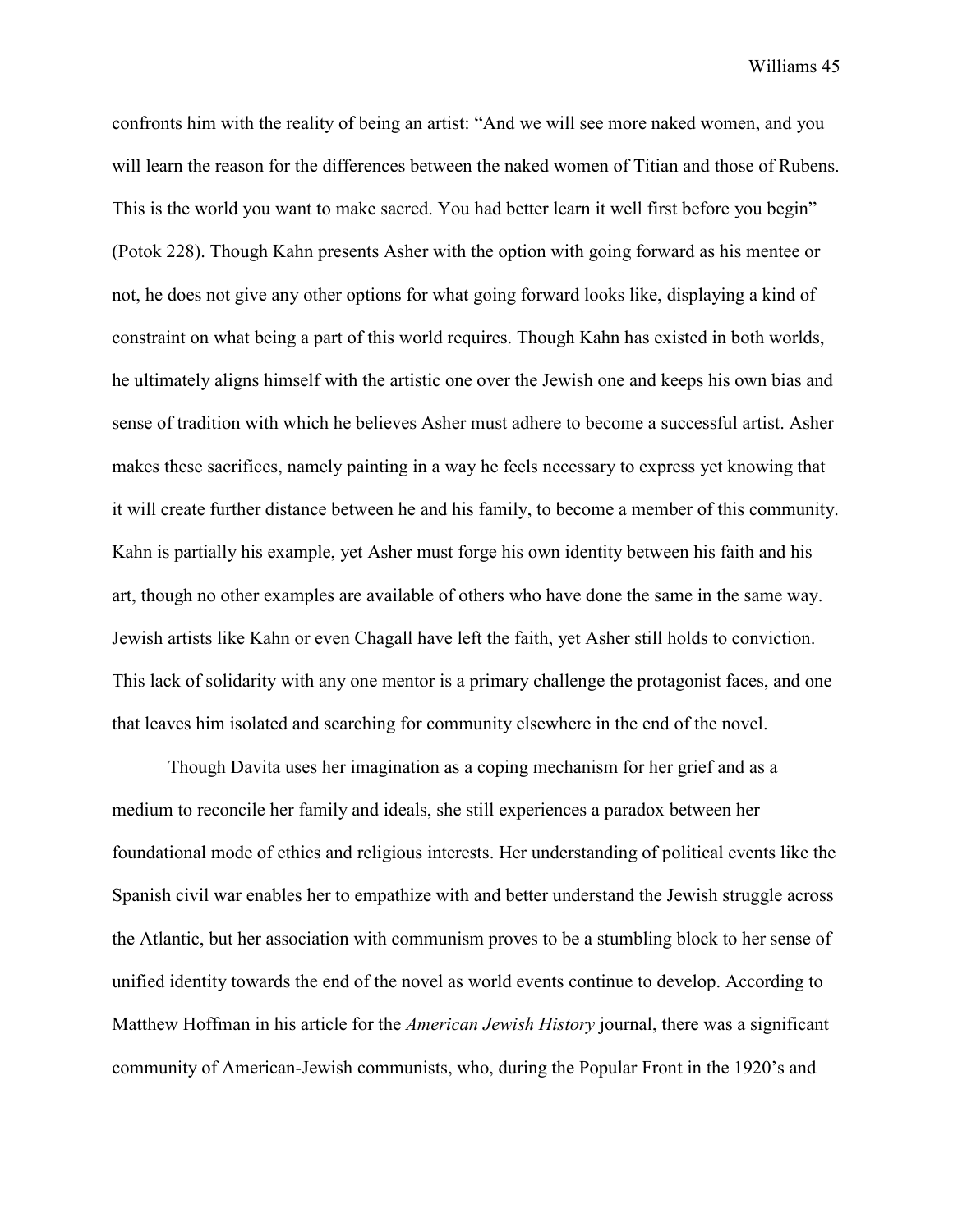confronts him with the reality of being an artist: “And we will see more naked women, and you will learn the reason for the differences between the naked women of Titian and those of Rubens. This is the world you want to make sacred. You had better learn it well first before you begin” (Potok 228). Though Kahn presents Asher with the option with going forward as his mentee or not, he does not give any other options for what going forward looks like, displaying a kind of constraint on what being a part of this world requires. Though Kahn has existed in both worlds, he ultimately aligns himself with the artistic one over the Jewish one and keeps his own bias and sense of tradition with which he believes Asher must adhere to become a successful artist. Asher makes these sacrifices, namely painting in a way he feels necessary to express yet knowing that it will create further distance between he and his family, to become a member of this community. Kahn is partially his example, yet Asher must forge his own identity between his faith and his art, though no other examples are available of others who have done the same in the same way. Jewish artists like Kahn or even Chagall have left the faith, yet Asher still holds to conviction. This lack of solidarity with any one mentor is a primary challenge the protagonist faces, and one that leaves him isolated and searching for community elsewhere in the end of the novel.

Though Davita uses her imagination as a coping mechanism for her grief and as a medium to reconcile her family and ideals, she still experiences a paradox between her foundational mode of ethics and religious interests. Her understanding of political events like the Spanish civil war enables her to empathize with and better understand the Jewish struggle across the Atlantic, but her association with communism proves to be a stumbling block to her sense of unified identity towards the end of the novel as world events continue to develop. According to Matthew Hoffman in his article for the *American Jewish History* journal, there was a significant community of American-Jewish communists, who, during the Popular Front in the 1920’s and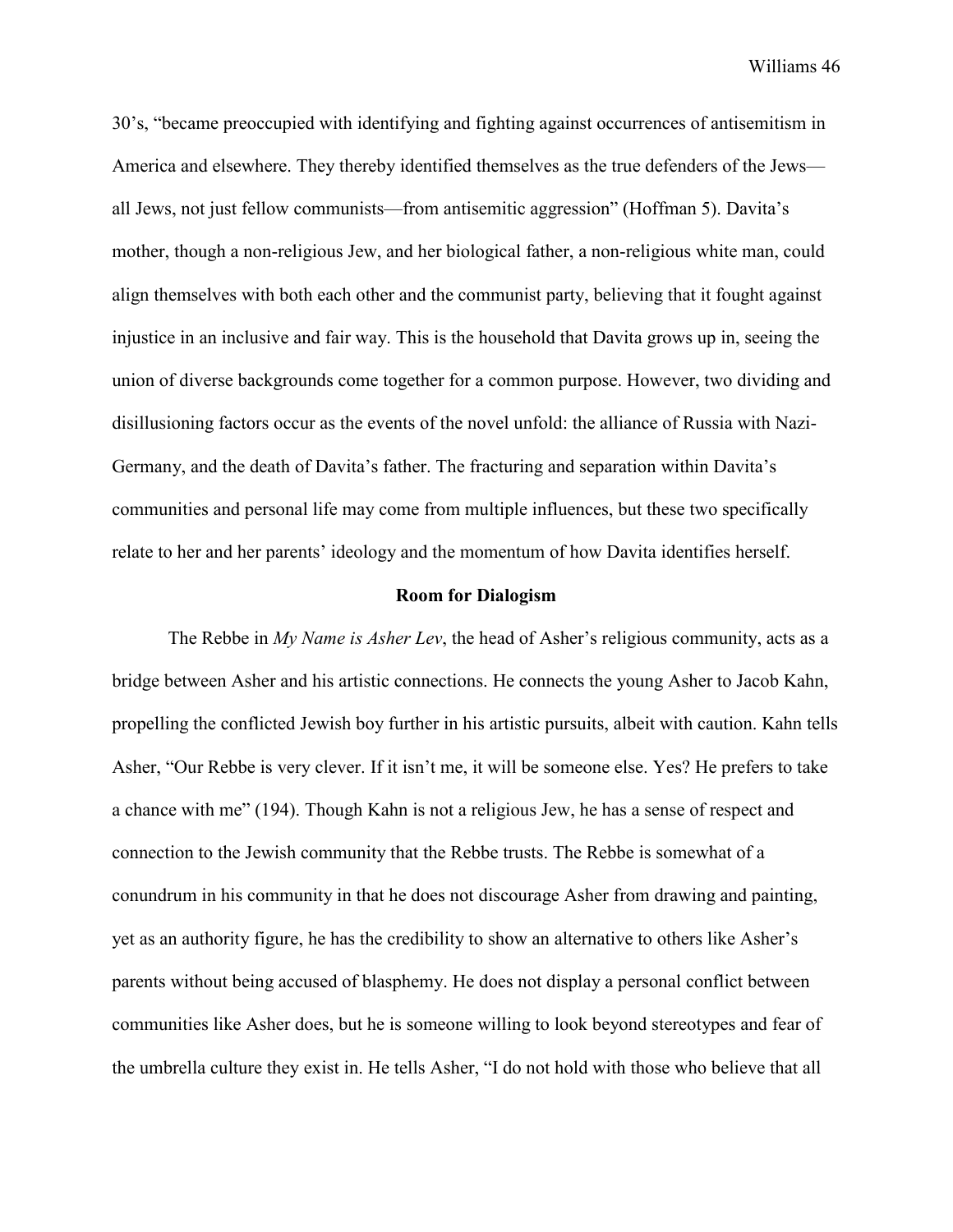30's, "became preoccupied with identifying and fighting against occurrences of antisemitism in America and elsewhere. They thereby identified themselves as the true defenders of the Jews—all Jews, not just fellow communists—from antisemitic aggression" (Hoffman 5). Davita's mother, though a non-religious Jew, and her biological father, a non-religious white man, could align themselves with both each other and the communist party, believing that it fought against injustice in an inclusive and fair way. This is the household that Davita grows up in, seeing the union of diverse backgrounds come together for a common purpose. However, two dividing and disillusioning factors occur as the events of the novel unfold: the alliance of Russia with Nazi-Germany, and the death of Davita's father. The fracturing and separation within Davita's communities and personal life may come from multiple influences, but these two specifically relate to her and her parents' ideology and the momentum of how Davita identifies herself.

## Room for Dialogism

The Rebbe in *My Name is Asher Lev*, the head of Asher's religious community, acts as a bridge between Asher and his artistic connections. He connects the young Asher to Jacob Kahn, propelling the conflicted Jewish boy further in his artistic pursuits, albeit with caution. Kahn tells Asher, "Our Rebbe is very clever. If it isn't me, it will be someone else. Yes? He prefers to take a chance with me" (194). Though Kahn is not a religious Jew, he has a sense of respect and connection to the Jewish community that the Rebbe trusts. The Rebbe is somewhat of a conundrum in his community in that he does not discourage Asher from drawing and painting, yet as an authority figure, he has the credibility to show an alternative to others like Asher's parents without being accused of blasphemy. He does not display a personal conflict between communities like Asher does, but he is someone willing to look beyond stereotypes and fear of the umbrella culture they exist in. He tells Asher, "I do not hold with those who believe that all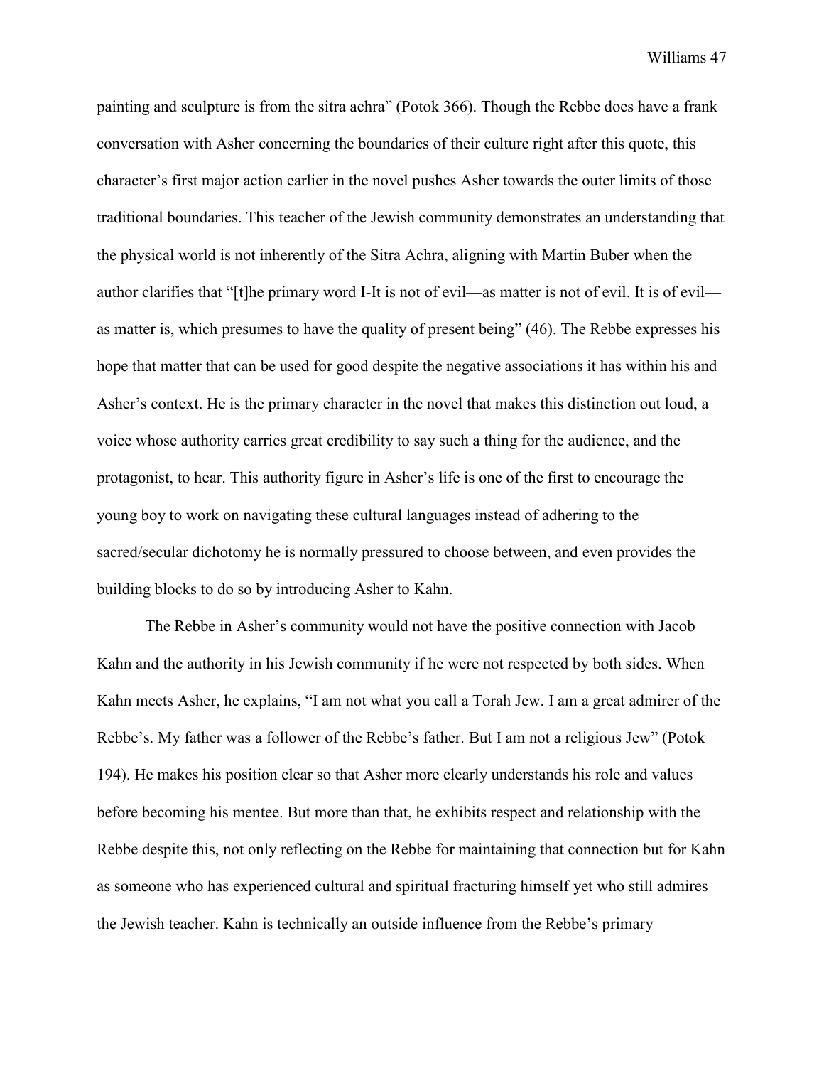painting and sculpture is from the sitra achra" (Potok 366). Though the Rebbe does have a frank conversation with Asher concerning the boundaries of their culture right after this quote, this character's first major action earlier in the novel pushes Asher towards the outer limits of those traditional boundaries. This teacher of the Jewish community demonstrates an understanding that the physical world is not inherently of the Sitra Achra, aligning with Martin Buber when the author clarifies that "[t]he primary word I-It is not of evil—as matter is not of evil. It is of evil—as matter is, which presumes to have the quality of present being" (46). The Rebbe expresses his hope that matter that can be used for good despite the negative associations it has within his and Asher's context. He is the primary character in the novel that makes this distinction out loud, a voice whose authority carries great credibility to say such a thing for the audience, and the protagonist, to hear. This authority figure in Asher's life is one of the first to encourage the young boy to work on navigating these cultural languages instead of adhering to the sacred/secular dichotomy he is normally pressured to choose between, and even provides the building blocks to do so by introducing Asher to Kahn.

The Rebbe in Asher's community would not have the positive connection with Jacob Kahn and the authority in his Jewish community if he were not respected by both sides. When Kahn meets Asher, he explains, "I am not what you call a Torah Jew. I am a great admirer of the Rebbe's. My father was a follower of the Rebbe's father. But I am not a religious Jew" (Potok 194). He makes his position clear so that Asher more clearly understands his role and values before becoming his mentee. But more than that, he exhibits respect and relationship with the Rebbe despite this, not only reflecting on the Rebbe for maintaining that connection but for Kahn as someone who has experienced cultural and spiritual fracturing himself yet who still admires the Jewish teacher. Kahn is technically an outside influence from the Rebbe's primary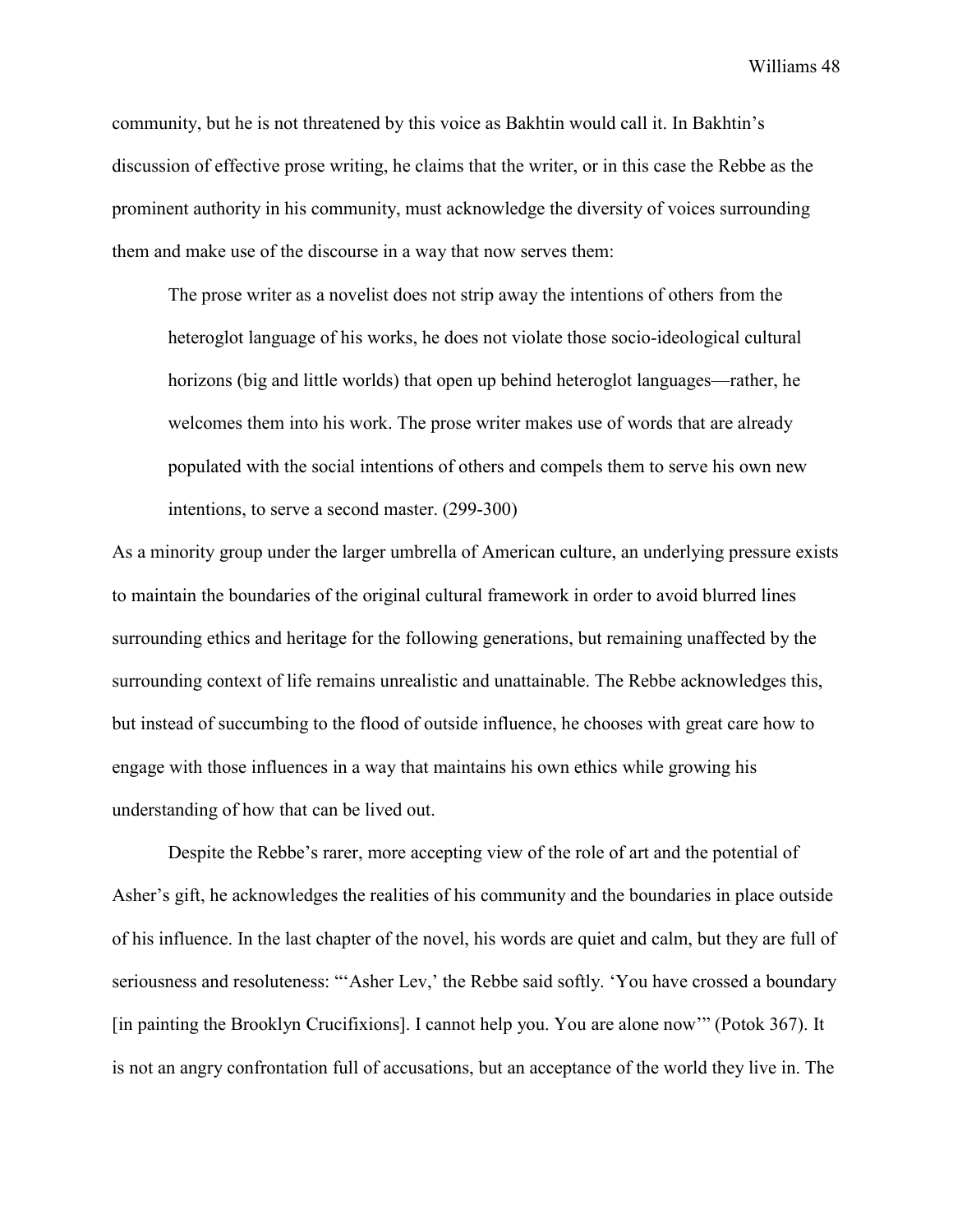community, but he is not threatened by this voice as Bakhtin would call it. In Bakhtin's discussion of effective prose writing, he claims that the writer, or in this case the Rebbe as the prominent authority in his community, must acknowledge the diversity of voices surrounding them and make use of the discourse in a way that now serves them:

> The prose writer as a novelist does not strip away the intentions of others from the heteroglot language of his works, he does not violate those socio-ideological cultural horizons (big and little worlds) that open up behind heteroglot languages—rather, he welcomes them into his work. The prose writer makes use of words that are already populated with the social intentions of others and compels them to serve his own new intentions, to serve a second master. (299-300)

As a minority group under the larger umbrella of American culture, an underlying pressure exists to maintain the boundaries of the original cultural framework in order to avoid blurred lines surrounding ethics and heritage for the following generations, but remaining unaffected by the surrounding context of life remains unrealistic and unattainable. The Rebbe acknowledges this, but instead of succumbing to the flood of outside influence, he chooses with great care how to engage with those influences in a way that maintains his own ethics while growing his understanding of how that can be lived out.

Despite the Rebbe's rarer, more accepting view of the role of art and the potential of Asher's gift, he acknowledges the realities of his community and the boundaries in place outside of his influence. In the last chapter of the novel, his words are quiet and calm, but they are full of seriousness and resoluteness: "'Asher Lev,' the Rebbe said softly. 'You have crossed a boundary [in painting the Brooklyn Crucifixions]. I cannot help you. You are alone now'" (Potok 367). It is not an angry confrontation full of accusations, but an acceptance of the world they live in. The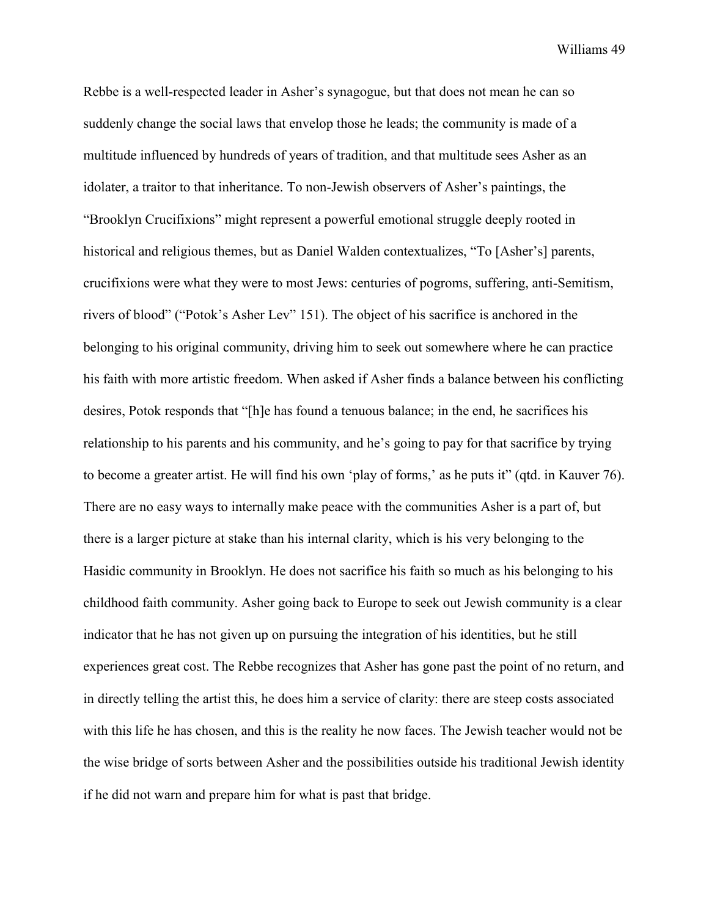Rebbe is a well-respected leader in Asher's synagogue, but that does not mean he can so suddenly change the social laws that envelop those he leads; the community is made of a multitude influenced by hundreds of years of tradition, and that multitude sees Asher as an idolater, a traitor to that inheritance. To non-Jewish observers of Asher's paintings, the "Brooklyn Crucifixions" might represent a powerful emotional struggle deeply rooted in historical and religious themes, but as Daniel Walden contextualizes, "To [Asher's] parents, crucifixions were what they were to most Jews: centuries of pogroms, suffering, anti-Semitism, rivers of blood" ("Potok's Asher Lev" 151). The object of his sacrifice is anchored in the belonging to his original community, driving him to seek out somewhere where he can practice his faith with more artistic freedom. When asked if Asher finds a balance between his conflicting desires, Potok responds that "[h]e has found a tenuous balance; in the end, he sacrifices his relationship to his parents and his community, and he's going to pay for that sacrifice by trying to become a greater artist. He will find his own 'play of forms,' as he puts it" (qtd. in Kauver 76). There are no easy ways to internally make peace with the communities Asher is a part of, but there is a larger picture at stake than his internal clarity, which is his very belonging to the Hasidic community in Brooklyn. He does not sacrifice his faith so much as his belonging to his childhood faith community. Asher going back to Europe to seek out Jewish community is a clear indicator that he has not given up on pursuing the integration of his identities, but he still experiences great cost. The Rebbe recognizes that Asher has gone past the point of no return, and in directly telling the artist this, he does him a service of clarity: there are steep costs associated with this life he has chosen, and this is the reality he now faces. The Jewish teacher would not be the wise bridge of sorts between Asher and the possibilities outside his traditional Jewish identity if he did not warn and prepare him for what is past that bridge.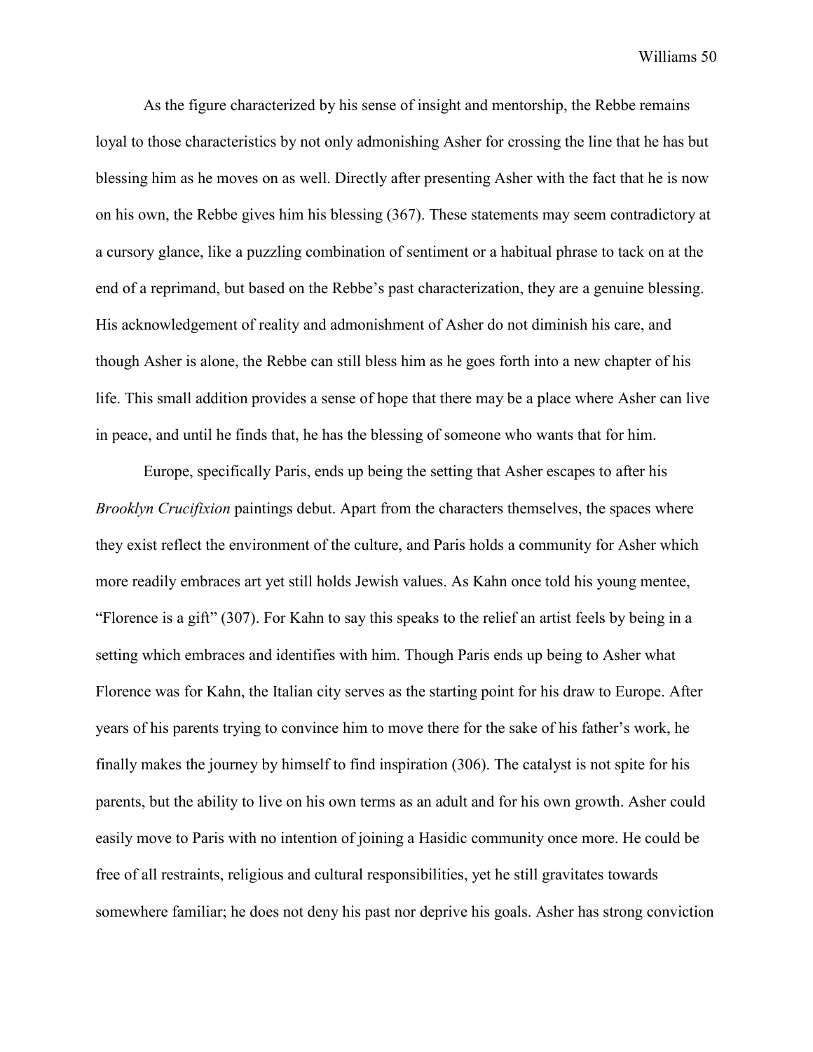As the figure characterized by his sense of insight and mentorship, the Rebbe remains loyal to those characteristics by not only admonishing Asher for crossing the line that he has but blessing him as he moves on as well. Directly after presenting Asher with the fact that he is now on his own, the Rebbe gives him his blessing (367). These statements may seem contradictory at a cursory glance, like a puzzling combination of sentiment or a habitual phrase to tack on at the end of a reprimand, but based on the Rebbe's past characterization, they are a genuine blessing. His acknowledgement of reality and admonishment of Asher do not diminish his care, and though Asher is alone, the Rebbe can still bless him as he goes forth into a new chapter of his life. This small addition provides a sense of hope that there may be a place where Asher can live in peace, and until he finds that, he has the blessing of someone who wants that for him.

Europe, specifically Paris, ends up being the setting that Asher escapes to after his *Brooklyn Crucifixion* paintings debut. Apart from the characters themselves, the spaces where they exist reflect the environment of the culture, and Paris holds a community for Asher which more readily embraces art yet still holds Jewish values. As Kahn once told his young mentee, "Florence is a gift" (307). For Kahn to say this speaks to the relief an artist feels by being in a setting which embraces and identifies with him. Though Paris ends up being to Asher what Florence was for Kahn, the Italian city serves as the starting point for his draw to Europe. After years of his parents trying to convince him to move there for the sake of his father's work, he finally makes the journey by himself to find inspiration (306). The catalyst is not spite for his parents, but the ability to live on his own terms as an adult and for his own growth. Asher could easily move to Paris with no intention of joining a Hasidic community once more. He could be free of all restraints, religious and cultural responsibilities, yet he still gravitates towards somewhere familiar; he does not deny his past nor deprive his goals. Asher has strong conviction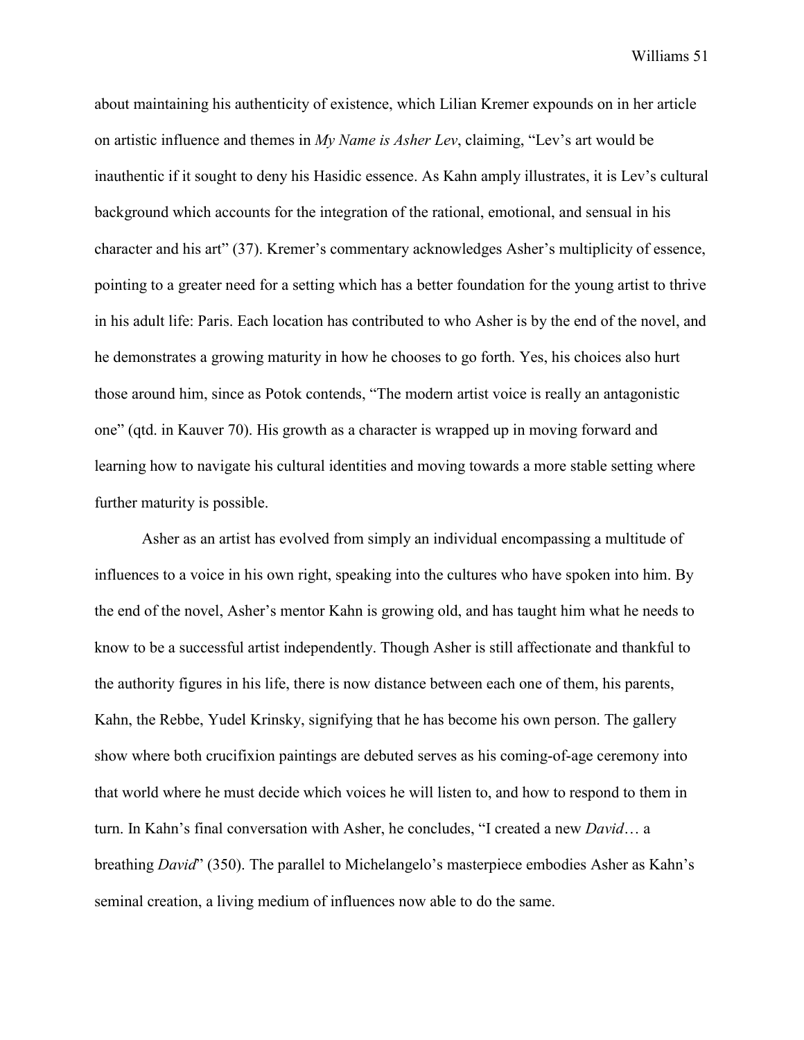about maintaining his authenticity of existence, which Lilian Kremer expounds on in her article on artistic influence and themes in *My Name is Asher Lev*, claiming, "Lev's art would be inauthentic if it sought to deny his Hasidic essence. As Kahn amply illustrates, it is Lev's cultural background which accounts for the integration of the rational, emotional, and sensual in his character and his art" (37). Kremer's commentary acknowledges Asher's multiplicity of essence, pointing to a greater need for a setting which has a better foundation for the young artist to thrive in his adult life: Paris. Each location has contributed to who Asher is by the end of the novel, and he demonstrates a growing maturity in how he chooses to go forth. Yes, his choices also hurt those around him, since as Potok contends, "The modern artist voice is really an antagonistic one" (qtd. in Kauver 70). His growth as a character is wrapped up in moving forward and learning how to navigate his cultural identities and moving towards a more stable setting where further maturity is possible.

Asher as an artist has evolved from simply an individual encompassing a multitude of influences to a voice in his own right, speaking into the cultures who have spoken into him. By the end of the novel, Asher's mentor Kahn is growing old, and has taught him what he needs to know to be a successful artist independently. Though Asher is still affectionate and thankful to the authority figures in his life, there is now distance between each one of them, his parents, Kahn, the Rebbe, Yudel Krinsky, signifying that he has become his own person. The gallery show where both crucifixion paintings are debuted serves as his coming-of-age ceremony into that world where he must decide which voices he will listen to, and how to respond to them in turn. In Kahn's final conversation with Asher, he concludes, "I created a new *David*… a breathing *David*" (350). The parallel to Michelangelo's masterpiece embodies Asher as Kahn's seminal creation, a living medium of influences now able to do the same.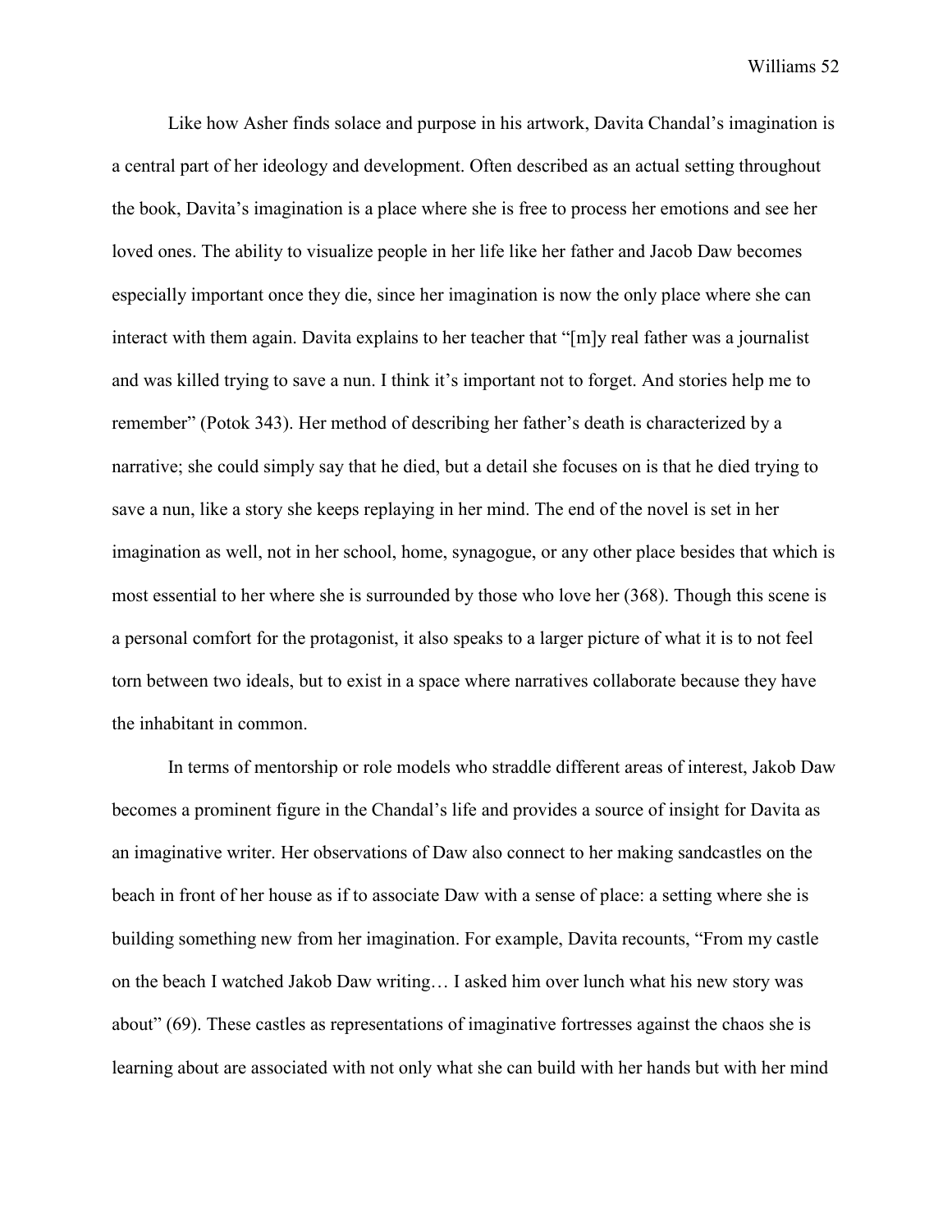Like how Asher finds solace and purpose in his artwork, Davita Chandal's imagination is a central part of her ideology and development. Often described as an actual setting throughout the book, Davita's imagination is a place where she is free to process her emotions and see her loved ones. The ability to visualize people in her life like her father and Jacob Daw becomes especially important once they die, since her imagination is now the only place where she can interact with them again. Davita explains to her teacher that "[m]y real father was a journalist and was killed trying to save a nun. I think it's important not to forget. And stories help me to remember" (Potok 343). Her method of describing her father's death is characterized by a narrative; she could simply say that he died, but a detail she focuses on is that he died trying to save a nun, like a story she keeps replaying in her mind. The end of the novel is set in her imagination as well, not in her school, home, synagogue, or any other place besides that which is most essential to her where she is surrounded by those who love her (368). Though this scene is a personal comfort for the protagonist, it also speaks to a larger picture of what it is to not feel torn between two ideals, but to exist in a space where narratives collaborate because they have the inhabitant in common.

In terms of mentorship or role models who straddle different areas of interest, Jakob Daw becomes a prominent figure in the Chandal's life and provides a source of insight for Davita as an imaginative writer. Her observations of Daw also connect to her making sandcastles on the beach in front of her house as if to associate Daw with a sense of place: a setting where she is building something new from her imagination. For example, Davita recounts, "From my castle on the beach I watched Jakob Daw writing… I asked him over lunch what his new story was about" (69). These castles as representations of imaginative fortresses against the chaos she is learning about are associated with not only what she can build with her hands but with her mind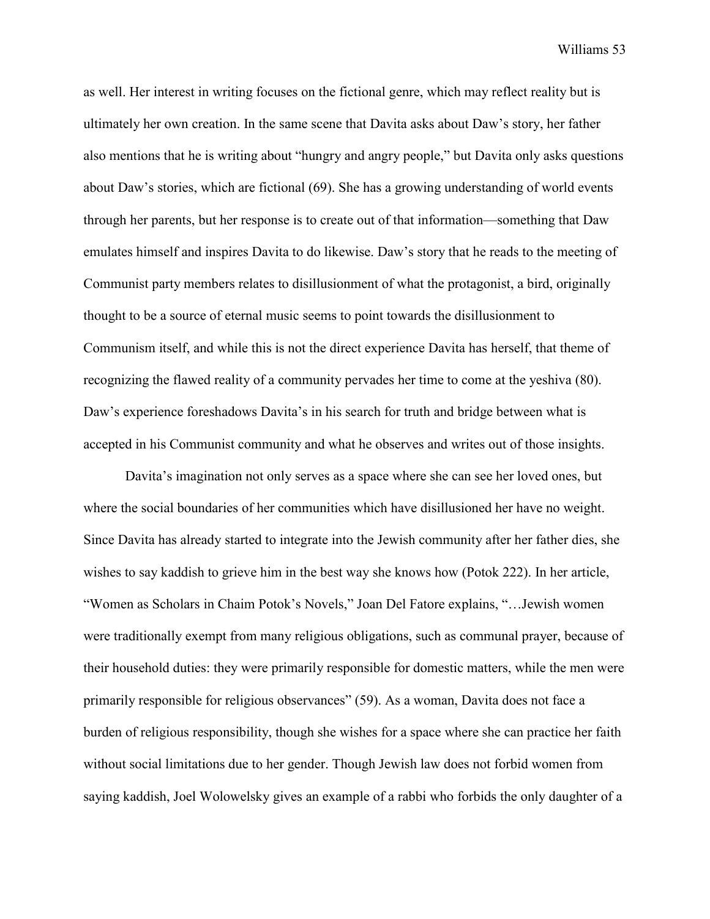as well. Her interest in writing focuses on the fictional genre, which may reflect reality but is ultimately her own creation. In the same scene that Davita asks about Daw's story, her father also mentions that he is writing about "hungry and angry people," but Davita only asks questions about Daw's stories, which are fictional (69). She has a growing understanding of world events through her parents, but her response is to create out of that information—something that Daw emulates himself and inspires Davita to do likewise. Daw's story that he reads to the meeting of Communist party members relates to disillusionment of what the protagonist, a bird, originally thought to be a source of eternal music seems to point towards the disillusionment to Communism itself, and while this is not the direct experience Davita has herself, that theme of recognizing the flawed reality of a community pervades her time to come at the yeshiva (80). Daw's experience foreshadows Davita's in his search for truth and bridge between what is accepted in his Communist community and what he observes and writes out of those insights.

Davita's imagination not only serves as a space where she can see her loved ones, but where the social boundaries of her communities which have disillusioned her have no weight. Since Davita has already started to integrate into the Jewish community after her father dies, she wishes to say kaddish to grieve him in the best way she knows how (Potok 222). In her article, "Women as Scholars in Chaim Potok's Novels," Joan Del Fatore explains, "…Jewish women were traditionally exempt from many religious obligations, such as communal prayer, because of their household duties: they were primarily responsible for domestic matters, while the men were primarily responsible for religious observances" (59). As a woman, Davita does not face a burden of religious responsibility, though she wishes for a space where she can practice her faith without social limitations due to her gender. Though Jewish law does not forbid women from saying kaddish, Joel Wolowelsky gives an example of a rabbi who forbids the only daughter of a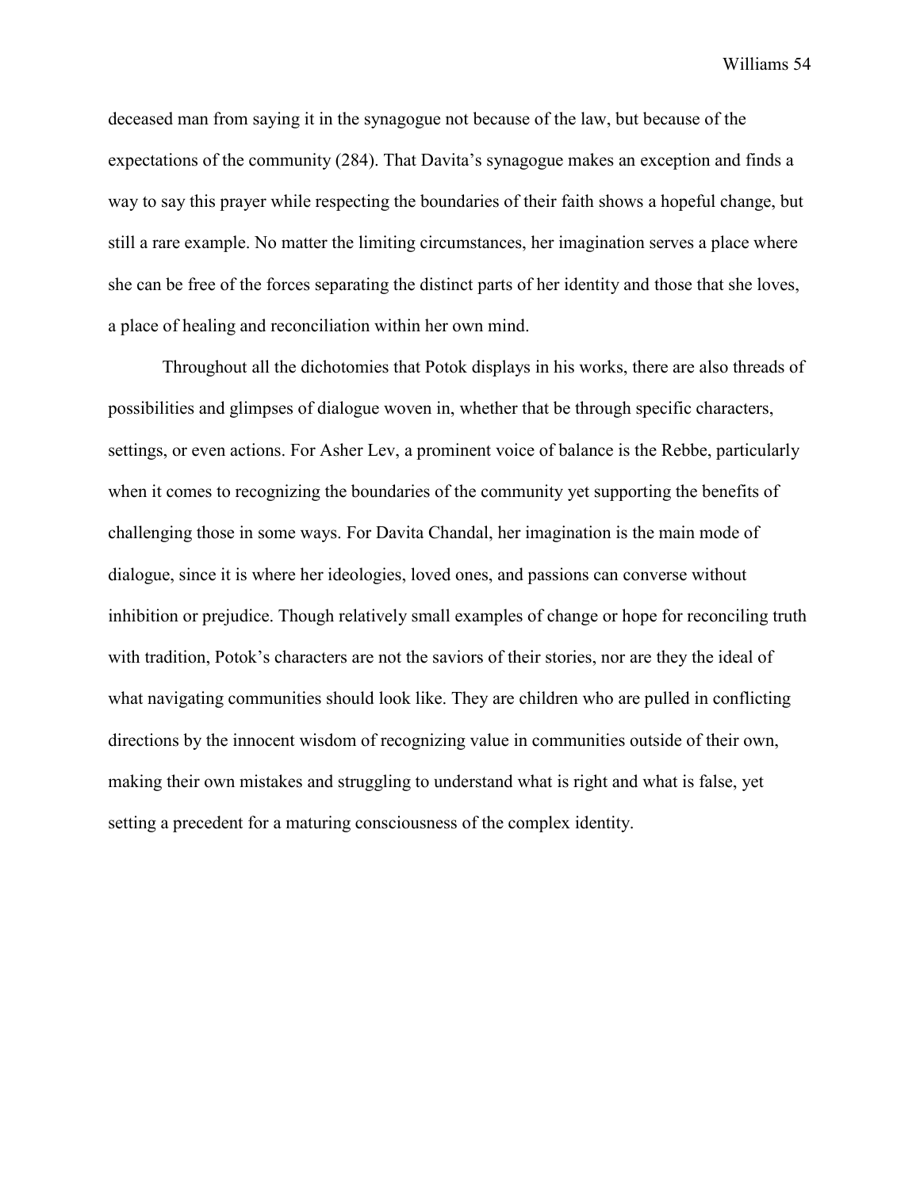deceased man from saying it in the synagogue not because of the law, but because of the expectations of the community (284). That Davita's synagogue makes an exception and finds a way to say this prayer while respecting the boundaries of their faith shows a hopeful change, but still a rare example. No matter the limiting circumstances, her imagination serves a place where she can be free of the forces separating the distinct parts of her identity and those that she loves, a place of healing and reconciliation within her own mind.

Throughout all the dichotomies that Potok displays in his works, there are also threads of possibilities and glimpses of dialogue woven in, whether that be through specific characters, settings, or even actions. For Asher Lev, a prominent voice of balance is the Rebbe, particularly when it comes to recognizing the boundaries of the community yet supporting the benefits of challenging those in some ways. For Davita Chandal, her imagination is the main mode of dialogue, since it is where her ideologies, loved ones, and passions can converse without inhibition or prejudice. Though relatively small examples of change or hope for reconciling truth with tradition, Potok's characters are not the saviors of their stories, nor are they the ideal of what navigating communities should look like. They are children who are pulled in conflicting directions by the innocent wisdom of recognizing value in communities outside of their own, making their own mistakes and struggling to understand what is right and what is false, yet setting a precedent for a maturing consciousness of the complex identity.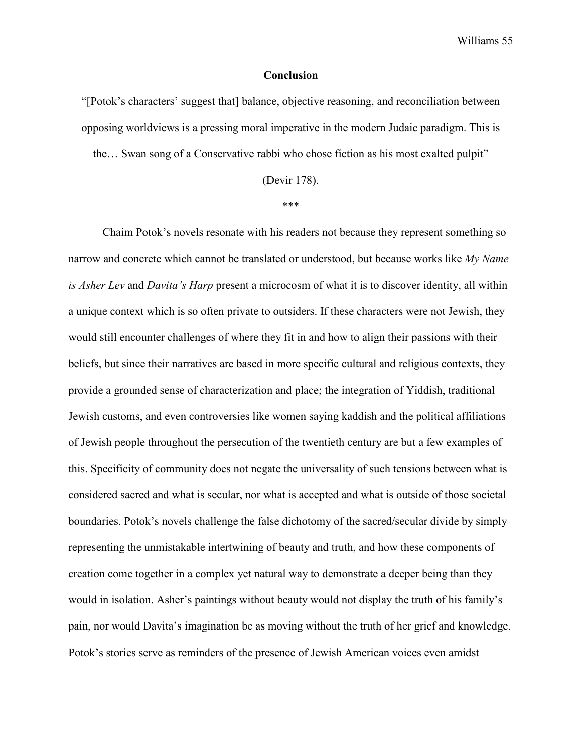## Conclusion

"[Potok's characters' suggest that] balance, objective reasoning, and reconciliation between opposing worldviews is a pressing moral imperative in the modern Judaic paradigm. This is the… Swan song of a Conservative rabbi who chose fiction as his most exalted pulpit" (Devir 178).

***

Chaim Potok's novels resonate with his readers not because they represent something so narrow and concrete which cannot be translated or understood, but because works like *My Name is Asher Lev* and *Davita's Harp* present a microcosm of what it is to discover identity, all within a unique context which is so often private to outsiders. If these characters were not Jewish, they would still encounter challenges of where they fit in and how to align their passions with their beliefs, but since their narratives are based in more specific cultural and religious contexts, they provide a grounded sense of characterization and place; the integration of Yiddish, traditional Jewish customs, and even controversies like women saying kaddish and the political affiliations of Jewish people throughout the persecution of the twentieth century are but a few examples of this. Specificity of community does not negate the universality of such tensions between what is considered sacred and what is secular, nor what is accepted and what is outside of those societal boundaries. Potok's novels challenge the false dichotomy of the sacred/secular divide by simply representing the unmistakable intertwining of beauty and truth, and how these components of creation come together in a complex yet natural way to demonstrate a deeper being than they would in isolation. Asher's paintings without beauty would not display the truth of his family's pain, nor would Davita's imagination be as moving without the truth of her grief and knowledge. Potok's stories serve as reminders of the presence of Jewish American voices even amidst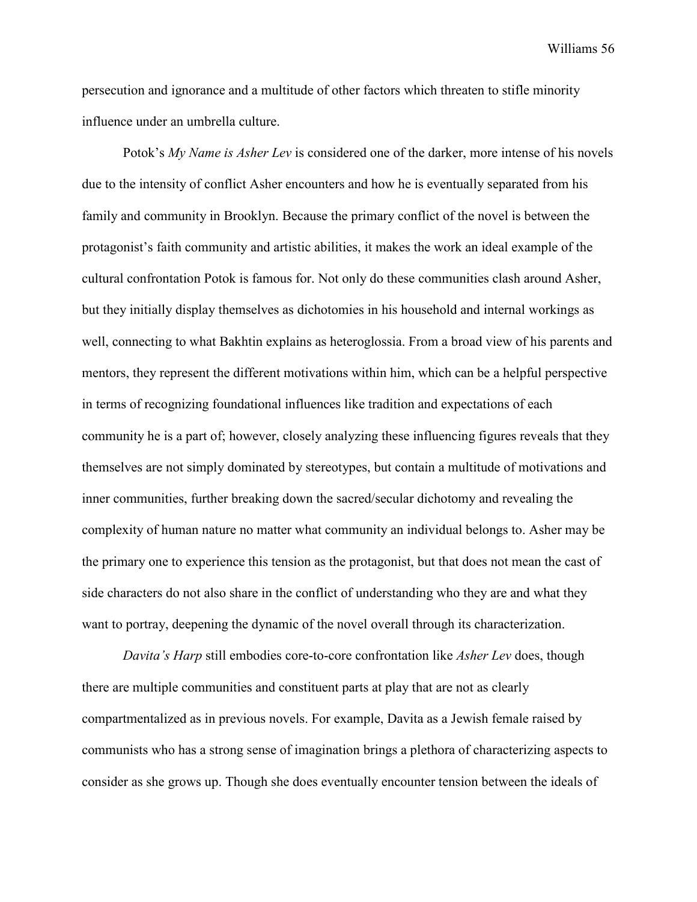persecution and ignorance and a multitude of other factors which threaten to stifle minority influence under an umbrella culture.

Potok's *My Name is Asher Lev* is considered one of the darker, more intense of his novels due to the intensity of conflict Asher encounters and how he is eventually separated from his family and community in Brooklyn. Because the primary conflict of the novel is between the protagonist's faith community and artistic abilities, it makes the work an ideal example of the cultural confrontation Potok is famous for. Not only do these communities clash around Asher, but they initially display themselves as dichotomies in his household and internal workings as well, connecting to what Bakhtin explains as heteroglossia. From a broad view of his parents and mentors, they represent the different motivations within him, which can be a helpful perspective in terms of recognizing foundational influences like tradition and expectations of each community he is a part of; however, closely analyzing these influencing figures reveals that they themselves are not simply dominated by stereotypes, but contain a multitude of motivations and inner communities, further breaking down the sacred/secular dichotomy and revealing the complexity of human nature no matter what community an individual belongs to. Asher may be the primary one to experience this tension as the protagonist, but that does not mean the cast of side characters do not also share in the conflict of understanding who they are and what they want to portray, deepening the dynamic of the novel overall through its characterization.

*Davita's Harp* still embodies core-to-core confrontation like *Asher Lev* does, though there are multiple communities and constituent parts at play that are not as clearly compartmentalized as in previous novels. For example, Davita as a Jewish female raised by communists who has a strong sense of imagination brings a plethora of characterizing aspects to consider as she grows up. Though she does eventually encounter tension between the ideals of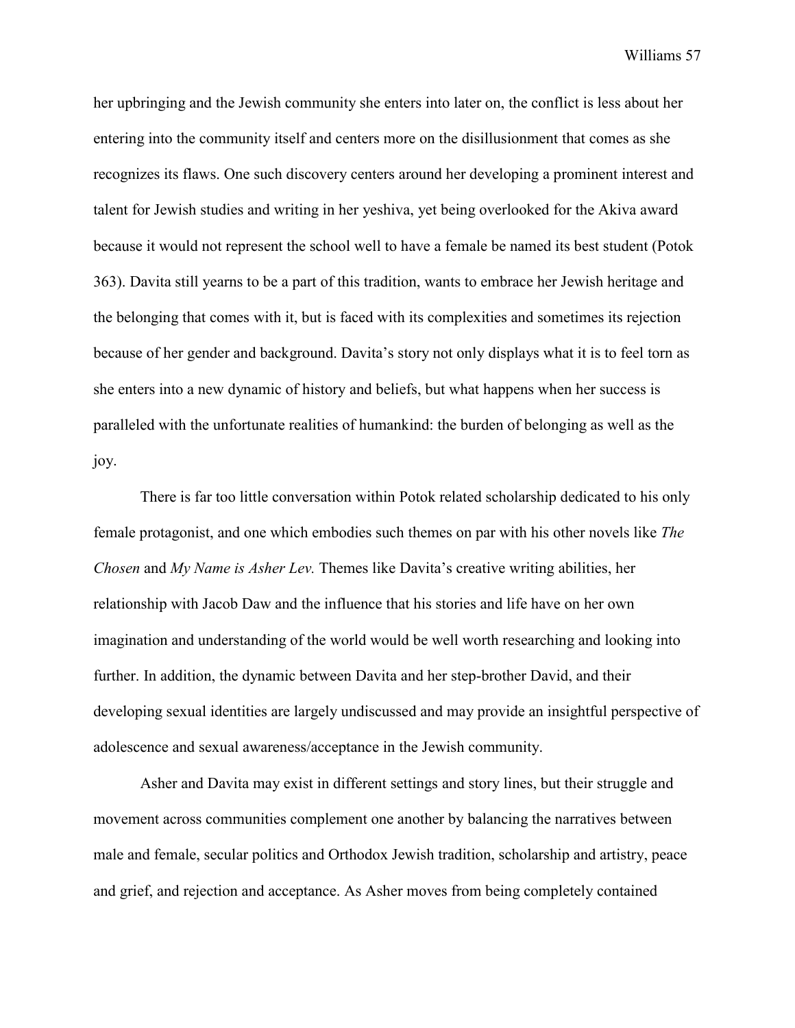her upbringing and the Jewish community she enters into later on, the conflict is less about her entering into the community itself and centers more on the disillusionment that comes as she recognizes its flaws. One such discovery centers around her developing a prominent interest and talent for Jewish studies and writing in her yeshiva, yet being overlooked for the Akiva award because it would not represent the school well to have a female be named its best student (Potok 363). Davita still yearns to be a part of this tradition, wants to embrace her Jewish heritage and the belonging that comes with it, but is faced with its complexities and sometimes its rejection because of her gender and background. Davita's story not only displays what it is to feel torn as she enters into a new dynamic of history and beliefs, but what happens when her success is paralleled with the unfortunate realities of humankind: the burden of belonging as well as the joy.

There is far too little conversation within Potok related scholarship dedicated to his only female protagonist, and one which embodies such themes on par with his other novels like *The Chosen* and *My Name is Asher Lev.* Themes like Davita's creative writing abilities, her relationship with Jacob Daw and the influence that his stories and life have on her own imagination and understanding of the world would be well worth researching and looking into further. In addition, the dynamic between Davita and her step-brother David, and their developing sexual identities are largely undiscussed and may provide an insightful perspective of adolescence and sexual awareness/acceptance in the Jewish community.

Asher and Davita may exist in different settings and story lines, but their struggle and movement across communities complement one another by balancing the narratives between male and female, secular politics and Orthodox Jewish tradition, scholarship and artistry, peace and grief, and rejection and acceptance. As Asher moves from being completely contained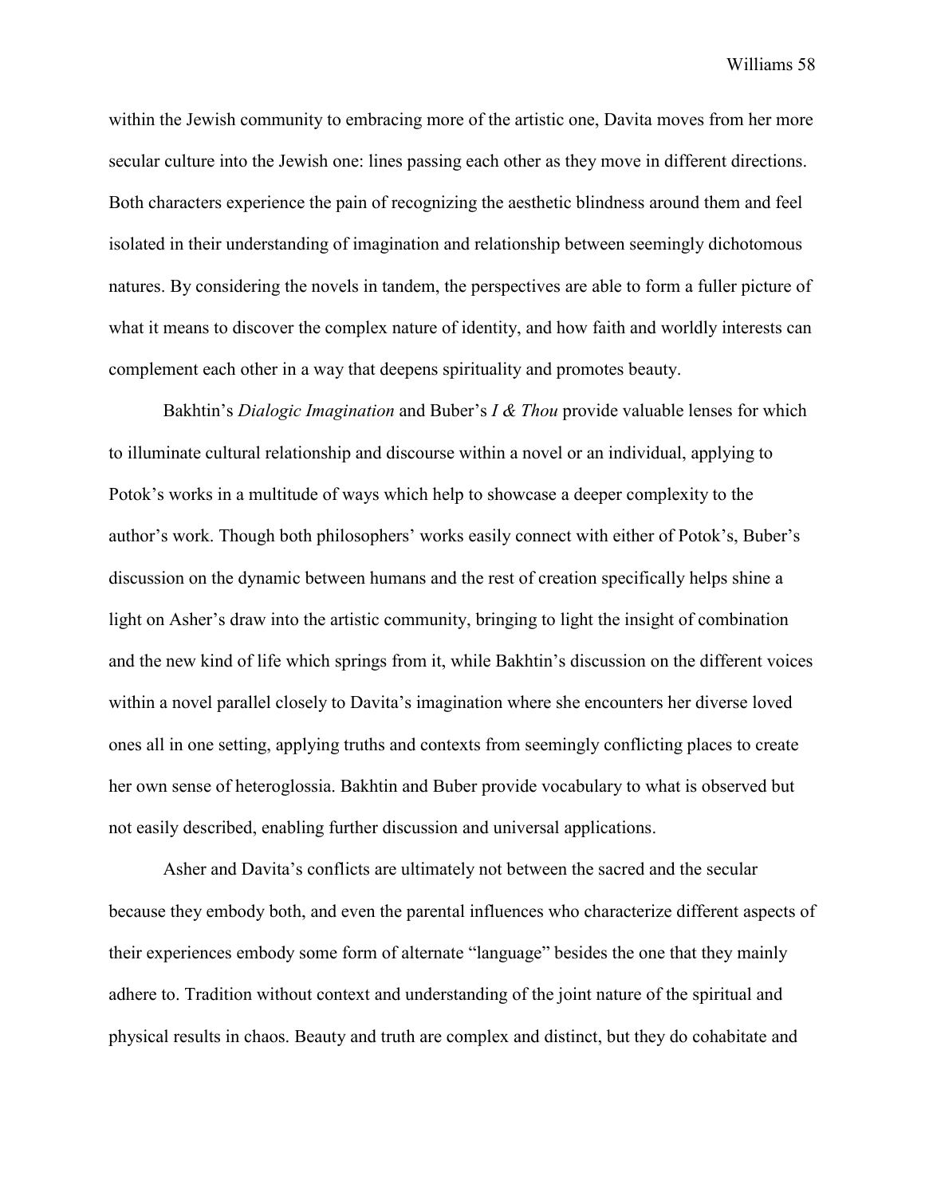within the Jewish community to embracing more of the artistic one, Davita moves from her more secular culture into the Jewish one: lines passing each other as they move in different directions. Both characters experience the pain of recognizing the aesthetic blindness around them and feel isolated in their understanding of imagination and relationship between seemingly dichotomous natures. By considering the novels in tandem, the perspectives are able to form a fuller picture of what it means to discover the complex nature of identity, and how faith and worldly interests can complement each other in a way that deepens spirituality and promotes beauty.

Bakhtin's *Dialogic Imagination* and Buber's *I & Thou* provide valuable lenses for which to illuminate cultural relationship and discourse within a novel or an individual, applying to Potok's works in a multitude of ways which help to showcase a deeper complexity to the author's work. Though both philosophers' works easily connect with either of Potok's, Buber's discussion on the dynamic between humans and the rest of creation specifically helps shine a light on Asher's draw into the artistic community, bringing to light the insight of combination and the new kind of life which springs from it, while Bakhtin's discussion on the different voices within a novel parallel closely to Davita's imagination where she encounters her diverse loved ones all in one setting, applying truths and contexts from seemingly conflicting places to create her own sense of heteroglossia. Bakhtin and Buber provide vocabulary to what is observed but not easily described, enabling further discussion and universal applications.

Asher and Davita's conflicts are ultimately not between the sacred and the secular because they embody both, and even the parental influences who characterize different aspects of their experiences embody some form of alternate "language" besides the one that they mainly adhere to. Tradition without context and understanding of the joint nature of the spiritual and physical results in chaos. Beauty and truth are complex and distinct, but they do cohabitate and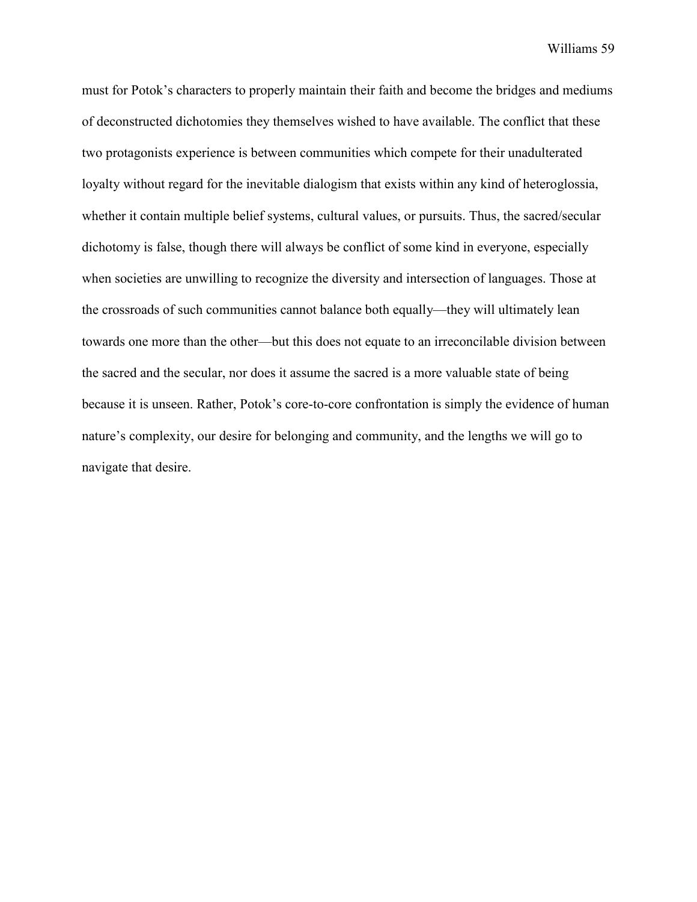must for Potok's characters to properly maintain their faith and become the bridges and mediums of deconstructed dichotomies they themselves wished to have available. The conflict that these two protagonists experience is between communities which compete for their unadulterated loyalty without regard for the inevitable dialogism that exists within any kind of heteroglossia, whether it contain multiple belief systems, cultural values, or pursuits. Thus, the sacred/secular dichotomy is false, though there will always be conflict of some kind in everyone, especially when societies are unwilling to recognize the diversity and intersection of languages. Those at the crossroads of such communities cannot balance both equally—they will ultimately lean towards one more than the other—but this does not equate to an irreconcilable division between the sacred and the secular, nor does it assume the sacred is a more valuable state of being because it is unseen. Rather, Potok's core-to-core confrontation is simply the evidence of human nature's complexity, our desire for belonging and community, and the lengths we will go to navigate that desire.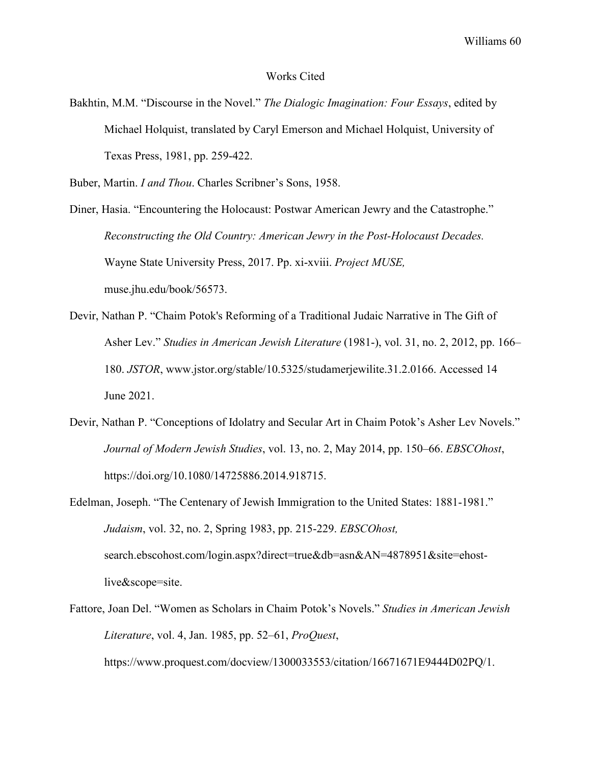# Works Cited

Bakhtin, M.M. "Discourse in the Novel." *The Dialogic Imagination: Four Essays*, edited by Michael Holquist, translated by Caryl Emerson and Michael Holquist, University of Texas Press, 1981, pp. 259-422.

Buber, Martin. *I and Thou*. Charles Scribner's Sons, 1958.

Diner, Hasia. "Encountering the Holocaust: Postwar American Jewry and the Catastrophe." *Reconstructing the Old Country: American Jewry in the Post-Holocaust Decades.* Wayne State University Press, 2017. Pp. xi-xviii. *Project MUSE,* muse.jhu.edu/book/56573.

Devir, Nathan P. "Chaim Potok's Reforming of a Traditional Judaic Narrative in The Gift of Asher Lev." *Studies in American Jewish Literature* (1981-), vol. 31, no. 2, 2012, pp. 166–180. *JSTOR*, www.jstor.org/stable/10.5325/studamerjewilite.31.2.0166. Accessed 14 June 2021.

Devir, Nathan P. "Conceptions of Idolatry and Secular Art in Chaim Potok's Asher Lev Novels." *Journal of Modern Jewish Studies*, vol. 13, no. 2, May 2014, pp. 150–66. *EBSCOhost*, https://doi.org/10.1080/14725886.2014.918715.

Edelman, Joseph. "The Centenary of Jewish Immigration to the United States: 1881-1981." *Judaism*, vol. 32, no. 2, Spring 1983, pp. 215-229. *EBSCOhost,* search.ebscohost.com/login.aspx?direct=true&db=asn&AN=4878951&site=ehost-live&scope=site.

Fattore, Joan Del. "Women as Scholars in Chaim Potok's Novels." *Studies in American Jewish Literature*, vol. 4, Jan. 1985, pp. 52–61, *ProQuest*, https://www.proquest.com/docview/1300033553/citation/16671671E9444D02PQ/1.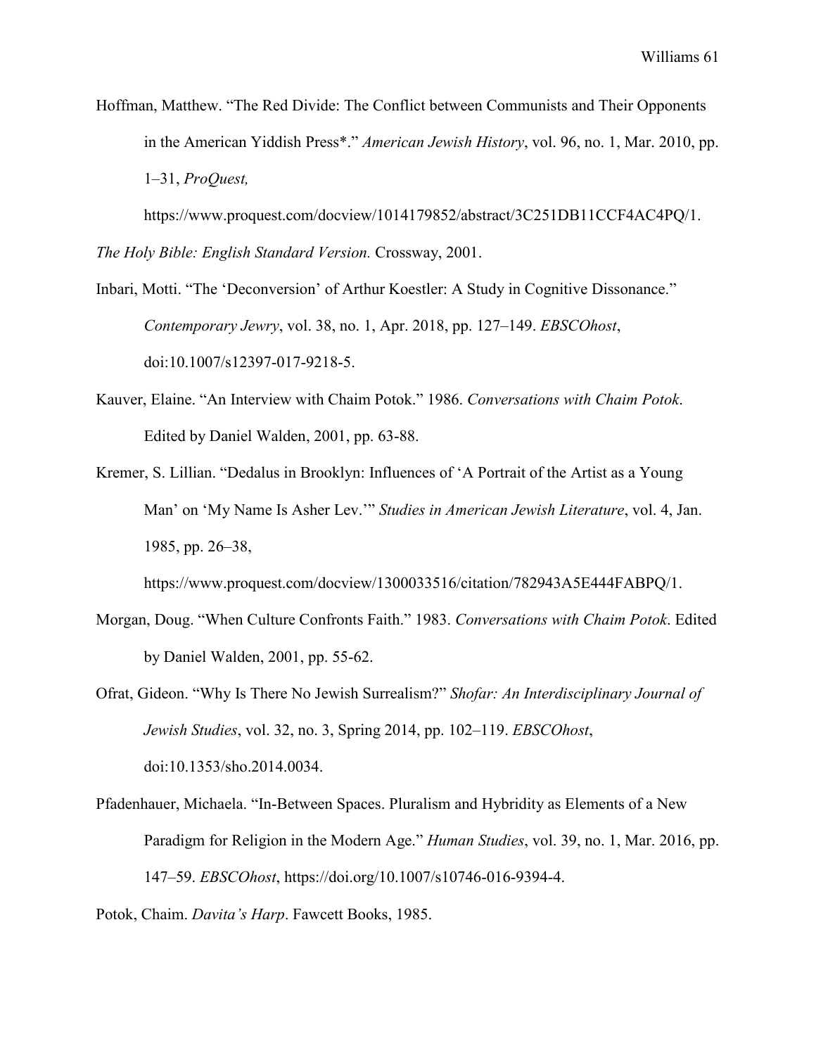Hoffman, Matthew. "The Red Divide: The Conflict between Communists and Their Opponents in the American Yiddish Press*." *American Jewish History*, vol. 96, no. 1, Mar. 2010, pp. 1–31, *ProQuest,* https://www.proquest.com/docview/1014179852/abstract/3C251DB11CCF4AC4PQ/1.

*The Holy Bible: English Standard Version.* Crossway, 2001.

Inbari, Motti. "The 'Deconversion' of Arthur Koestler: A Study in Cognitive Dissonance." *Contemporary Jewry*, vol. 38, no. 1, Apr. 2018, pp. 127–149. *EBSCOhost*, doi:10.1007/s12397-017-9218-5.

Kauver, Elaine. "An Interview with Chaim Potok." 1986. *Conversations with Chaim Potok*. Edited by Daniel Walden, 2001, pp. 63-88.

Kremer, S. Lillian. "Dedalus in Brooklyn: Influences of 'A Portrait of the Artist as a Young Man' on 'My Name Is Asher Lev.'" *Studies in American Jewish Literature*, vol. 4, Jan. 1985, pp. 26–38, https://www.proquest.com/docview/1300033516/citation/782943A5E444FABPQ/1.

Morgan, Doug. "When Culture Confronts Faith." 1983. *Conversations with Chaim Potok*. Edited by Daniel Walden, 2001, pp. 55-62.

Ofrat, Gideon. "Why Is There No Jewish Surrealism?" *Shofar: An Interdisciplinary Journal of Jewish Studies*, vol. 32, no. 3, Spring 2014, pp. 102–119. *EBSCOhost*, doi:10.1353/sho.2014.0034.

Pfadenhauer, Michaela. "In-Between Spaces. Pluralism and Hybridity as Elements of a New Paradigm for Religion in the Modern Age." *Human Studies*, vol. 39, no. 1, Mar. 2016, pp. 147–59. *EBSCOhost*, https://doi.org/10.1007/s10746-016-9394-4.

Potok, Chaim. *Davita's Harp*. Fawcett Books, 1985.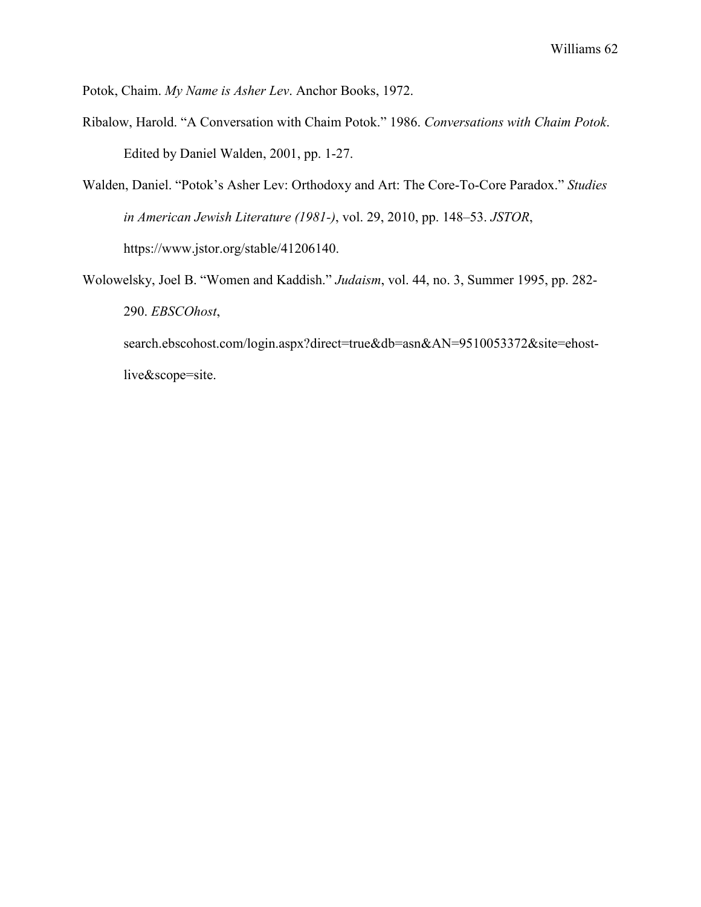Potok, Chaim. *My Name is Asher Lev*. Anchor Books, 1972.

Ribalow, Harold. "A Conversation with Chaim Potok." 1986. *Conversations with Chaim Potok*. Edited by Daniel Walden, 2001, pp. 1-27.

Walden, Daniel. "Potok's Asher Lev: Orthodoxy and Art: The Core-To-Core Paradox." *Studies in American Jewish Literature (1981-)*, vol. 29, 2010, pp. 148–53. *JSTOR*, https://www.jstor.org/stable/41206140.

Wolowelsky, Joel B. "Women and Kaddish." *Judaism*, vol. 44, no. 3, Summer 1995, pp. 282-290. *EBSCOhost*, search.ebscohost.com/login.aspx?direct=true&db=asn&AN=9510053372&site=ehost-live&scope=site.